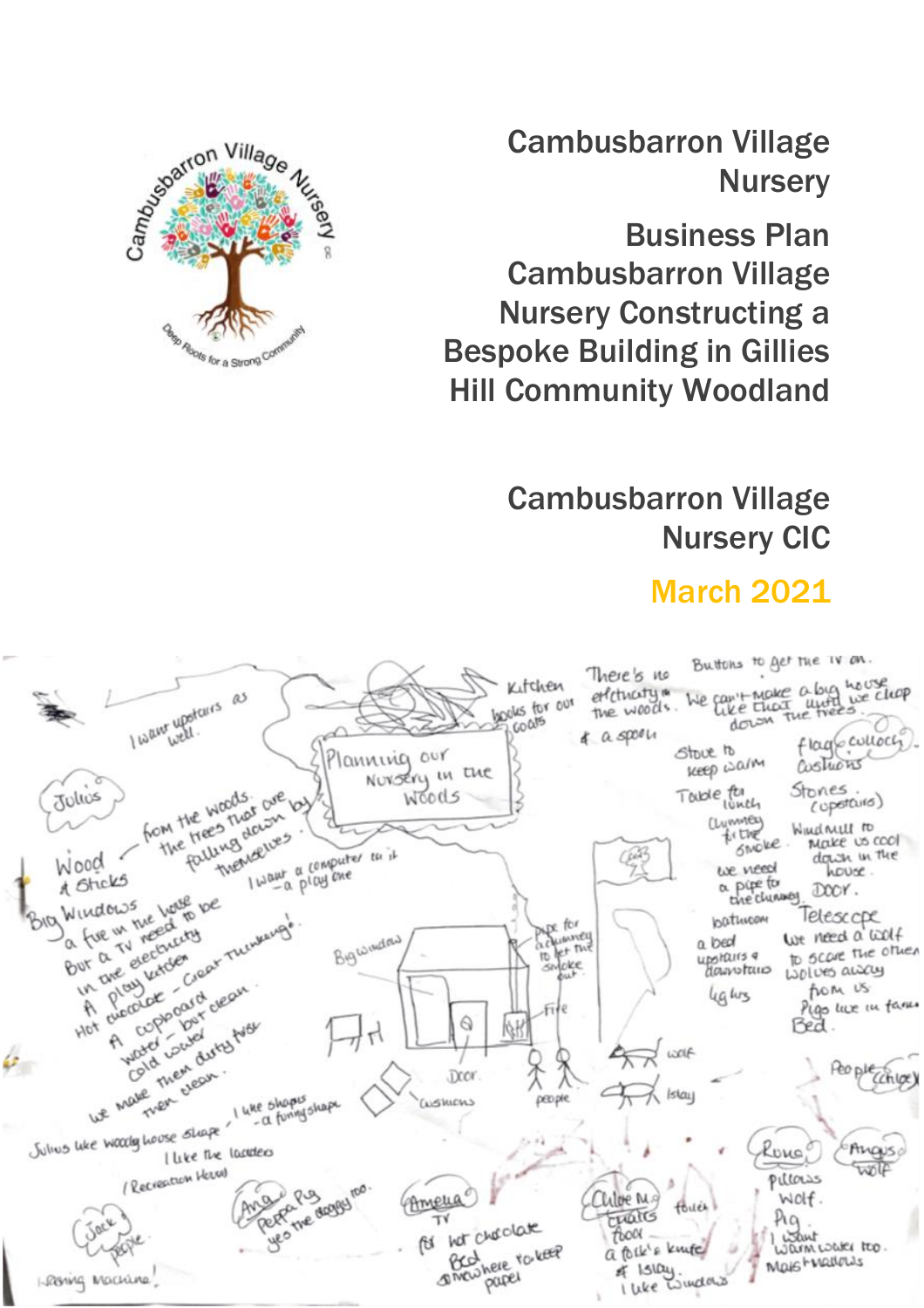# Cambusbarron Village Nursery

## Business Plan Cambusbarron Village Nursery Constructing a Bespoke Building in Gillies Hill Community Woodland

Cambusbarron Village Nursery CIC

March 2021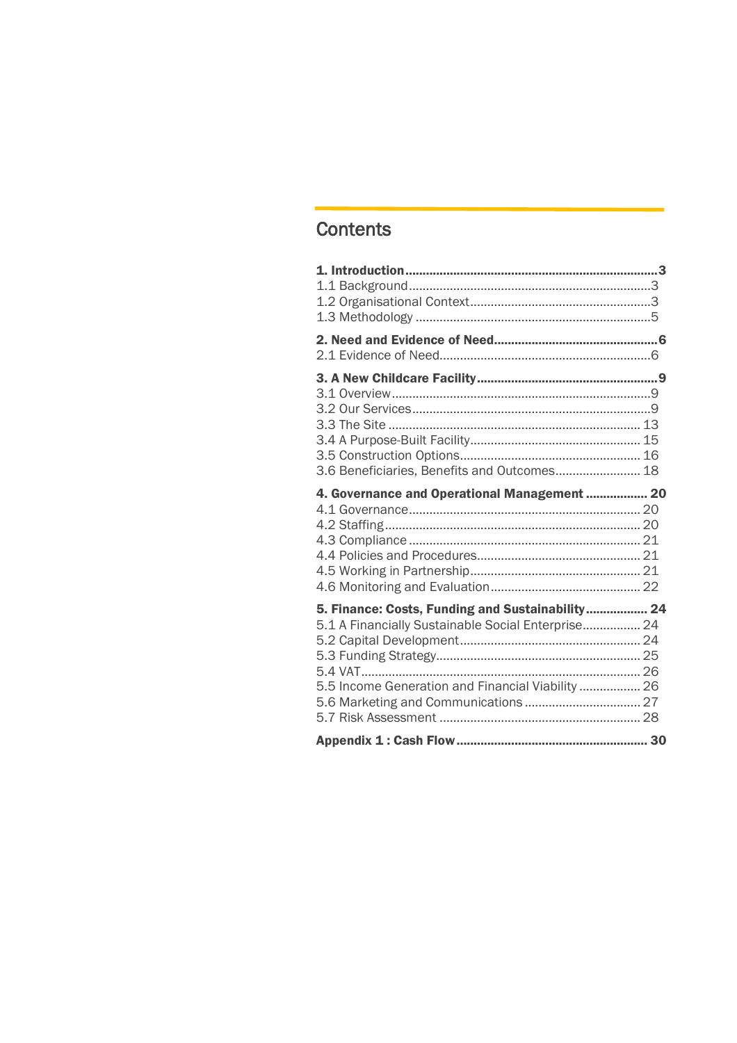# Contents

**1. Introduction** .......... **3**
1.1 Background .......... 3
1.2 Organisational Context .......... 3
1.3 Methodology .......... 5

**2. Need and Evidence of Need** .......... **6**
2.1 Evidence of Need .......... 6

**3. A New Childcare Facility** .......... **9**
3.1 Overview .......... 9
3.2 Our Services .......... 9
3.3 The Site .......... 13
3.4 A Purpose-Built Facility .......... 15
3.5 Construction Options .......... 16
3.6 Beneficiaries, Benefits and Outcomes .......... 18

**4. Governance and Operational Management** .......... **20**
4.1 Governance .......... 20
4.2 Staffing .......... 20
4.3 Compliance .......... 21
4.4 Policies and Procedures .......... 21
4.5 Working in Partnership .......... 21
4.6 Monitoring and Evaluation .......... 22

**5. Finance: Costs, Funding and Sustainability** .......... **24**
5.1 A Financially Sustainable Social Enterprise .......... 24
5.2 Capital Development .......... 24
5.3 Funding Strategy .......... 25
5.4 VAT .......... 26
5.5 Income Generation and Financial Viability .......... 26
5.6 Marketing and Communications .......... 27
5.7 Risk Assessment .......... 28

**Appendix 1 : Cash Flow** .......... **30**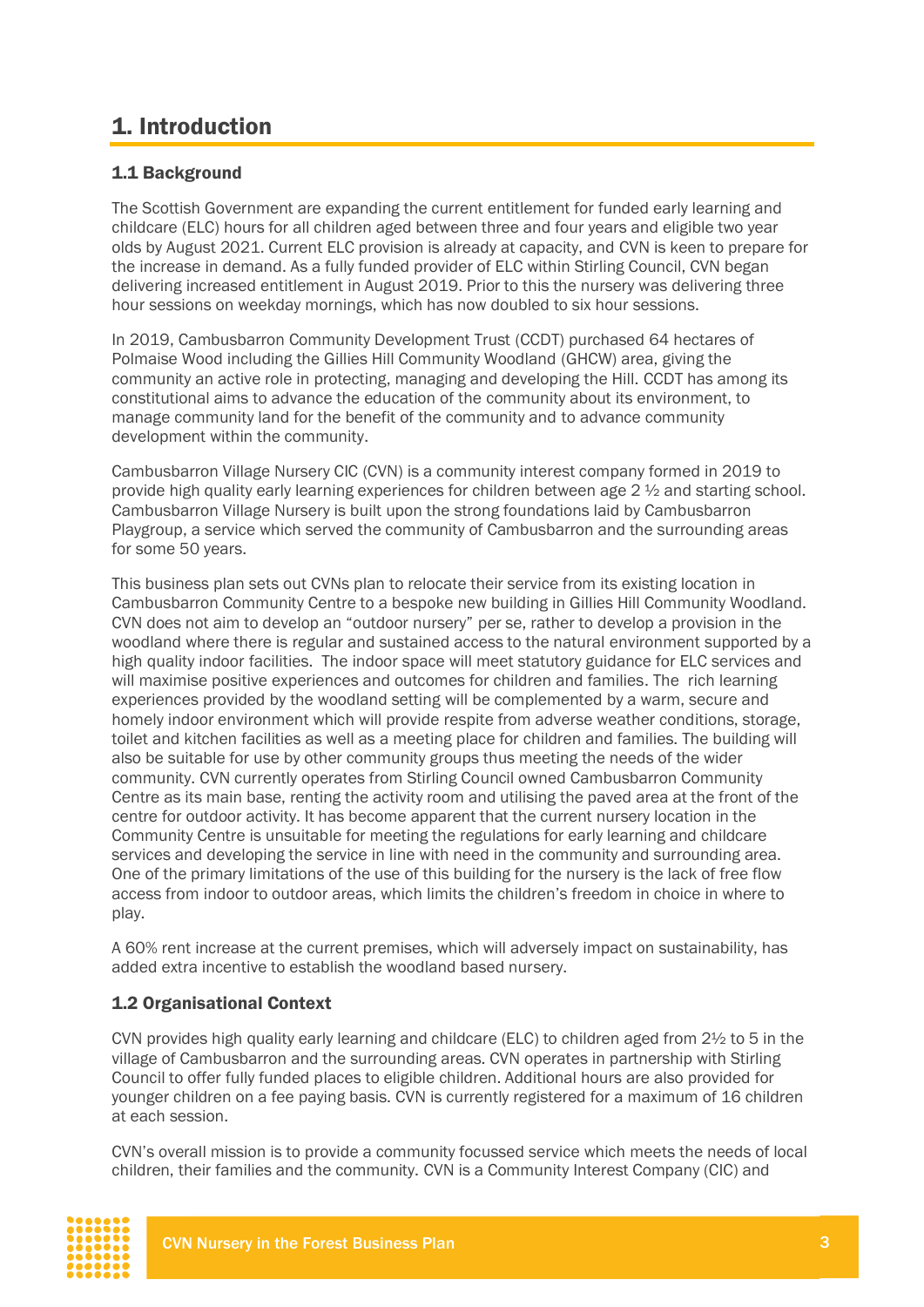# 1. Introduction

## 1.1 Background

The Scottish Government are expanding the current entitlement for funded early learning and childcare (ELC) hours for all children aged between three and four years and eligible two year olds by August 2021. Current ELC provision is already at capacity, and CVN is keen to prepare for the increase in demand. As a fully funded provider of ELC within Stirling Council, CVN began delivering increased entitlement in August 2019. Prior to this the nursery was delivering three hour sessions on weekday mornings, which has now doubled to six hour sessions.

In 2019, Cambusbarron Community Development Trust (CCDT) purchased 64 hectares of Polmaise Wood including the Gillies Hill Community Woodland (GHCW) area, giving the community an active role in protecting, managing and developing the Hill. CCDT has among its constitutional aims to advance the education of the community about its environment, to manage community land for the benefit of the community and to advance community development within the community.

Cambusbarron Village Nursery CIC (CVN) is a community interest company formed in 2019 to provide high quality early learning experiences for children between age 2 ½ and starting school. Cambusbarron Village Nursery is built upon the strong foundations laid by Cambusbarron Playgroup, a service which served the community of Cambusbarron and the surrounding areas for some 50 years.

This business plan sets out CVNs plan to relocate their service from its existing location in Cambusbarron Community Centre to a bespoke new building in Gillies Hill Community Woodland. CVN does not aim to develop an "outdoor nursery" per se, rather to develop a provision in the woodland where there is regular and sustained access to the natural environment supported by a high quality indoor facilities. The indoor space will meet statutory guidance for ELC services and will maximise positive experiences and outcomes for children and families. The rich learning experiences provided by the woodland setting will be complemented by a warm, secure and homely indoor environment which will provide respite from adverse weather conditions, storage, toilet and kitchen facilities as well as a meeting place for children and families. The building will also be suitable for use by other community groups thus meeting the needs of the wider community. CVN currently operates from Stirling Council owned Cambusbarron Community Centre as its main base, renting the activity room and utilising the paved area at the front of the centre for outdoor activity. It has become apparent that the current nursery location in the Community Centre is unsuitable for meeting the regulations for early learning and childcare services and developing the service in line with need in the community and surrounding area. One of the primary limitations of the use of this building for the nursery is the lack of free flow access from indoor to outdoor areas, which limits the children's freedom in choice in where to play.

A 60% rent increase at the current premises, which will adversely impact on sustainability, has added extra incentive to establish the woodland based nursery.

## 1.2 Organisational Context

CVN provides high quality early learning and childcare (ELC) to children aged from 2½ to 5 in the village of Cambusbarron and the surrounding areas. CVN operates in partnership with Stirling Council to offer fully funded places to eligible children. Additional hours are also provided for younger children on a fee paying basis. CVN is currently registered for a maximum of 16 children at each session.

CVN's overall mission is to provide a community focussed service which meets the needs of local children, their families and the community. CVN is a Community Interest Company (CIC) and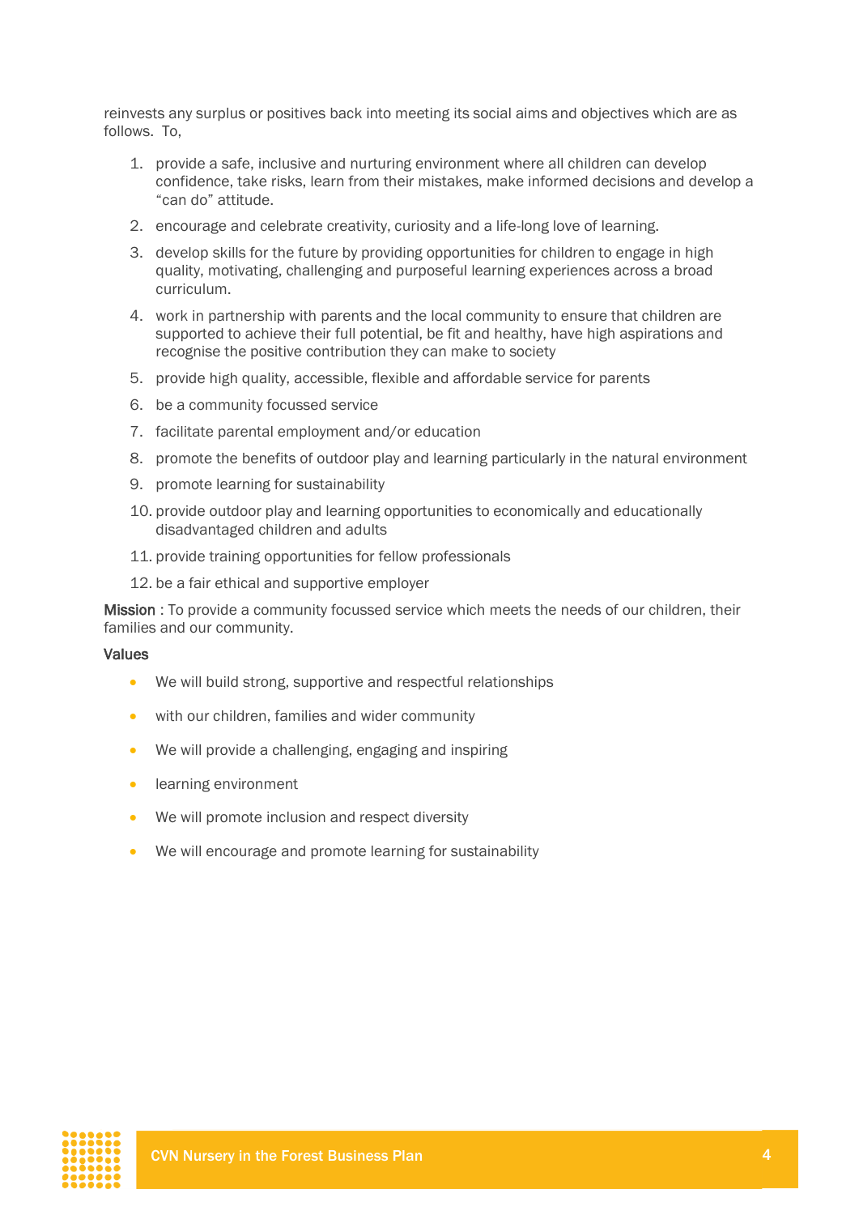reinvests any surplus or positives back into meeting its social aims and objectives which are as follows. To,

1. provide a safe, inclusive and nurturing environment where all children can develop confidence, take risks, learn from their mistakes, make informed decisions and develop a "can do" attitude.
2. encourage and celebrate creativity, curiosity and a life-long love of learning.
3. develop skills for the future by providing opportunities for children to engage in high quality, motivating, challenging and purposeful learning experiences across a broad curriculum.
4. work in partnership with parents and the local community to ensure that children are supported to achieve their full potential, be fit and healthy, have high aspirations and recognise the positive contribution they can make to society
5. provide high quality, accessible, flexible and affordable service for parents
6. be a community focussed service
7. facilitate parental employment and/or education
8. promote the benefits of outdoor play and learning particularly in the natural environment
9. promote learning for sustainability
10. provide outdoor play and learning opportunities to economically and educationally disadvantaged children and adults
11. provide training opportunities for fellow professionals
12. be a fair ethical and supportive employer

**Mission** : To provide a community focussed service which meets the needs of our children, their families and our community.

**Values**

- We will build strong, supportive and respectful relationships
- with our children, families and wider community
- We will provide a challenging, engaging and inspiring
- learning environment
- We will promote inclusion and respect diversity
- We will encourage and promote learning for sustainability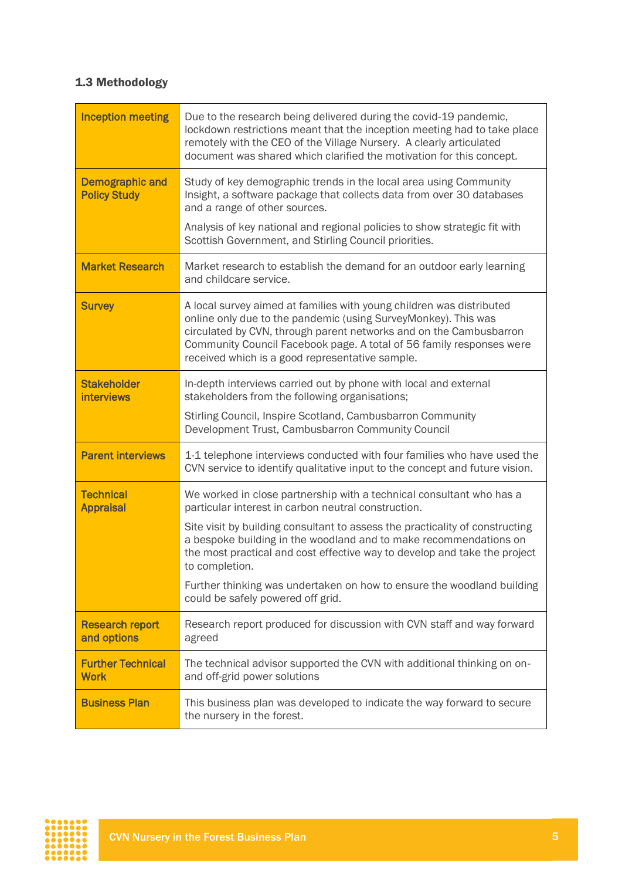### 1.3 Methodology

| | |
|---|---|
| **Inception meeting** | Due to the research being delivered during the covid-19 pandemic, lockdown restrictions meant that the inception meeting had to take place remotely with the CEO of the Village Nursery. A clearly articulated document was shared which clarified the motivation for this concept. |
| **Demographic and Policy Study** | Study of key demographic trends in the local area using Community Insight, a software package that collects data from over 30 databases and a range of other sources.<br><br>Analysis of key national and regional policies to show strategic fit with Scottish Government, and Stirling Council priorities. |
| **Market Research** | Market research to establish the demand for an outdoor early learning and childcare service. |
| **Survey** | A local survey aimed at families with young children was distributed online only due to the pandemic (using SurveyMonkey). This was circulated by CVN, through parent networks and on the Cambusbarron Community Council Facebook page. A total of 56 family responses were received which is a good representative sample. |
| **Stakeholder interviews** | In-depth interviews carried out by phone with local and external stakeholders from the following organisations;<br><br>Stirling Council, Inspire Scotland, Cambusbarron Community Development Trust, Cambusbarron Community Council |
| **Parent interviews** | 1-1 telephone interviews conducted with four families who have used the CVN service to identify qualitative input to the concept and future vision. |
| **Technical Appraisal** | We worked in close partnership with a technical consultant who has a particular interest in carbon neutral construction.<br><br>Site visit by building consultant to assess the practicality of constructing a bespoke building in the woodland and to make recommendations on the most practical and cost effective way to develop and take the project to completion.<br><br>Further thinking was undertaken on how to ensure the woodland building could be safely powered off grid. |
| **Research report and options** | Research report produced for discussion with CVN staff and way forward agreed |
| **Further Technical Work** | The technical advisor supported the CVN with additional thinking on on- and off-grid power solutions |
| **Business Plan** | This business plan was developed to indicate the way forward to secure the nursery in the forest. |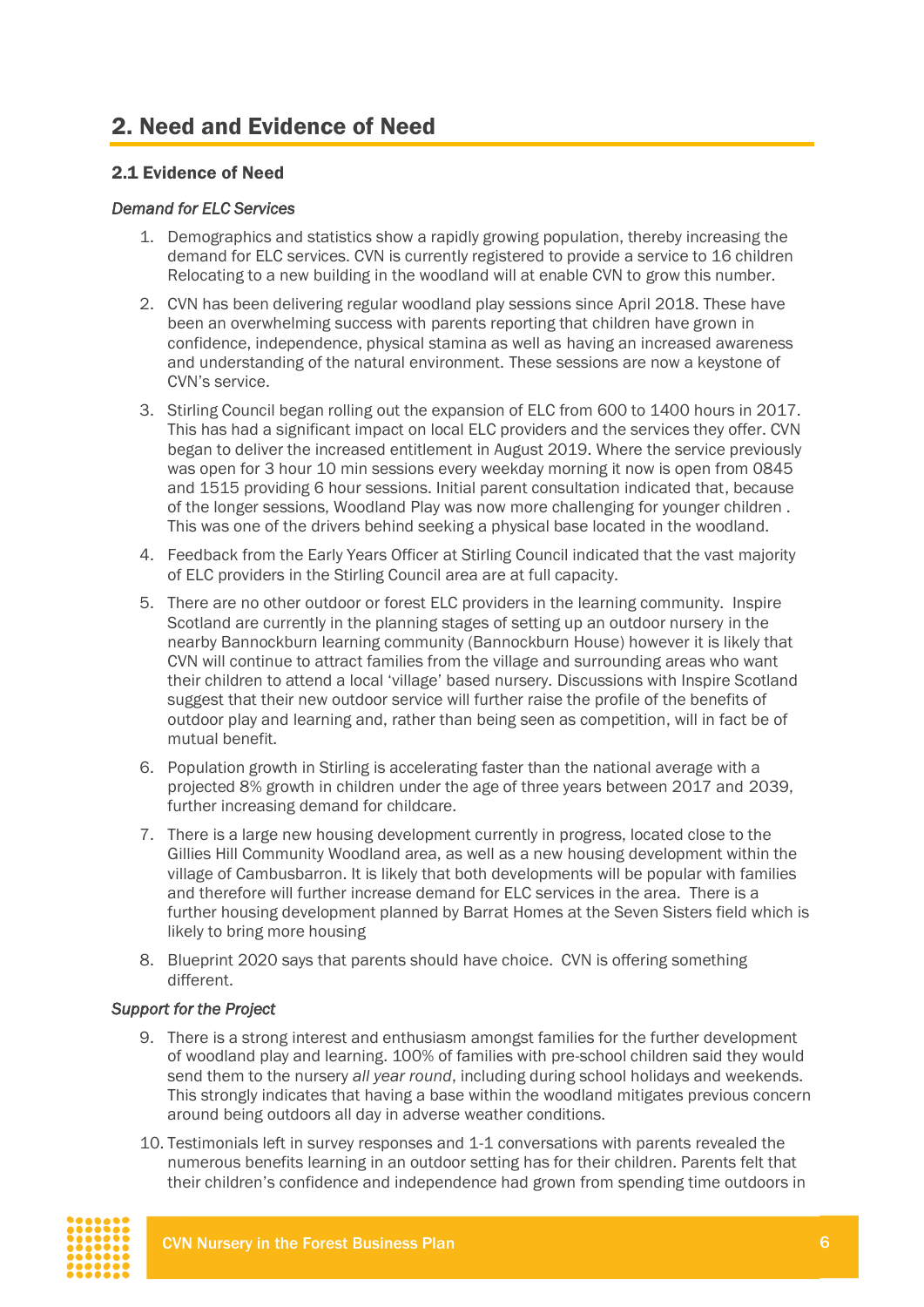## 2. Need and Evidence of Need

### 2.1 Evidence of Need

*Demand for ELC Services*

1. Demographics and statistics show a rapidly growing population, thereby increasing the demand for ELC services. CVN is currently registered to provide a service to 16 children Relocating to a new building in the woodland will at enable CVN to grow this number.

2. CVN has been delivering regular woodland play sessions since April 2018. These have been an overwhelming success with parents reporting that children have grown in confidence, independence, physical stamina as well as having an increased awareness and understanding of the natural environment. These sessions are now a keystone of CVN's service.

3. Stirling Council began rolling out the expansion of ELC from 600 to 1400 hours in 2017. This has had a significant impact on local ELC providers and the services they offer. CVN began to deliver the increased entitlement in August 2019. Where the service previously was open for 3 hour 10 min sessions every weekday morning it now is open from 0845 and 1515 providing 6 hour sessions. Initial parent consultation indicated that, because of the longer sessions, Woodland Play was now more challenging for younger children . This was one of the drivers behind seeking a physical base located in the woodland.

4. Feedback from the Early Years Officer at Stirling Council indicated that the vast majority of ELC providers in the Stirling Council area are at full capacity.

5. There are no other outdoor or forest ELC providers in the learning community. Inspire Scotland are currently in the planning stages of setting up an outdoor nursery in the nearby Bannockburn learning community (Bannockburn House) however it is likely that CVN will continue to attract families from the village and surrounding areas who want their children to attend a local 'village' based nursery. Discussions with Inspire Scotland suggest that their new outdoor service will further raise the profile of the benefits of outdoor play and learning and, rather than being seen as competition, will in fact be of mutual benefit.

6. Population growth in Stirling is accelerating faster than the national average with a projected 8% growth in children under the age of three years between 2017 and 2039, further increasing demand for childcare.

7. There is a large new housing development currently in progress, located close to the Gillies Hill Community Woodland area, as well as a new housing development within the village of Cambusbarron. It is likely that both developments will be popular with families and therefore will further increase demand for ELC services in the area. There is a further housing development planned by Barrat Homes at the Seven Sisters field which is likely to bring more housing

8. Blueprint 2020 says that parents should have choice. CVN is offering something different.

*Support for the Project*

9. There is a strong interest and enthusiasm amongst families for the further development of woodland play and learning. 100% of families with pre-school children said they would send them to the nursery *all year round*, including during school holidays and weekends. This strongly indicates that having a base within the woodland mitigates previous concern around being outdoors all day in adverse weather conditions.

10. Testimonials left in survey responses and 1-1 conversations with parents revealed the numerous benefits learning in an outdoor setting has for their children. Parents felt that their children's confidence and independence had grown from spending time outdoors in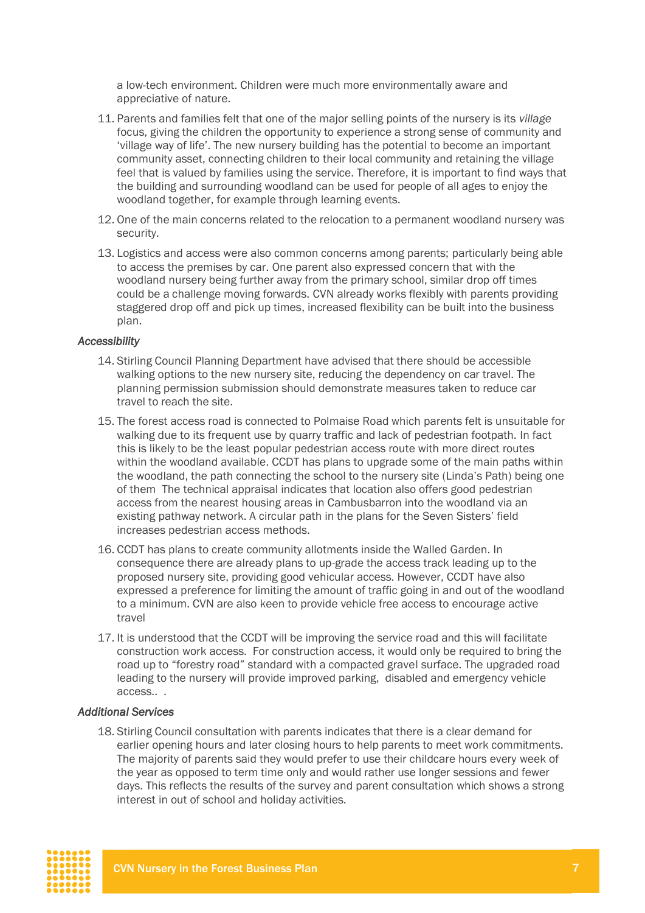a low-tech environment. Children were much more environmentally aware and appreciative of nature.

11. Parents and families felt that one of the major selling points of the nursery is its *village* focus, giving the children the opportunity to experience a strong sense of community and 'village way of life'. The new nursery building has the potential to become an important community asset, connecting children to their local community and retaining the village feel that is valued by families using the service. Therefore, it is important to find ways that the building and surrounding woodland can be used for people of all ages to enjoy the woodland together, for example through learning events.
12. One of the main concerns related to the relocation to a permanent woodland nursery was security.
13. Logistics and access were also common concerns among parents; particularly being able to access the premises by car. One parent also expressed concern that with the woodland nursery being further away from the primary school, similar drop off times could be a challenge moving forwards. CVN already works flexibly with parents providing staggered drop off and pick up times, increased flexibility can be built into the business plan.

*Accessibility*

14. Stirling Council Planning Department have advised that there should be accessible walking options to the new nursery site, reducing the dependency on car travel. The planning permission submission should demonstrate measures taken to reduce car travel to reach the site.
15. The forest access road is connected to Polmaise Road which parents felt is unsuitable for walking due to its frequent use by quarry traffic and lack of pedestrian footpath. In fact this is likely to be the least popular pedestrian access route with more direct routes within the woodland available. CCDT has plans to upgrade some of the main paths within the woodland, the path connecting the school to the nursery site (Linda's Path) being one of them The technical appraisal indicates that location also offers good pedestrian access from the nearest housing areas in Cambusbarron into the woodland via an existing pathway network. A circular path in the plans for the Seven Sisters' field increases pedestrian access methods.
16. CCDT has plans to create community allotments inside the Walled Garden. In consequence there are already plans to up-grade the access track leading up to the proposed nursery site, providing good vehicular access. However, CCDT have also expressed a preference for limiting the amount of traffic going in and out of the woodland to a minimum. CVN are also keen to provide vehicle free access to encourage active travel
17. It is understood that the CCDT will be improving the service road and this will facilitate construction work access. For construction access, it would only be required to bring the road up to "forestry road" standard with a compacted gravel surface. The upgraded road leading to the nursery will provide improved parking, disabled and emergency vehicle access.. .

*Additional Services*

18. Stirling Council consultation with parents indicates that there is a clear demand for earlier opening hours and later closing hours to help parents to meet work commitments. The majority of parents said they would prefer to use their childcare hours every week of the year as opposed to term time only and would rather use longer sessions and fewer days. This reflects the results of the survey and parent consultation which shows a strong interest in out of school and holiday activities.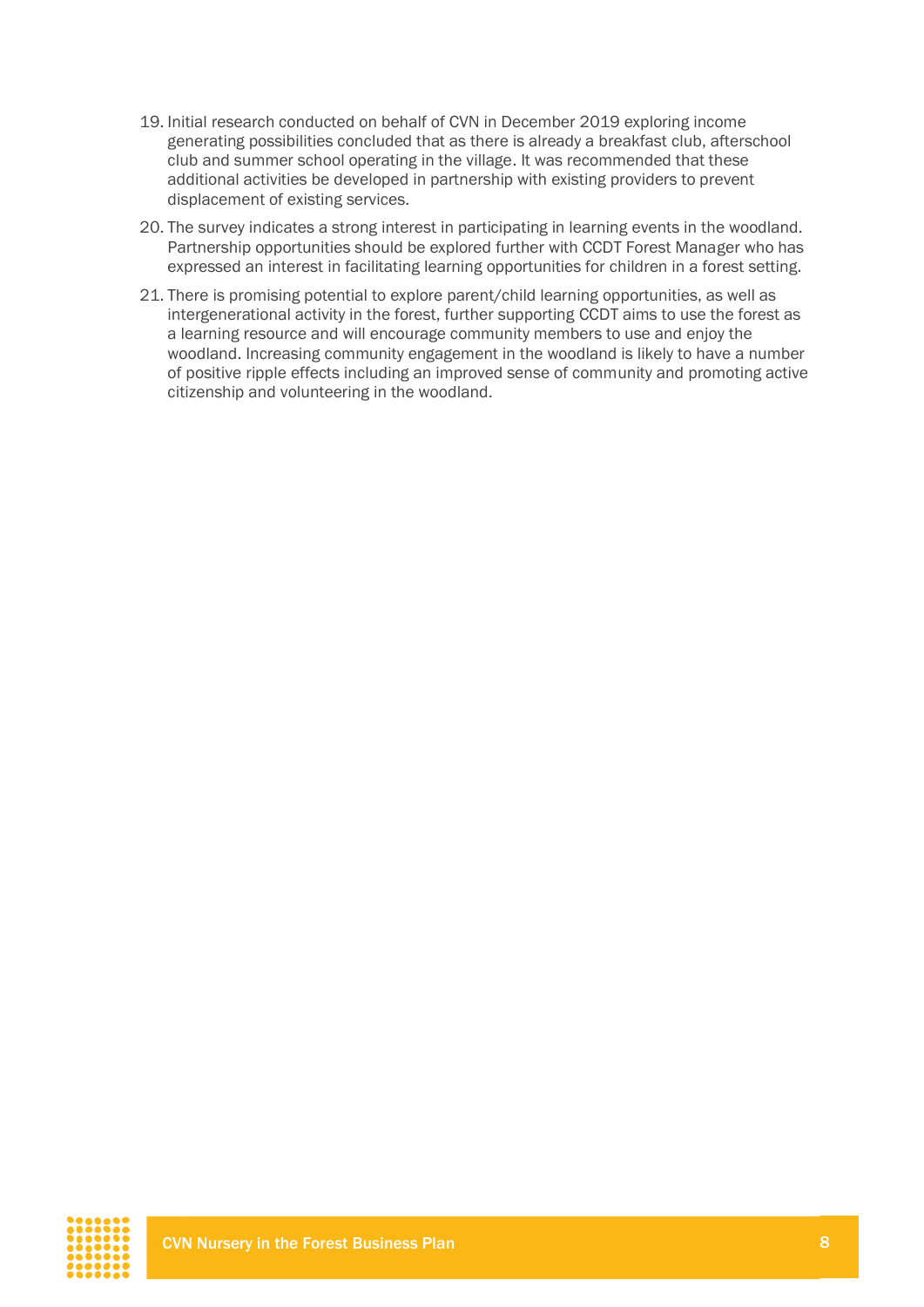19. Initial research conducted on behalf of CVN in December 2019 exploring income generating possibilities concluded that as there is already a breakfast club, afterschool club and summer school operating in the village. It was recommended that these additional activities be developed in partnership with existing providers to prevent displacement of existing services.
20. The survey indicates a strong interest in participating in learning events in the woodland. Partnership opportunities should be explored further with CCDT Forest Manager who has expressed an interest in facilitating learning opportunities for children in a forest setting.
21. There is promising potential to explore parent/child learning opportunities, as well as intergenerational activity in the forest, further supporting CCDT aims to use the forest as a learning resource and will encourage community members to use and enjoy the woodland. Increasing community engagement in the woodland is likely to have a number of positive ripple effects including an improved sense of community and promoting active citizenship and volunteering in the woodland.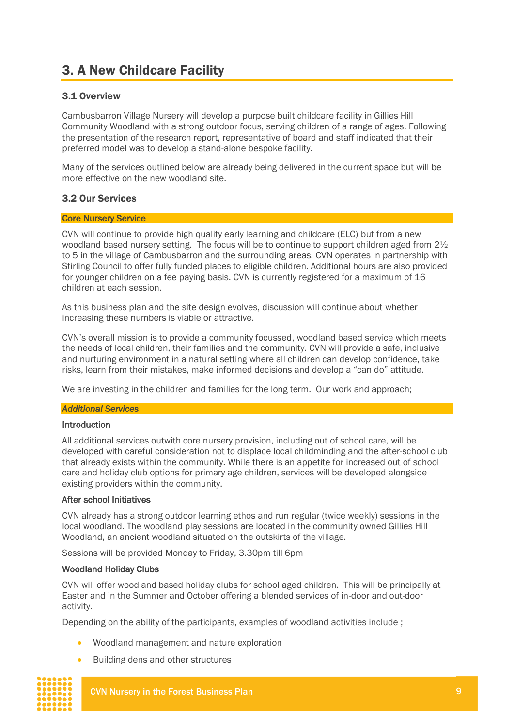## 3. A New Childcare Facility

### 3.1 Overview

Cambusbarron Village Nursery will develop a purpose built childcare facility in Gillies Hill Community Woodland with a strong outdoor focus, serving children of a range of ages. Following the presentation of the research report, representative of board and staff indicated that their preferred model was to develop a stand-alone bespoke facility.

Many of the services outlined below are already being delivered in the current space but will be more effective on the new woodland site.

### 3.2 Our Services

**Core Nursery Service**

CVN will continue to provide high quality early learning and childcare (ELC) but from a new woodland based nursery setting. The focus will be to continue to support children aged from 2½ to 5 in the village of Cambusbarron and the surrounding areas. CVN operates in partnership with Stirling Council to offer fully funded places to eligible children. Additional hours are also provided for younger children on a fee paying basis. CVN is currently registered for a maximum of 16 children at each session.

As this business plan and the site design evolves, discussion will continue about whether increasing these numbers is viable or attractive.

CVN's overall mission is to provide a community focussed, woodland based service which meets the needs of local children, their families and the community. CVN will provide a safe, inclusive and nurturing environment in a natural setting where all children can develop confidence, take risks, learn from their mistakes, make informed decisions and develop a "can do" attitude.

We are investing in the children and families for the long term. Our work and approach;

***Additional Services***

**Introduction**

All additional services outwith core nursery provision, including out of school care, will be developed with careful consideration not to displace local childminding and the after-school club that already exists within the community. While there is an appetite for increased out of school care and holiday club options for primary age children, services will be developed alongside existing providers within the community.

**After school Initiatives**

CVN already has a strong outdoor learning ethos and run regular (twice weekly) sessions in the local woodland. The woodland play sessions are located in the community owned Gillies Hill Woodland, an ancient woodland situated on the outskirts of the village.

Sessions will be provided Monday to Friday, 3.30pm till 6pm

**Woodland Holiday Clubs**

CVN will offer woodland based holiday clubs for school aged children. This will be principally at Easter and in the Summer and October offering a blended services of in-door and out-door activity.

Depending on the ability of the participants, examples of woodland activities include ;

- Woodland management and nature exploration
- Building dens and other structures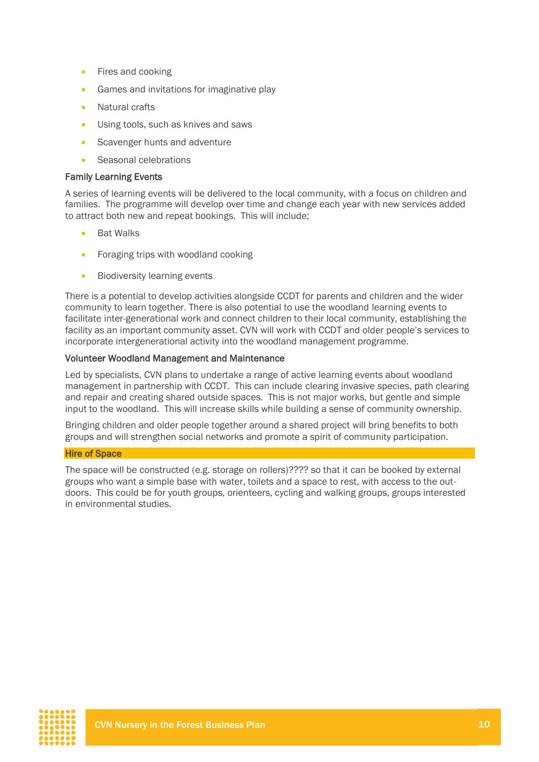- Fires and cooking
- Games and invitations for imaginative play
- Natural crafts
- Using tools, such as knives and saws
- Scavenger hunts and adventure
- Seasonal celebrations

### Family Learning Events

A series of learning events will be delivered to the local community, with a focus on children and families. The programme will develop over time and change each year with new services added to attract both new and repeat bookings. This will include;

- Bat Walks
- Foraging trips with woodland cooking
- Biodiversity learning events

There is a potential to develop activities alongside CCDT for parents and children and the wider community to learn together. There is also potential to use the woodland learning events to facilitate inter-generational work and connect children to their local community, establishing the facility as an important community asset. CVN will work with CCDT and older people's services to incorporate intergenerational activity into the woodland management programme.

### Volunteer Woodland Management and Maintenance

Led by specialists, CVN plans to undertake a range of active learning events about woodland management in partnership with CCDT. This can include clearing invasive species, path clearing and repair and creating shared outside spaces. This is not major works, but gentle and simple input to the woodland. This will increase skills while building a sense of community ownership.

Bringing children and older people together around a shared project will bring benefits to both groups and will strengthen social networks and promote a spirit of community participation.

### Hire of Space

The space will be constructed (e.g. storage on rollers)???? so that it can be booked by external groups who want a simple base with water, toilets and a space to rest, with access to the out-doors. This could be for youth groups, orienteers, cycling and walking groups, groups interested in environmental studies.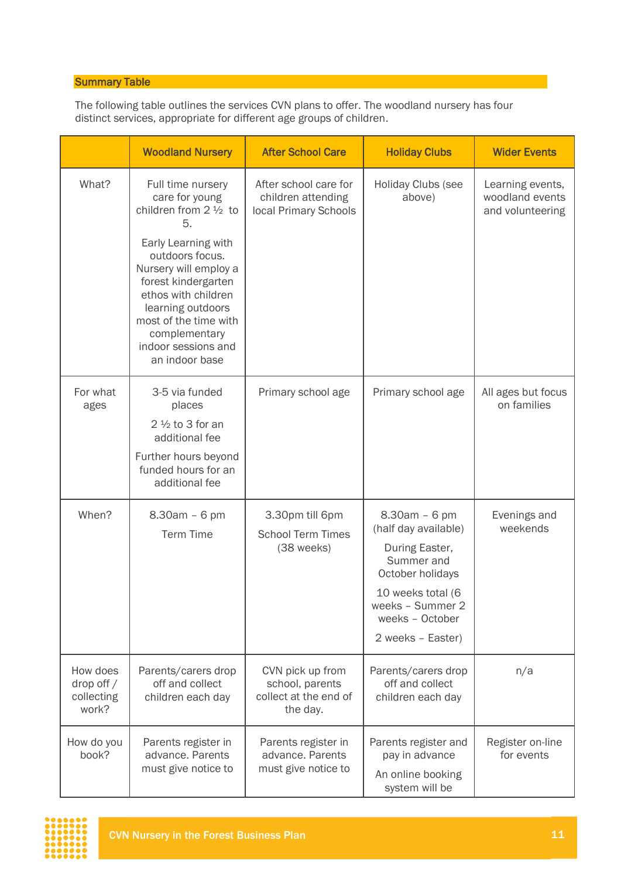## Summary Table

The following table outlines the services CVN plans to offer. The woodland nursery has four distinct services, appropriate for different age groups of children.

| | Woodland Nursery | After School Care | Holiday Clubs | Wider Events |
|---|---|---|---|---|
| What? | Full time nursery care for young children from 2 ½ to 5.<br><br>Early Learning with outdoors focus. Nursery will employ a forest kindergarten ethos with children learning outdoors most of the time with complementary indoor sessions and an indoor base | After school care for children attending local Primary Schools | Holiday Clubs (see above) | Learning events, woodland events and volunteering |
| For what ages | 3-5 via funded places<br><br>2 ½ to 3 for an additional fee<br><br>Further hours beyond funded hours for an additional fee | Primary school age | Primary school age | All ages but focus on families |
| When? | 8.30am – 6 pm<br><br>Term Time | 3.30pm till 6pm<br><br>School Term Times (38 weeks) | 8.30am – 6 pm (half day available)<br><br>During Easter, Summer and October holidays<br><br>10 weeks total (6 weeks – Summer 2 weeks – October<br><br>2 weeks – Easter) | Evenings and weekends |
| How does drop off / collecting work? | Parents/carers drop off and collect children each day | CVN pick up from school, parents collect at the end of the day. | Parents/carers drop off and collect children each day | n/a |
| How do you book? | Parents register in advance. Parents must give notice to | Parents register in advance. Parents must give notice to | Parents register and pay in advance<br><br>An online booking system will be | Register on-line for events |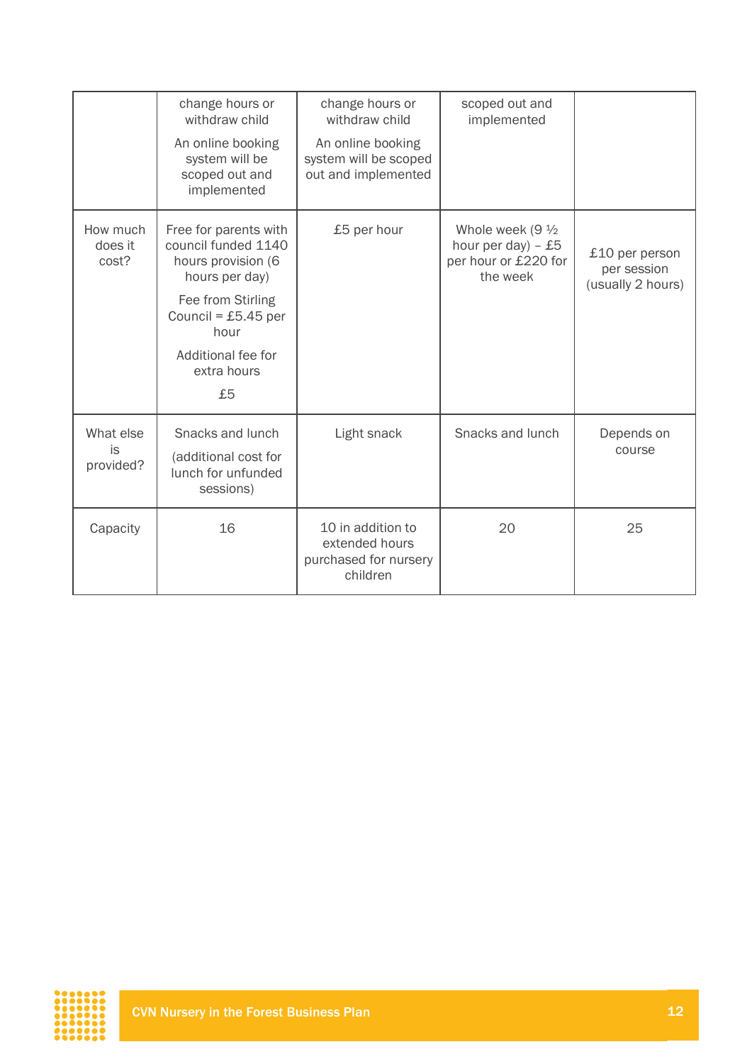| | | | | |
|---|---|---|---|---|
| | change hours or withdraw child<br><br>An online booking system will be scoped out and implemented | change hours or withdraw child<br><br>An online booking system will be scoped out and implemented | scoped out and implemented | |
| How much does it cost? | Free for parents with council funded 1140 hours provision (6 hours per day)<br><br>Fee from Stirling Council = £5.45 per hour<br><br>Additional fee for extra hours<br><br>£5 | £5 per hour | Whole week (9 ½ hour per day) – £5 per hour or £220 for the week | £10 per person per session (usually 2 hours) |
| What else is provided? | Snacks and lunch<br><br>(additional cost for lunch for unfunded sessions) | Light snack | Snacks and lunch | Depends on course |
| Capacity | 16 | 10 in addition to extended hours purchased for nursery children | 20 | 25 |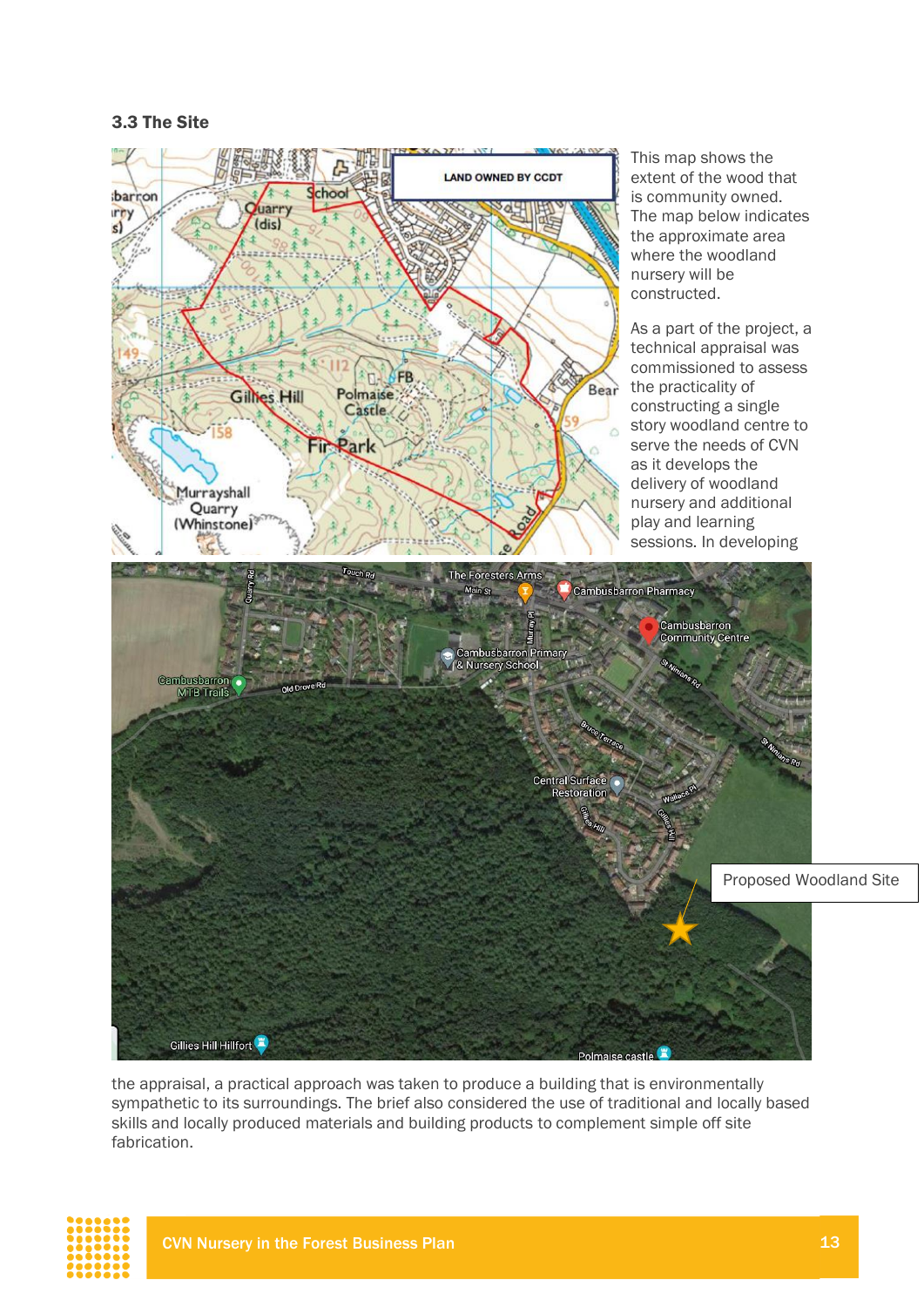### 3.3 The Site

This map shows the extent of the wood that is community owned. The map below indicates the approximate area where the woodland nursery will be constructed.

As a part of the project, a technical appraisal was commissioned to assess the practicality of constructing a single story woodland centre to serve the needs of CVN as it develops the delivery of woodland nursery and additional play and learning sessions. In developing the appraisal, a practical approach was taken to produce a building that is environmentally sympathetic to its surroundings. The brief also considered the use of traditional and locally based skills and locally produced materials and building products to complement simple off site fabrication.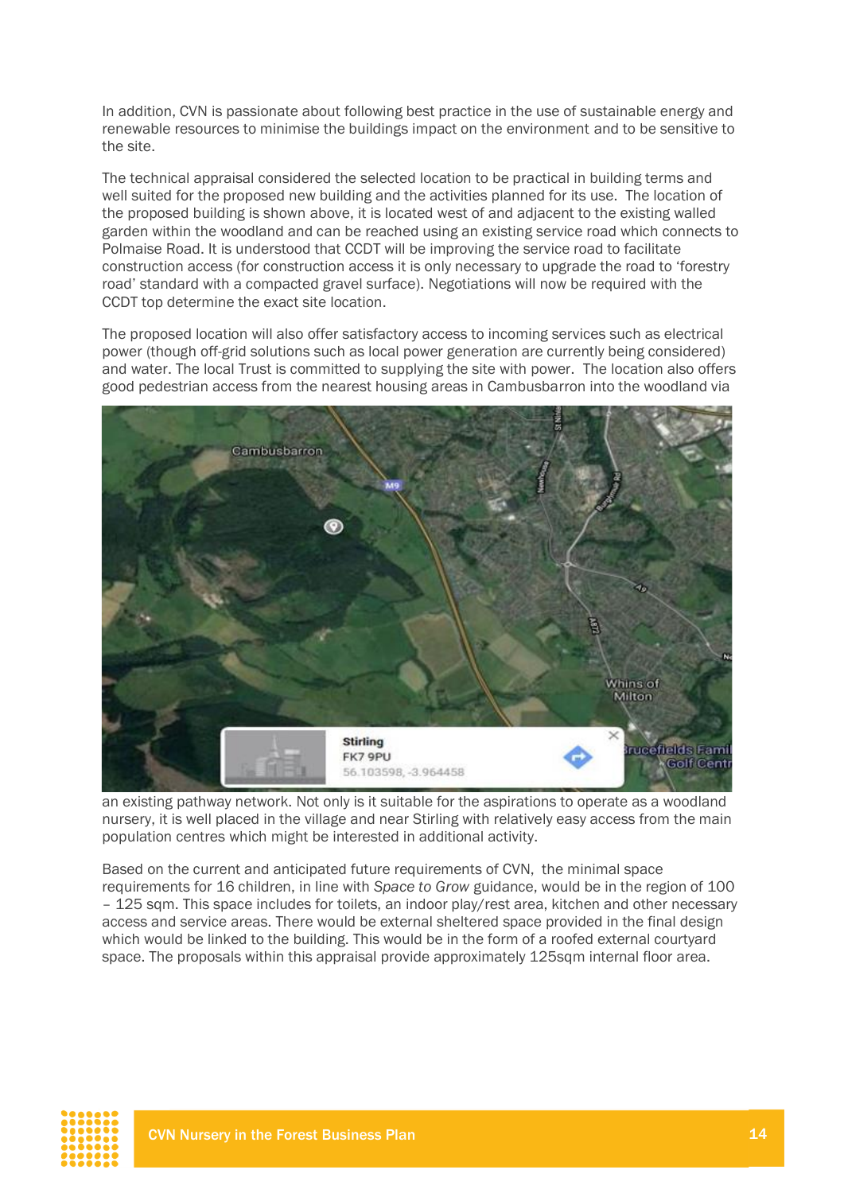In addition, CVN is passionate about following best practice in the use of sustainable energy and renewable resources to minimise the buildings impact on the environment and to be sensitive to the site.

The technical appraisal considered the selected location to be practical in building terms and well suited for the proposed new building and the activities planned for its use. The location of the proposed building is shown above, it is located west of and adjacent to the existing walled garden within the woodland and can be reached using an existing service road which connects to Polmaise Road. It is understood that CCDT will be improving the service road to facilitate construction access (for construction access it is only necessary to upgrade the road to 'forestry road' standard with a compacted gravel surface). Negotiations will now be required with the CCDT top determine the exact site location.

The proposed location will also offer satisfactory access to incoming services such as electrical power (though off-grid solutions such as local power generation are currently being considered) and water. The local Trust is committed to supplying the site with power. The location also offers good pedestrian access from the nearest housing areas in Cambusbarron into the woodland via an existing pathway network. Not only is it suitable for the aspirations to operate as a woodland nursery, it is well placed in the village and near Stirling with relatively easy access from the main population centres which might be interested in additional activity.

Based on the current and anticipated future requirements of CVN, the minimal space requirements for 16 children, in line with *Space to Grow* guidance, would be in the region of 100 – 125 sqm. This space includes for toilets, an indoor play/rest area, kitchen and other necessary access and service areas. There would be external sheltered space provided in the final design which would be linked to the building. This would be in the form of a roofed external courtyard space. The proposals within this appraisal provide approximately 125sqm internal floor area.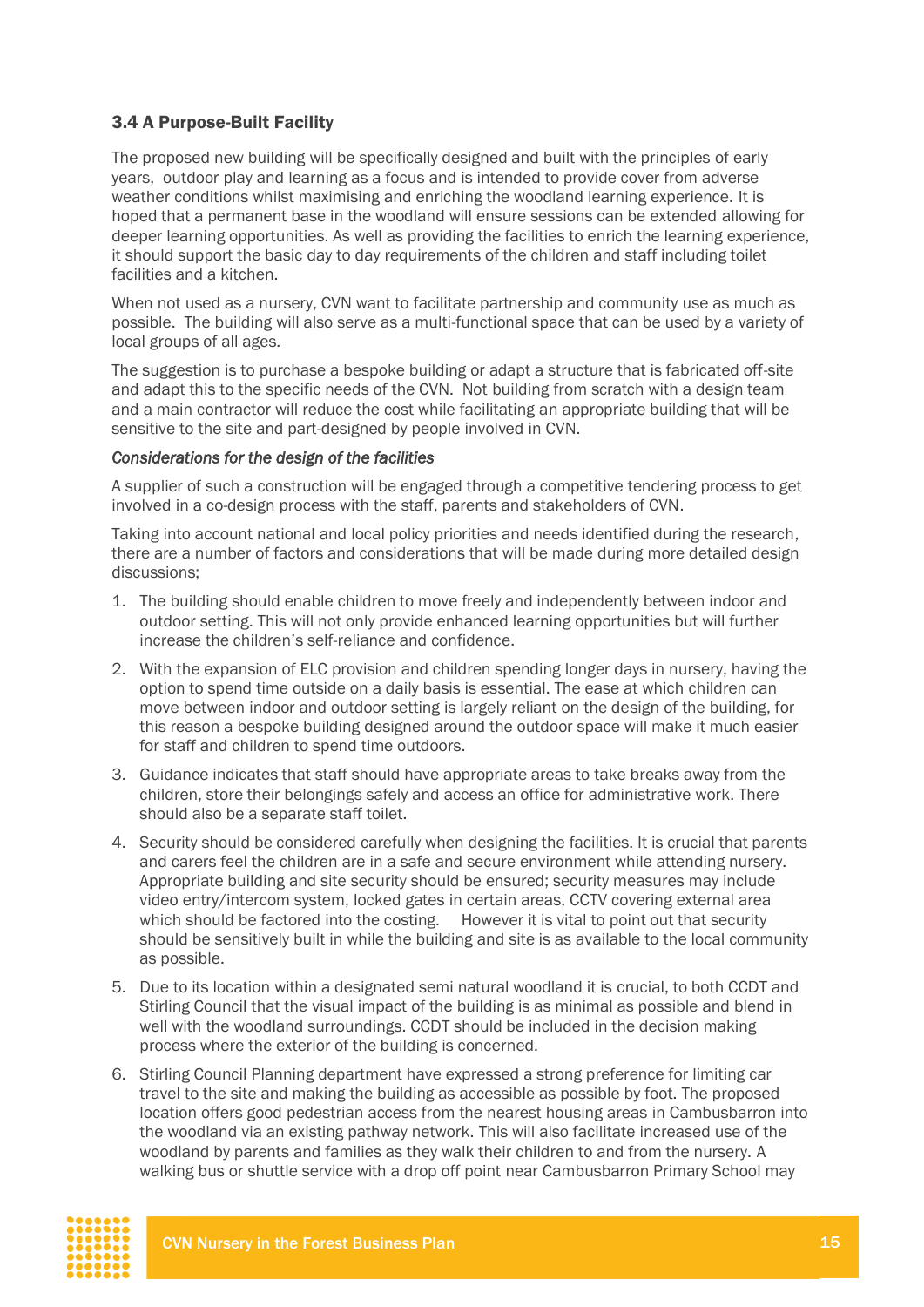### 3.4 A Purpose-Built Facility

The proposed new building will be specifically designed and built with the principles of early years, outdoor play and learning as a focus and is intended to provide cover from adverse weather conditions whilst maximising and enriching the woodland learning experience. It is hoped that a permanent base in the woodland will ensure sessions can be extended allowing for deeper learning opportunities. As well as providing the facilities to enrich the learning experience, it should support the basic day to day requirements of the children and staff including toilet facilities and a kitchen.

When not used as a nursery, CVN want to facilitate partnership and community use as much as possible. The building will also serve as a multi-functional space that can be used by a variety of local groups of all ages.

The suggestion is to purchase a bespoke building or adapt a structure that is fabricated off-site and adapt this to the specific needs of the CVN. Not building from scratch with a design team and a main contractor will reduce the cost while facilitating an appropriate building that will be sensitive to the site and part-designed by people involved in CVN.

*Considerations for the design of the facilities*

A supplier of such a construction will be engaged through a competitive tendering process to get involved in a co-design process with the staff, parents and stakeholders of CVN.

Taking into account national and local policy priorities and needs identified during the research, there are a number of factors and considerations that will be made during more detailed design discussions;

1. The building should enable children to move freely and independently between indoor and outdoor setting. This will not only provide enhanced learning opportunities but will further increase the children's self-reliance and confidence.
2. With the expansion of ELC provision and children spending longer days in nursery, having the option to spend time outside on a daily basis is essential. The ease at which children can move between indoor and outdoor setting is largely reliant on the design of the building, for this reason a bespoke building designed around the outdoor space will make it much easier for staff and children to spend time outdoors.
3. Guidance indicates that staff should have appropriate areas to take breaks away from the children, store their belongings safely and access an office for administrative work. There should also be a separate staff toilet.
4. Security should be considered carefully when designing the facilities. It is crucial that parents and carers feel the children are in a safe and secure environment while attending nursery. Appropriate building and site security should be ensured; security measures may include video entry/intercom system, locked gates in certain areas, CCTV covering external area which should be factored into the costing. However it is vital to point out that security should be sensitively built in while the building and site is as available to the local community as possible.
5. Due to its location within a designated semi natural woodland it is crucial, to both CCDT and Stirling Council that the visual impact of the building is as minimal as possible and blend in well with the woodland surroundings. CCDT should be included in the decision making process where the exterior of the building is concerned.
6. Stirling Council Planning department have expressed a strong preference for limiting car travel to the site and making the building as accessible as possible by foot. The proposed location offers good pedestrian access from the nearest housing areas in Cambusbarron into the woodland via an existing pathway network. This will also facilitate increased use of the woodland by parents and families as they walk their children to and from the nursery. A walking bus or shuttle service with a drop off point near Cambusbarron Primary School may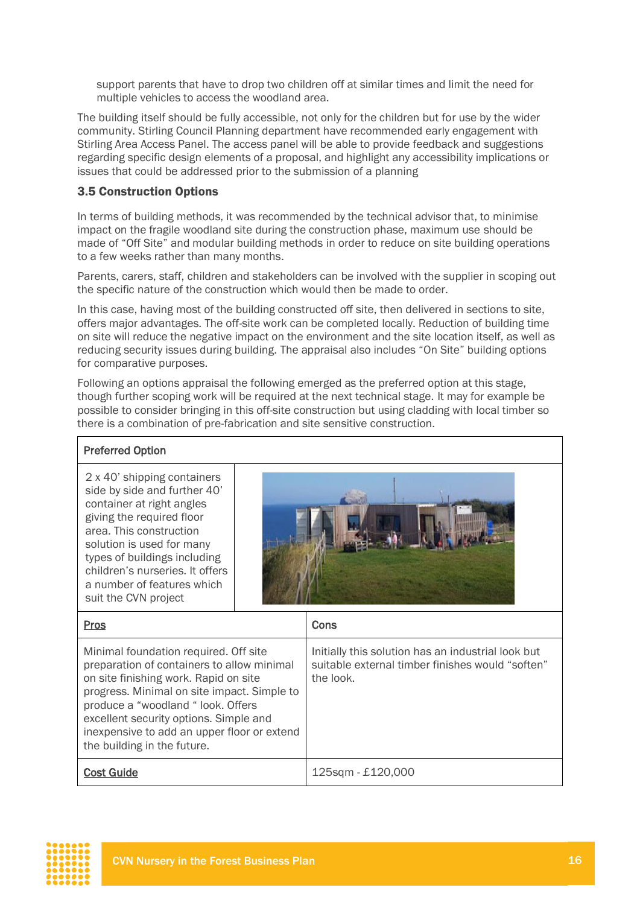support parents that have to drop two children off at similar times and limit the need for multiple vehicles to access the woodland area.

The building itself should be fully accessible, not only for the children but for use by the wider community. Stirling Council Planning department have recommended early engagement with Stirling Area Access Panel. The access panel will be able to provide feedback and suggestions regarding specific design elements of a proposal, and highlight any accessibility implications or issues that could be addressed prior to the submission of a planning

### 3.5 Construction Options

In terms of building methods, it was recommended by the technical advisor that, to minimise impact on the fragile woodland site during the construction phase, maximum use should be made of "Off Site" and modular building methods in order to reduce on site building operations to a few weeks rather than many months.

Parents, carers, staff, children and stakeholders can be involved with the supplier in scoping out the specific nature of the construction which would then be made to order.

In this case, having most of the building constructed off site, then delivered in sections to site, offers major advantages. The off-site work can be completed locally. Reduction of building time on site will reduce the negative impact on the environment and the site location itself, as well as reducing security issues during building. The appraisal also includes "On Site" building options for comparative purposes.

Following an options appraisal the following emerged as the preferred option at this stage, though further scoping work will be required at the next technical stage. It may for example be possible to consider bringing in this off-site construction but using cladding with local timber so there is a combination of pre-fabrication and site sensitive construction.

| Preferred Option | |
|---|---|
| 2 x 40' shipping containers side by side and further 40' container at right angles giving the required floor area. This construction solution is used for many types of buildings including children's nurseries. It offers a number of features which suit the CVN project | |
| **Pros** | **Cons** |
| Minimal foundation required. Off site preparation of containers to allow minimal on site finishing work. Rapid on site progress. Minimal on site impact. Simple to produce a "woodland " look. Offers excellent security options. Simple and inexpensive to add an upper floor or extend the building in the future. | Initially this solution has an industrial look but suitable external timber finishes would "soften" the look. |
| **Cost Guide** | 125sqm - £120,000 |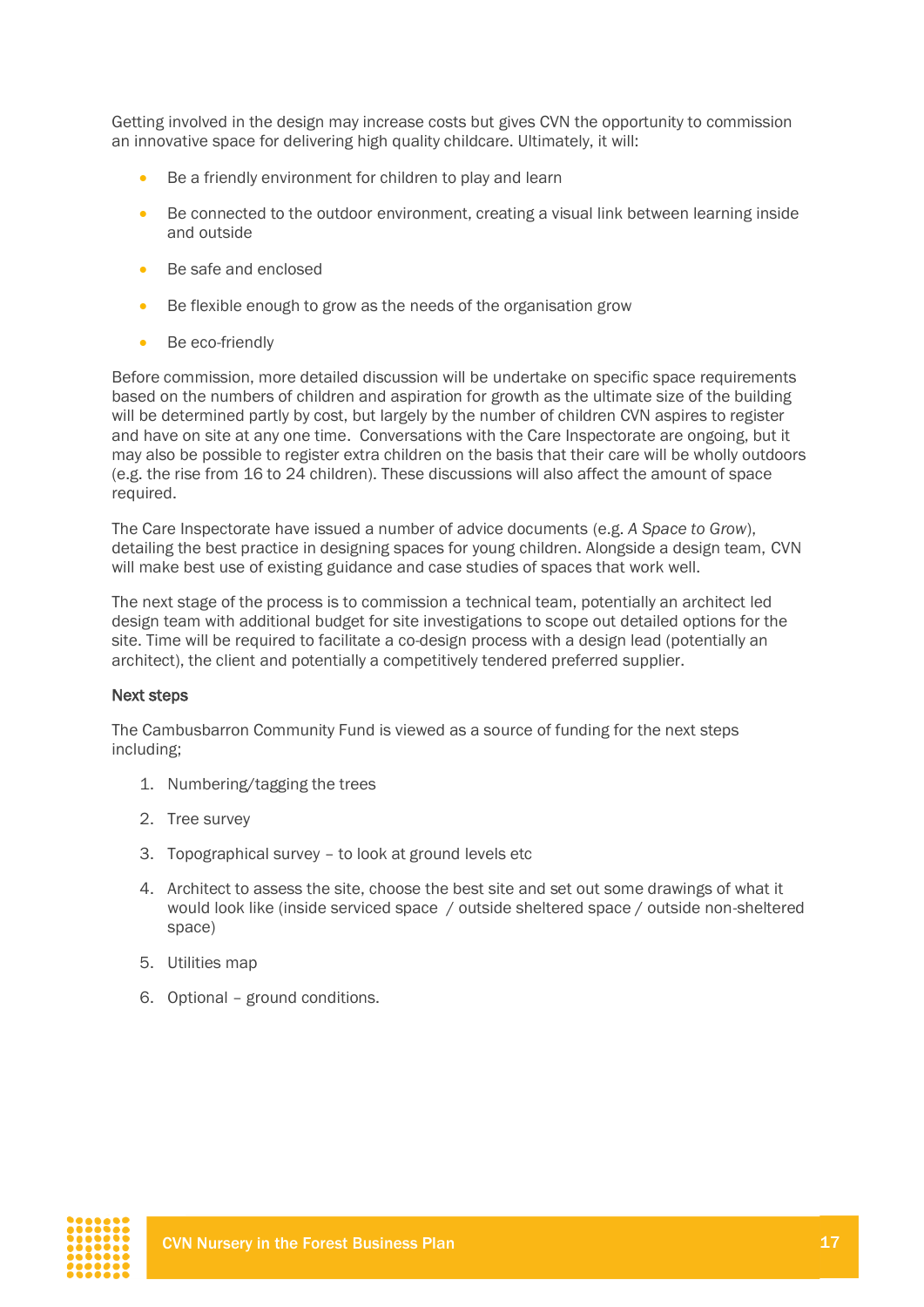Getting involved in the design may increase costs but gives CVN the opportunity to commission an innovative space for delivering high quality childcare. Ultimately, it will:

- Be a friendly environment for children to play and learn
- Be connected to the outdoor environment, creating a visual link between learning inside and outside
- Be safe and enclosed
- Be flexible enough to grow as the needs of the organisation grow
- Be eco-friendly

Before commission, more detailed discussion will be undertake on specific space requirements based on the numbers of children and aspiration for growth as the ultimate size of the building will be determined partly by cost, but largely by the number of children CVN aspires to register and have on site at any one time. Conversations with the Care Inspectorate are ongoing, but it may also be possible to register extra children on the basis that their care will be wholly outdoors (e.g. the rise from 16 to 24 children). These discussions will also affect the amount of space required.

The Care Inspectorate have issued a number of advice documents (e.g. *A Space to Grow*), detailing the best practice in designing spaces for young children. Alongside a design team, CVN will make best use of existing guidance and case studies of spaces that work well.

The next stage of the process is to commission a technical team, potentially an architect led design team with additional budget for site investigations to scope out detailed options for the site. Time will be required to facilitate a co-design process with a design lead (potentially an architect), the client and potentially a competitively tendered preferred supplier.

#### Next steps

The Cambusbarron Community Fund is viewed as a source of funding for the next steps including;

1. Numbering/tagging the trees
2. Tree survey
3. Topographical survey – to look at ground levels etc
4. Architect to assess the site, choose the best site and set out some drawings of what it would look like (inside serviced space / outside sheltered space / outside non-sheltered space)
5. Utilities map
6. Optional – ground conditions.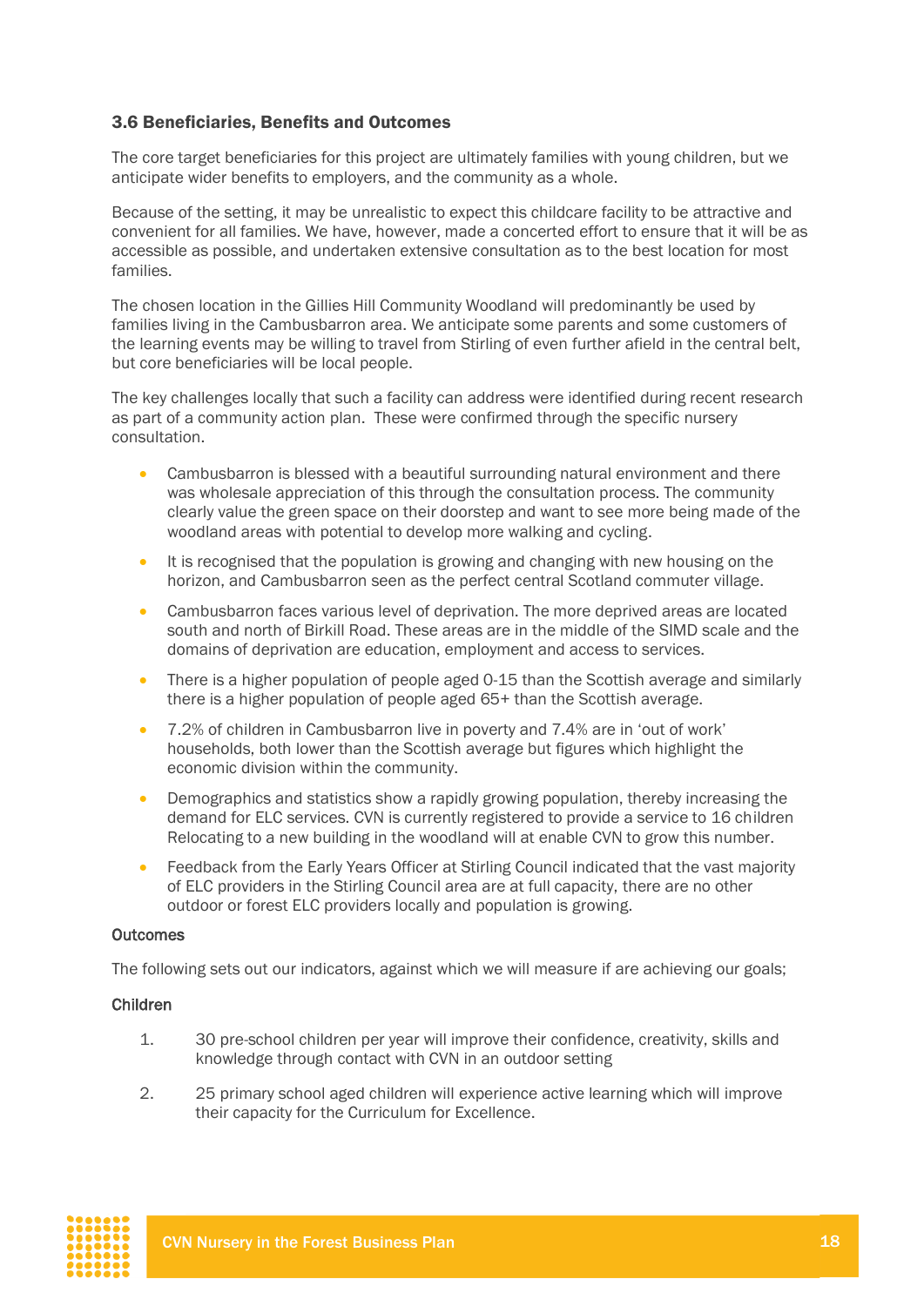### 3.6 Beneficiaries, Benefits and Outcomes

The core target beneficiaries for this project are ultimately families with young children, but we anticipate wider benefits to employers, and the community as a whole.

Because of the setting, it may be unrealistic to expect this childcare facility to be attractive and convenient for all families. We have, however, made a concerted effort to ensure that it will be as accessible as possible, and undertaken extensive consultation as to the best location for most families.

The chosen location in the Gillies Hill Community Woodland will predominantly be used by families living in the Cambusbarron area. We anticipate some parents and some customers of the learning events may be willing to travel from Stirling of even further afield in the central belt, but core beneficiaries will be local people.

The key challenges locally that such a facility can address were identified during recent research as part of a community action plan. These were confirmed through the specific nursery consultation.

- Cambusbarron is blessed with a beautiful surrounding natural environment and there was wholesale appreciation of this through the consultation process. The community clearly value the green space on their doorstep and want to see more being made of the woodland areas with potential to develop more walking and cycling.
- It is recognised that the population is growing and changing with new housing on the horizon, and Cambusbarron seen as the perfect central Scotland commuter village.
- Cambusbarron faces various level of deprivation. The more deprived areas are located south and north of Birkill Road. These areas are in the middle of the SIMD scale and the domains of deprivation are education, employment and access to services.
- There is a higher population of people aged 0-15 than the Scottish average and similarly there is a higher population of people aged 65+ than the Scottish average.
- 7.2% of children in Cambusbarron live in poverty and 7.4% are in 'out of work' households, both lower than the Scottish average but figures which highlight the economic division within the community.
- Demographics and statistics show a rapidly growing population, thereby increasing the demand for ELC services. CVN is currently registered to provide a service to 16 children Relocating to a new building in the woodland will at enable CVN to grow this number.
- Feedback from the Early Years Officer at Stirling Council indicated that the vast majority of ELC providers in the Stirling Council area are at full capacity, there are no other outdoor or forest ELC providers locally and population is growing.

#### Outcomes

The following sets out our indicators, against which we will measure if are achieving our goals;

#### Children

1. 30 pre-school children per year will improve their confidence, creativity, skills and knowledge through contact with CVN in an outdoor setting
2. 25 primary school aged children will experience active learning which will improve their capacity for the Curriculum for Excellence.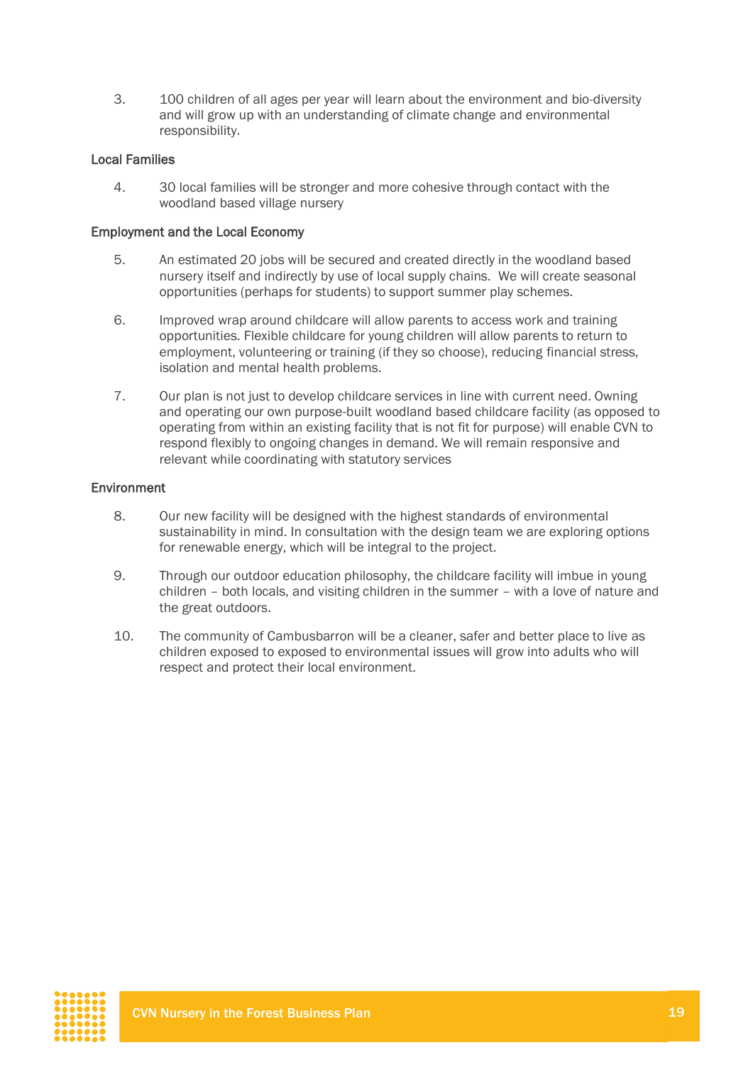3. 100 children of all ages per year will learn about the environment and bio-diversity and will grow up with an understanding of climate change and environmental responsibility.

Local Families

4. 30 local families will be stronger and more cohesive through contact with the woodland based village nursery

Employment and the Local Economy

5. An estimated 20 jobs will be secured and created directly in the woodland based nursery itself and indirectly by use of local supply chains. We will create seasonal opportunities (perhaps for students) to support summer play schemes.

6. Improved wrap around childcare will allow parents to access work and training opportunities. Flexible childcare for young children will allow parents to return to employment, volunteering or training (if they so choose), reducing financial stress, isolation and mental health problems.

7. Our plan is not just to develop childcare services in line with current need. Owning and operating our own purpose-built woodland based childcare facility (as opposed to operating from within an existing facility that is not fit for purpose) will enable CVN to respond flexibly to ongoing changes in demand. We will remain responsive and relevant while coordinating with statutory services

Environment

8. Our new facility will be designed with the highest standards of environmental sustainability in mind. In consultation with the design team we are exploring options for renewable energy, which will be integral to the project.

9. Through our outdoor education philosophy, the childcare facility will imbue in young children – both locals, and visiting children in the summer – with a love of nature and the great outdoors.

10. The community of Cambusbarron will be a cleaner, safer and better place to live as children exposed to exposed to environmental issues will grow into adults who will respect and protect their local environment.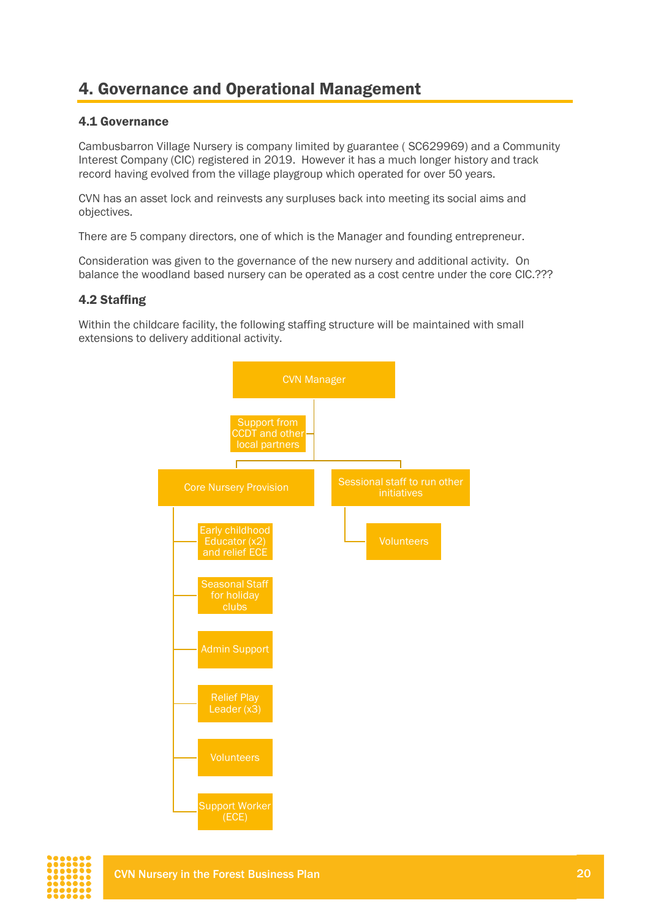## 4. Governance and Operational Management

### 4.1 Governance

Cambusbarron Village Nursery is company limited by guarantee ( SC629969) and a Community Interest Company (CIC) registered in 2019. However it has a much longer history and track record having evolved from the village playgroup which operated for over 50 years.

CVN has an asset lock and reinvests any surpluses back into meeting its social aims and objectives.

There are 5 company directors, one of which is the Manager and founding entrepreneur.

Consideration was given to the governance of the new nursery and additional activity. On balance the woodland based nursery can be operated as a cost centre under the core CIC.???

### 4.2 Staffing

Within the childcare facility, the following staffing structure will be maintained with small extensions to delivery additional activity.

- CVN Manager
  - Support from CCDT and other local partners
  - Core Nursery Provision
    - Early childhood Educator (x2) and relief ECE
    - Seasonal Staff for holiday clubs
    - Admin Support
    - Relief Play Leader (x3)
    - Volunteers
    - Support Worker (ECE)
  - Sessional staff to run other initiatives
    - Volunteers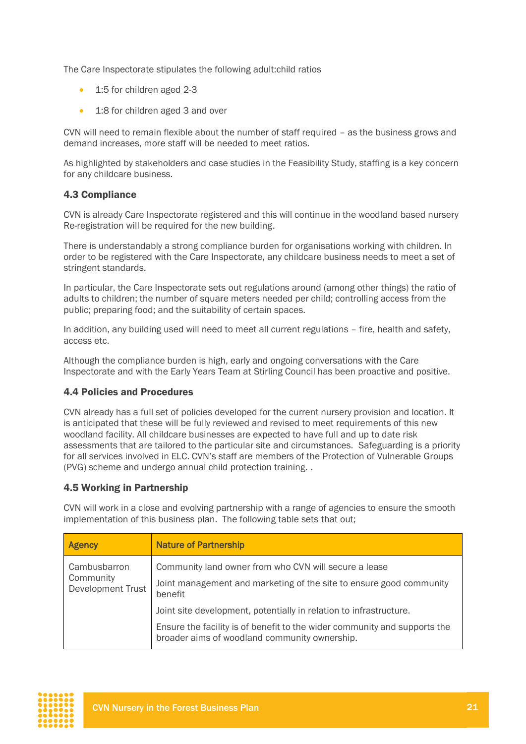The Care Inspectorate stipulates the following adult:child ratios

- 1:5 for children aged 2-3
- 1:8 for children aged 3 and over

CVN will need to remain flexible about the number of staff required – as the business grows and demand increases, more staff will be needed to meet ratios.

As highlighted by stakeholders and case studies in the Feasibility Study, staffing is a key concern for any childcare business.

### 4.3 Compliance

CVN is already Care Inspectorate registered and this will continue in the woodland based nursery Re-registration will be required for the new building.

There is understandably a strong compliance burden for organisations working with children. In order to be registered with the Care Inspectorate, any childcare business needs to meet a set of stringent standards.

In particular, the Care Inspectorate sets out regulations around (among other things) the ratio of adults to children; the number of square meters needed per child; controlling access from the public; preparing food; and the suitability of certain spaces.

In addition, any building used will need to meet all current regulations – fire, health and safety, access etc.

Although the compliance burden is high, early and ongoing conversations with the Care Inspectorate and with the Early Years Team at Stirling Council has been proactive and positive.

### 4.4 Policies and Procedures

CVN already has a full set of policies developed for the current nursery provision and location. It is anticipated that these will be fully reviewed and revised to meet requirements of this new woodland facility. All childcare businesses are expected to have full and up to date risk assessments that are tailored to the particular site and circumstances. Safeguarding is a priority for all services involved in ELC. CVN's staff are members of the Protection of Vulnerable Groups (PVG) scheme and undergo annual child protection training. .

### 4.5 Working in Partnership

CVN will work in a close and evolving partnership with a range of agencies to ensure the smooth implementation of this business plan. The following table sets that out;

| Agency | Nature of Partnership |
|---|---|
| Cambusbarron Community Development Trust | Community land owner from who CVN will secure a lease<br><br>Joint management and marketing of the site to ensure good community benefit<br><br>Joint site development, potentially in relation to infrastructure.<br><br>Ensure the facility is of benefit to the wider community and supports the broader aims of woodland community ownership. |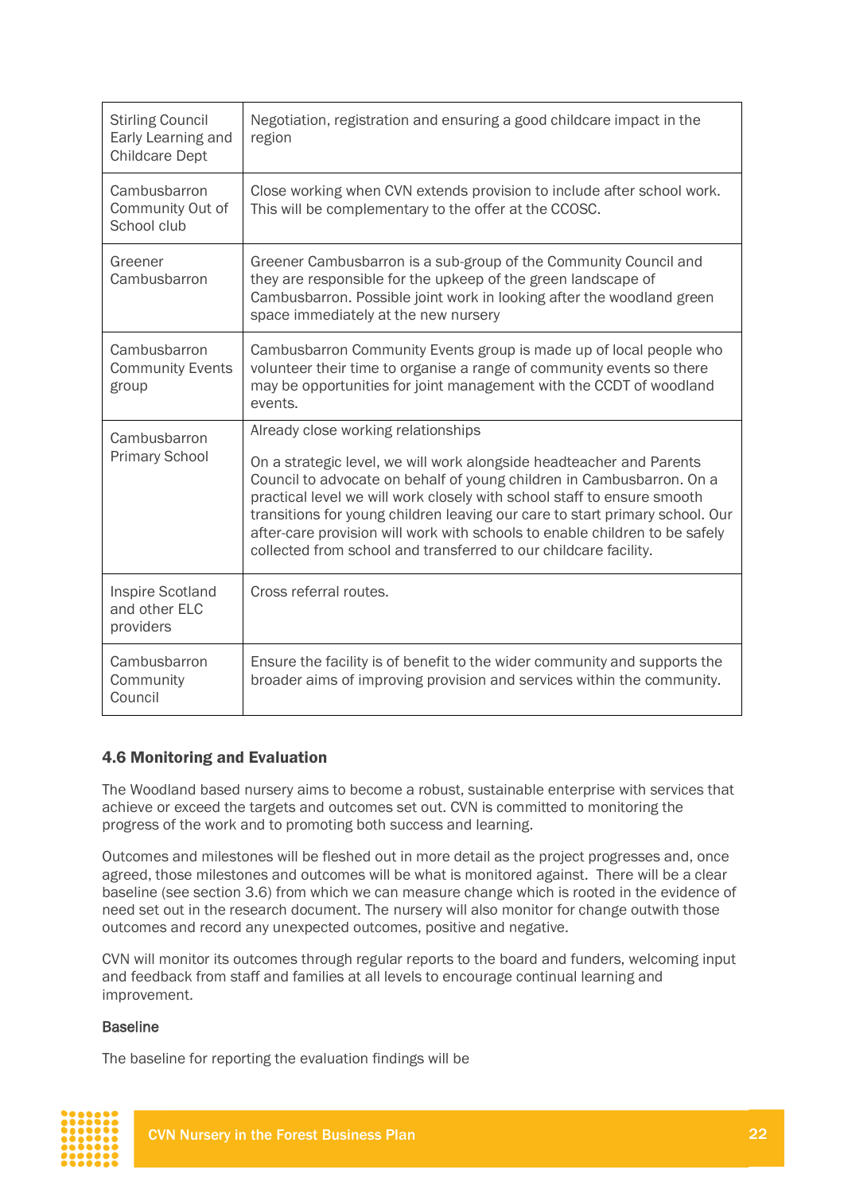| | |
|---|---|
| Stirling Council Early Learning and Childcare Dept | Negotiation, registration and ensuring a good childcare impact in the region |
| Cambusbarron Community Out of School club | Close working when CVN extends provision to include after school work. This will be complementary to the offer at the CCOSC. |
| Greener Cambusbarron | Greener Cambusbarron is a sub-group of the Community Council and they are responsible for the upkeep of the green landscape of Cambusbarron. Possible joint work in looking after the woodland green space immediately at the new nursery |
| Cambusbarron Community Events group | Cambusbarron Community Events group is made up of local people who volunteer their time to organise a range of community events so there may be opportunities for joint management with the CCDT of woodland events. |
| Cambusbarron Primary School | Already close working relationships<br><br>On a strategic level, we will work alongside headteacher and Parents Council to advocate on behalf of young children in Cambusbarron. On a practical level we will work closely with school staff to ensure smooth transitions for young children leaving our care to start primary school. Our after-care provision will work with schools to enable children to be safely collected from school and transferred to our childcare facility. |
| Inspire Scotland and other ELC providers | Cross referral routes. |
| Cambusbarron Community Council | Ensure the facility is of benefit to the wider community and supports the broader aims of improving provision and services within the community. |

### 4.6 Monitoring and Evaluation

The Woodland based nursery aims to become a robust, sustainable enterprise with services that achieve or exceed the targets and outcomes set out. CVN is committed to monitoring the progress of the work and to promoting both success and learning.

Outcomes and milestones will be fleshed out in more detail as the project progresses and, once agreed, those milestones and outcomes will be what is monitored against. There will be a clear baseline (see section 3.6) from which we can measure change which is rooted in the evidence of need set out in the research document. The nursery will also monitor for change outwith those outcomes and record any unexpected outcomes, positive and negative.

CVN will monitor its outcomes through regular reports to the board and funders, welcoming input and feedback from staff and families at all levels to encourage continual learning and improvement.

#### Baseline

The baseline for reporting the evaluation findings will be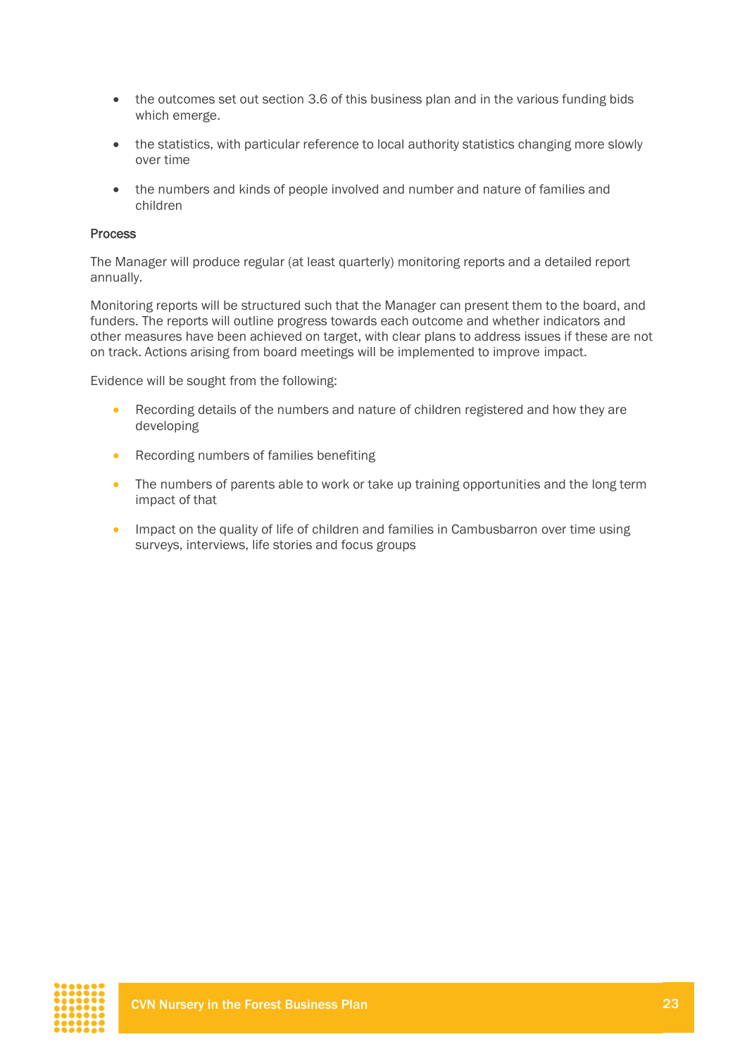- the outcomes set out section 3.6 of this business plan and in the various funding bids which emerge.
- the statistics, with particular reference to local authority statistics changing more slowly over time
- the numbers and kinds of people involved and number and nature of families and children

**Process**

The Manager will produce regular (at least quarterly) monitoring reports and a detailed report annually.

Monitoring reports will be structured such that the Manager can present them to the board, and funders. The reports will outline progress towards each outcome and whether indicators and other measures have been achieved on target, with clear plans to address issues if these are not on track. Actions arising from board meetings will be implemented to improve impact.

Evidence will be sought from the following:

- Recording details of the numbers and nature of children registered and how they are developing
- Recording numbers of families benefiting
- The numbers of parents able to work or take up training opportunities and the long term impact of that
- Impact on the quality of life of children and families in Cambusbarron over time using surveys, interviews, life stories and focus groups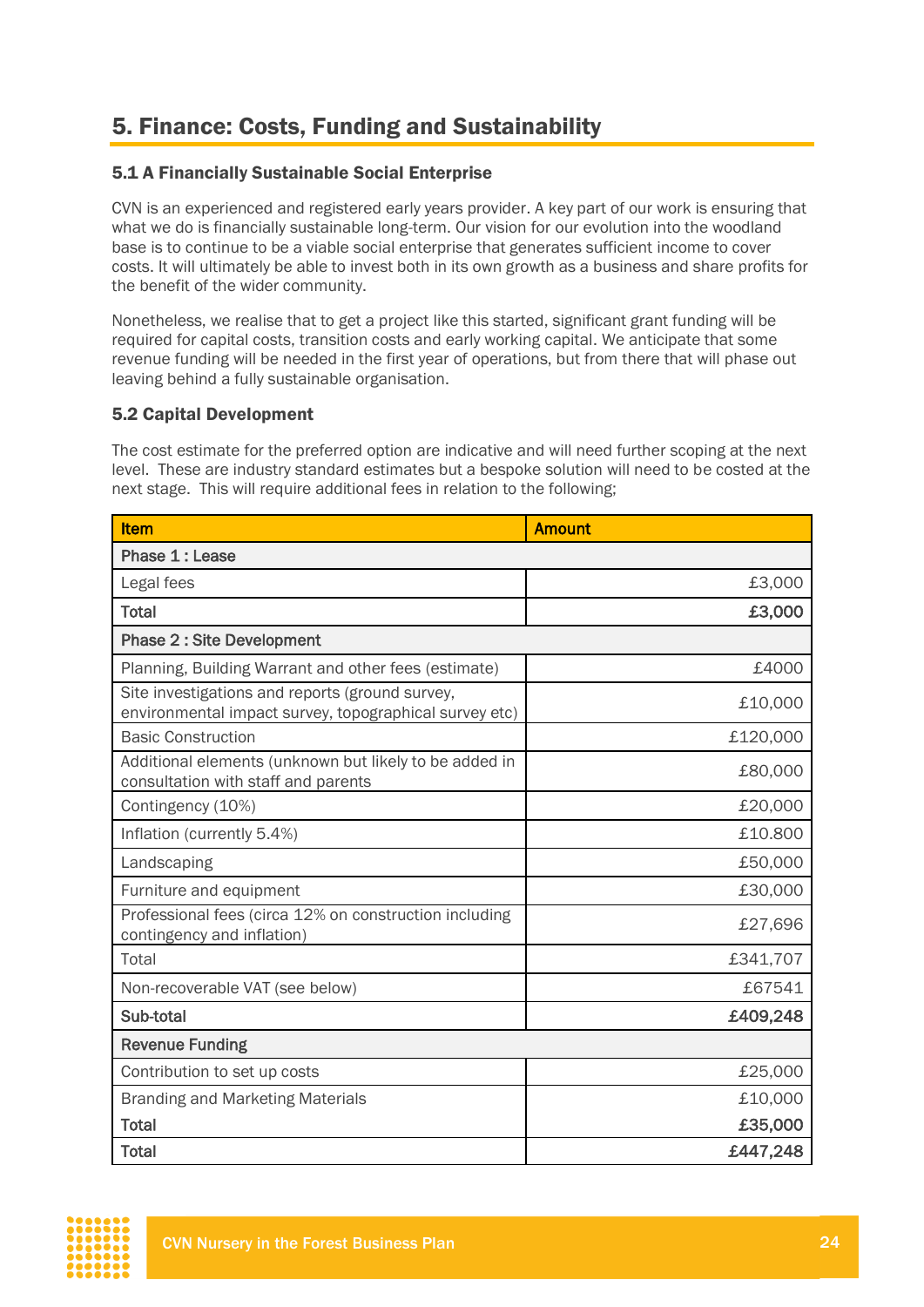## 5. Finance: Costs, Funding and Sustainability

### 5.1 A Financially Sustainable Social Enterprise

CVN is an experienced and registered early years provider. A key part of our work is ensuring that what we do is financially sustainable long-term. Our vision for our evolution into the woodland base is to continue to be a viable social enterprise that generates sufficient income to cover costs. It will ultimately be able to invest both in its own growth as a business and share profits for the benefit of the wider community.

Nonetheless, we realise that to get a project like this started, significant grant funding will be required for capital costs, transition costs and early working capital. We anticipate that some revenue funding will be needed in the first year of operations, but from there that will phase out leaving behind a fully sustainable organisation.

### 5.2 Capital Development

The cost estimate for the preferred option are indicative and will need further scoping at the next level. These are industry standard estimates but a bespoke solution will need to be costed at the next stage. This will require additional fees in relation to the following;

| Item | Amount |
|---|---|
| **Phase 1 : Lease** | |
| Legal fees | £3,000 |
| **Total** | **£3,000** |
| **Phase 2 : Site Development** | |
| Planning, Building Warrant and other fees (estimate) | £4000 |
| Site investigations and reports (ground survey, environmental impact survey, topographical survey etc) | £10,000 |
| Basic Construction | £120,000 |
| Additional elements (unknown but likely to be added in consultation with staff and parents | £80,000 |
| Contingency (10%) | £20,000 |
| Inflation (currently 5.4%) | £10.800 |
| Landscaping | £50,000 |
| Furniture and equipment | £30,000 |
| Professional fees (circa 12% on construction including contingency and inflation) | £27,696 |
| Total | £341,707 |
| Non-recoverable VAT (see below) | £67541 |
| **Sub-total** | **£409,248** |
| **Revenue Funding** | |
| Contribution to set up costs | £25,000 |
| Branding and Marketing Materials | £10,000 |
| **Total** | **£35,000** |
| **Total** | **£447,248** |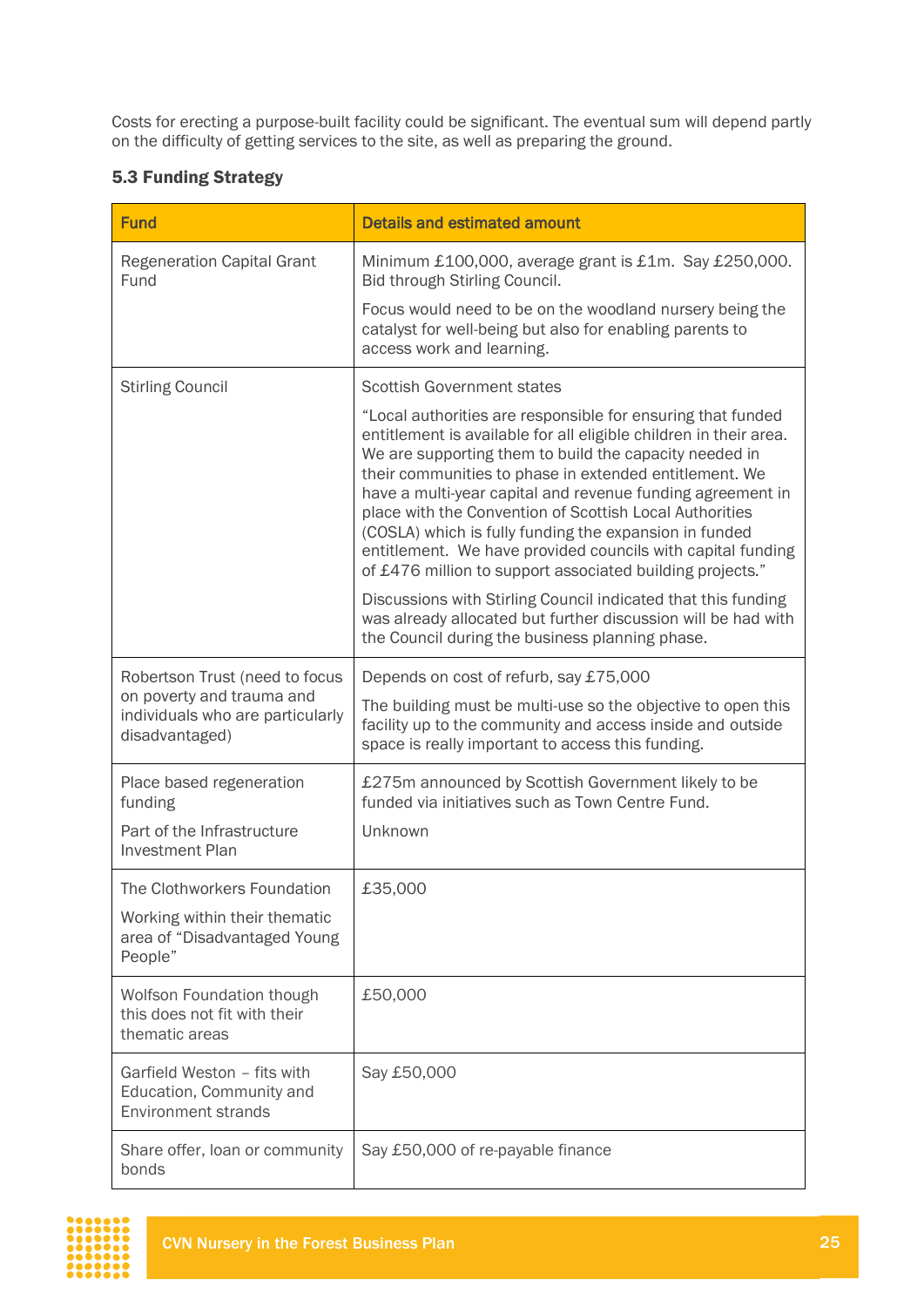Costs for erecting a purpose-built facility could be significant. The eventual sum will depend partly on the difficulty of getting services to the site, as well as preparing the ground.

### 5.3 Funding Strategy

| Fund | Details and estimated amount |
|---|---|
| Regeneration Capital Grant Fund | Minimum £100,000, average grant is £1m. Say £250,000. Bid through Stirling Council.<br><br>Focus would need to be on the woodland nursery being the catalyst for well-being but also for enabling parents to access work and learning. |
| Stirling Council | Scottish Government states<br><br>"Local authorities are responsible for ensuring that funded entitlement is available for all eligible children in their area. We are supporting them to build the capacity needed in their communities to phase in extended entitlement. We have a multi-year capital and revenue funding agreement in place with the Convention of Scottish Local Authorities (COSLA) which is fully funding the expansion in funded entitlement. We have provided councils with capital funding of £476 million to support associated building projects."<br><br>Discussions with Stirling Council indicated that this funding was already allocated but further discussion will be had with the Council during the business planning phase. |
| Robertson Trust (need to focus on poverty and trauma and individuals who are particularly disadvantaged) | Depends on cost of refurb, say £75,000<br><br>The building must be multi-use so the objective to open this facility up to the community and access inside and outside space is really important to access this funding. |
| Place based regeneration funding<br><br>Part of the Infrastructure Investment Plan | £275m announced by Scottish Government likely to be funded via initiatives such as Town Centre Fund.<br><br>Unknown |
| The Clothworkers Foundation<br><br>Working within their thematic area of "Disadvantaged Young People" | £35,000 |
| Wolfson Foundation though this does not fit with their thematic areas | £50,000 |
| Garfield Weston – fits with Education, Community and Environment strands | Say £50,000 |
| Share offer, loan or community bonds | Say £50,000 of re-payable finance |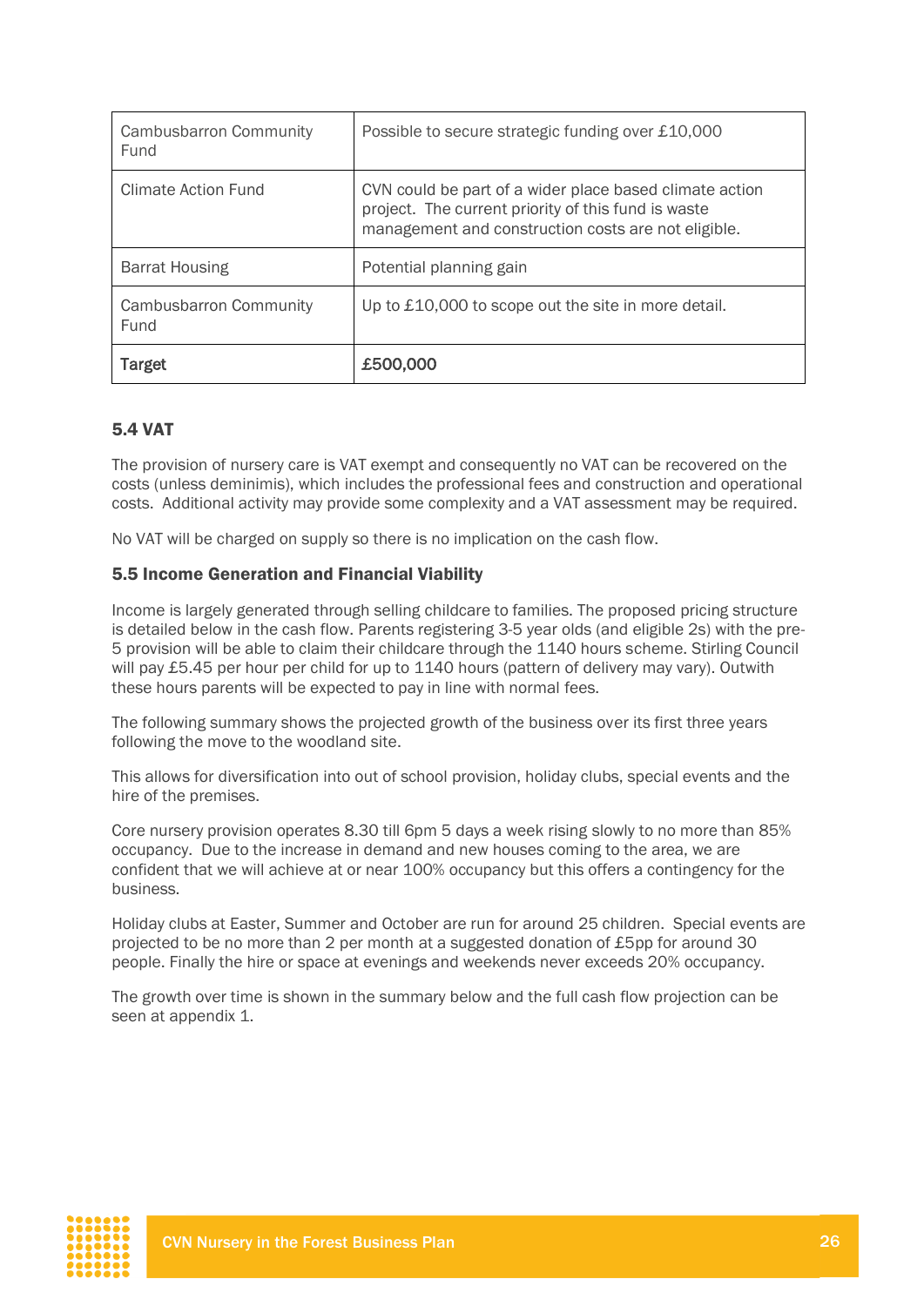| Cambusbarron Community Fund | Possible to secure strategic funding over £10,000 |
|---|---|
| Climate Action Fund | CVN could be part of a wider place based climate action project. The current priority of this fund is waste management and construction costs are not eligible. |
| Barrat Housing | Potential planning gain |
| Cambusbarron Community Fund | Up to £10,000 to scope out the site in more detail. |
| **Target** | **£500,000** |

### 5.4 VAT

The provision of nursery care is VAT exempt and consequently no VAT can be recovered on the costs (unless deminimis), which includes the professional fees and construction and operational costs. Additional activity may provide some complexity and a VAT assessment may be required.

No VAT will be charged on supply so there is no implication on the cash flow.

### 5.5 Income Generation and Financial Viability

Income is largely generated through selling childcare to families. The proposed pricing structure is detailed below in the cash flow. Parents registering 3-5 year olds (and eligible 2s) with the pre-5 provision will be able to claim their childcare through the 1140 hours scheme. Stirling Council will pay £5.45 per hour per child for up to 1140 hours (pattern of delivery may vary). Outwith these hours parents will be expected to pay in line with normal fees.

The following summary shows the projected growth of the business over its first three years following the move to the woodland site.

This allows for diversification into out of school provision, holiday clubs, special events and the hire of the premises.

Core nursery provision operates 8.30 till 6pm 5 days a week rising slowly to no more than 85% occupancy. Due to the increase in demand and new houses coming to the area, we are confident that we will achieve at or near 100% occupancy but this offers a contingency for the business.

Holiday clubs at Easter, Summer and October are run for around 25 children. Special events are projected to be no more than 2 per month at a suggested donation of £5pp for around 30 people. Finally the hire or space at evenings and weekends never exceeds 20% occupancy.

The growth over time is shown in the summary below and the full cash flow projection can be seen at appendix 1.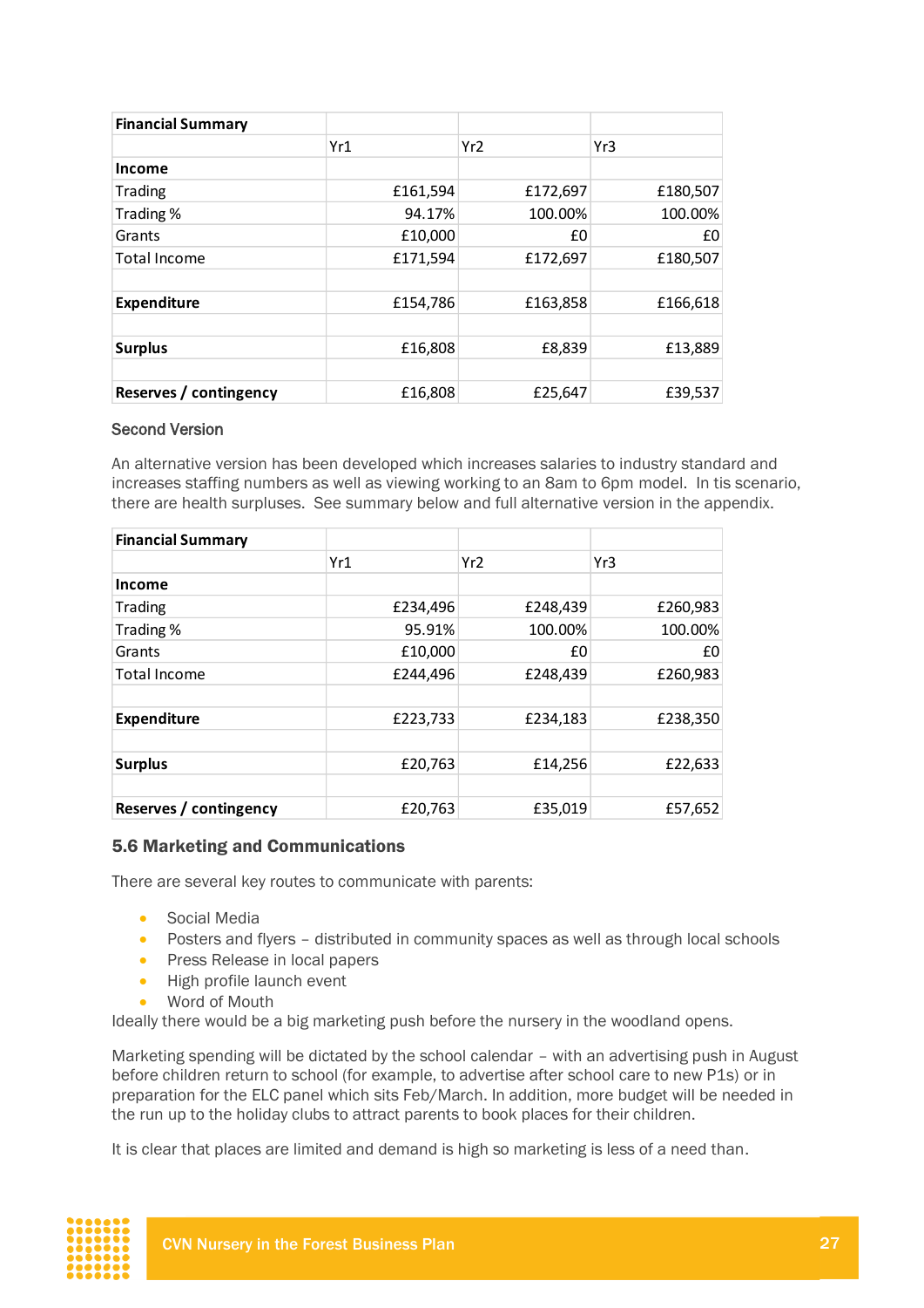| Financial Summary | | | |
|---|---|---|---|
| | Yr1 | Yr2 | Yr3 |
| **Income** | | | |
| Trading | £161,594 | £172,697 | £180,507 |
| Trading % | 94.17% | 100.00% | 100.00% |
| Grants | £10,000 | £0 | £0 |
| Total Income | £171,594 | £172,697 | £180,507 |
| | | | |
| **Expenditure** | £154,786 | £163,858 | £166,618 |
| | | | |
| **Surplus** | £16,808 | £8,839 | £13,889 |
| | | | |
| **Reserves / contingency** | £16,808 | £25,647 | £39,537 |

Second Version

An alternative version has been developed which increases salaries to industry standard and increases staffing numbers as well as viewing working to an 8am to 6pm model. In tis scenario, there are health surpluses. See summary below and full alternative version in the appendix.

| Financial Summary | | | |
|---|---|---|---|
| | Yr1 | Yr2 | Yr3 |
| **Income** | | | |
| Trading | £234,496 | £248,439 | £260,983 |
| Trading % | 95.91% | 100.00% | 100.00% |
| Grants | £10,000 | £0 | £0 |
| Total Income | £244,496 | £248,439 | £260,983 |
| | | | |
| **Expenditure** | £223,733 | £234,183 | £238,350 |
| | | | |
| **Surplus** | £20,763 | £14,256 | £22,633 |
| | | | |
| **Reserves / contingency** | £20,763 | £35,019 | £57,652 |

### 5.6 Marketing and Communications

There are several key routes to communicate with parents:

- Social Media
- Posters and flyers – distributed in community spaces as well as through local schools
- Press Release in local papers
- High profile launch event
- Word of Mouth

Ideally there would be a big marketing push before the nursery in the woodland opens.

Marketing spending will be dictated by the school calendar – with an advertising push in August before children return to school (for example, to advertise after school care to new P1s) or in preparation for the ELC panel which sits Feb/March. In addition, more budget will be needed in the run up to the holiday clubs to attract parents to book places for their children.

It is clear that places are limited and demand is high so marketing is less of a need than.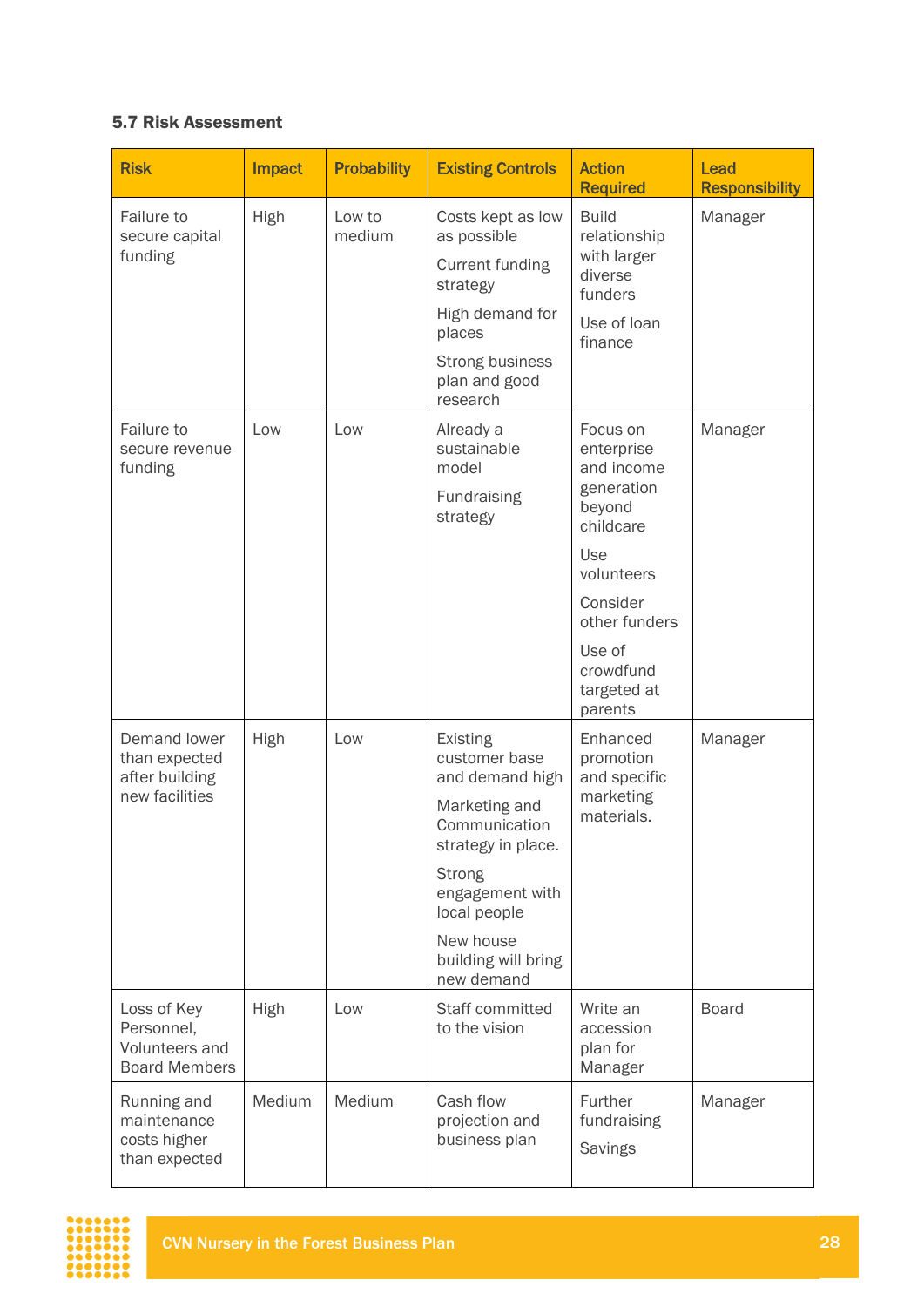### 5.7 Risk Assessment

| Risk | Impact | Probability | Existing Controls | Action Required | Lead Responsibility |
|---|---|---|---|---|---|
| Failure to secure capital funding | High | Low to medium | Costs kept as low as possible<br>Current funding strategy<br>High demand for places<br>Strong business plan and good research | Build relationship with larger diverse funders<br>Use of loan finance | Manager |
| Failure to secure revenue funding | Low | Low | Already a sustainable model<br>Fundraising strategy | Focus on enterprise and income generation beyond childcare<br>Use volunteers<br>Consider other funders<br>Use of crowdfund targeted at parents | Manager |
| Demand lower than expected after building new facilities | High | Low | Existing customer base and demand high<br>Marketing and Communication strategy in place.<br>Strong engagement with local people<br>New house building will bring new demand | Enhanced promotion and specific marketing materials. | Manager |
| Loss of Key Personnel, Volunteers and Board Members | High | Low | Staff committed to the vision | Write an accession plan for Manager | Board |
| Running and maintenance costs higher than expected | Medium | Medium | Cash flow projection and business plan | Further fundraising<br>Savings | Manager |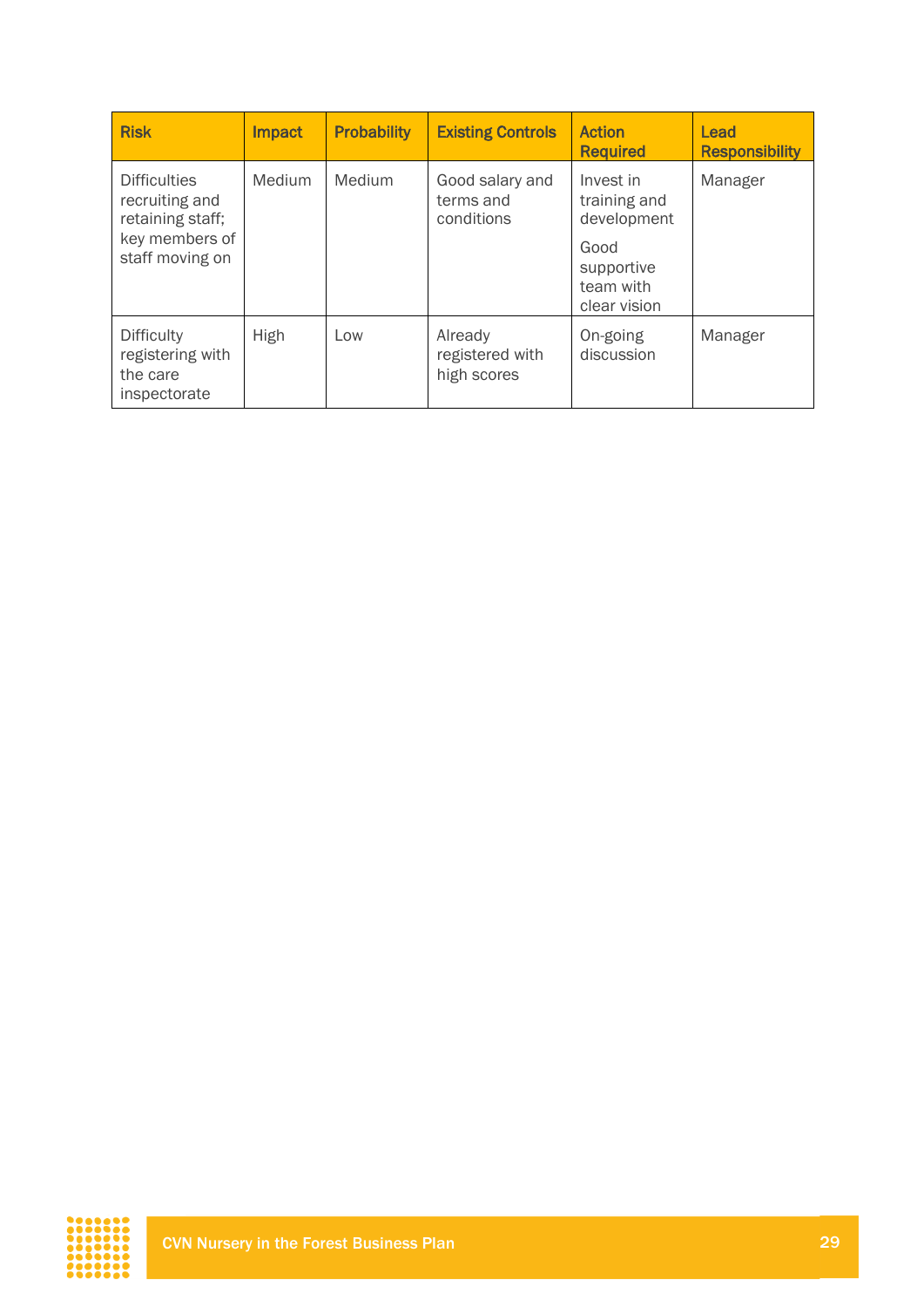| Risk | Impact | Probability | Existing Controls | Action Required | Lead Responsibility |
|---|---|---|---|---|---|
| Difficulties recruiting and retaining staff; key members of staff moving on | Medium | Medium | Good salary and terms and conditions | Invest in training and development<br><br>Good supportive team with clear vision | Manager |
| Difficulty registering with the care inspectorate | High | Low | Already registered with high scores | On-going discussion | Manager |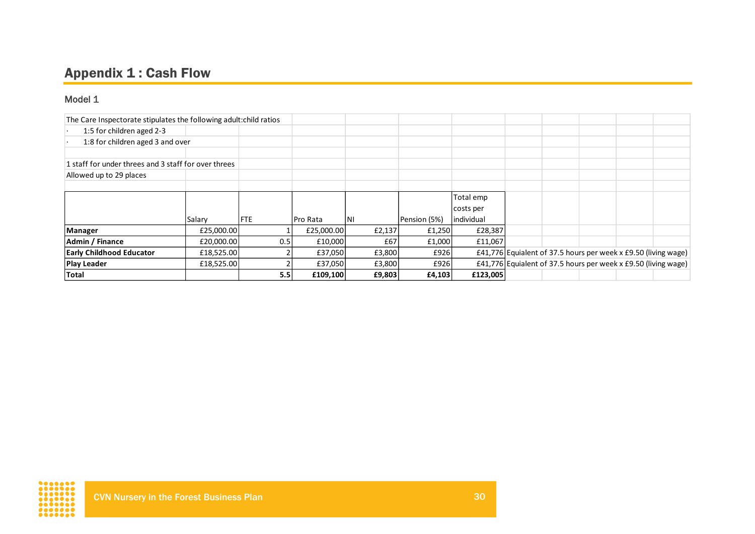## Appendix 1 : Cash Flow

### Model 1

The Care Inspectorate stipulates the following adult:child ratios

- 1:5 for children aged 2-3
- 1:8 for children aged 3 and over

1 staff for under threes and 3 staff for over threes

Allowed up to 29 places

| | Salary | FTE | Pro Rata | NI | Pension (5%) | Total emp costs per individual | |
|---|---|---|---|---|---|---|---|
| **Manager** | £25,000.00 | 1 | £25,000.00 | £2,137 | £1,250 | £28,387 | |
| **Admin / Finance** | £20,000.00 | 0.5 | £10,000 | £67 | £1,000 | £11,067 | |
| **Early Childhood Educator** | £18,525.00 | 2 | £37,050 | £3,800 | £926 | £41,776 | Equialent of 37.5 hours per week x £9.50 (living wage) |
| **Play Leader** | £18,525.00 | 2 | £37,050 | £3,800 | £926 | £41,776 | Equialent of 37.5 hours per week x £9.50 (living wage) |
| **Total** | | **5.5** | **£109,100** | **£9,803** | **£4,103** | **£123,005** | |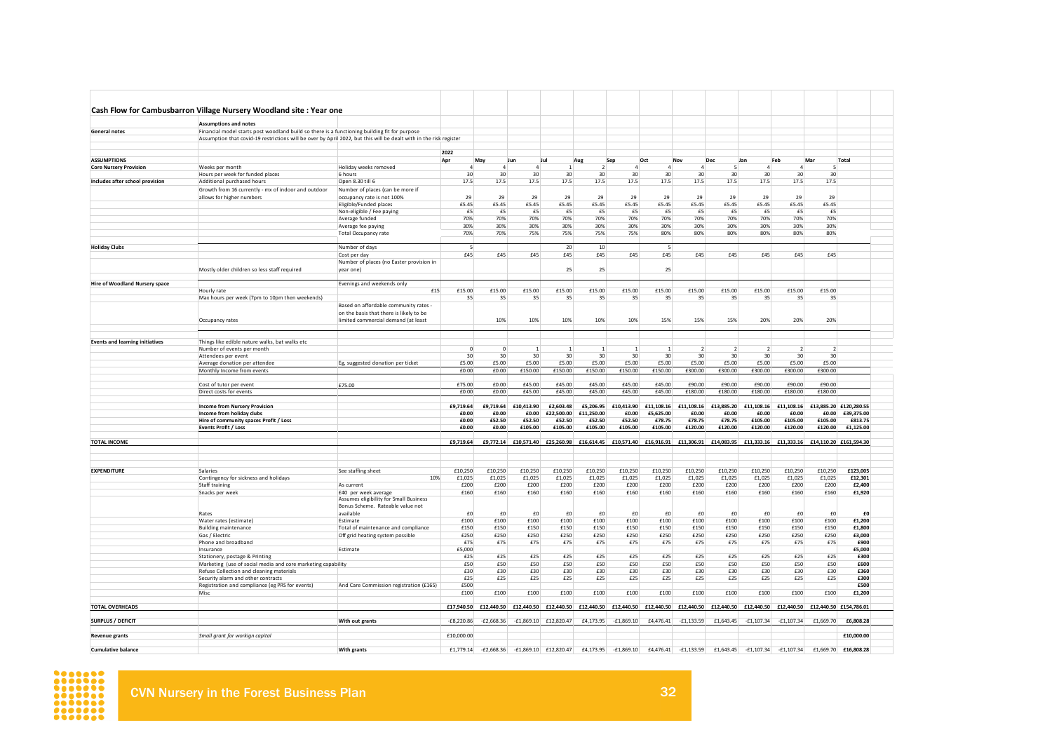## Cash Flow for Cambusbarron Village Nursery Woodland site : Year one

| | | | 2022 | | | | | | | | | | | | |
|---|---|---|---|---|---|---|---|---|---|---|---|---|---|---|---|
| | **Assumptions and notes** | | | | | | | | | | | | | | |
| **General notes** | Financial model starts post woodland build so there is a functioning building fit for purpose | | | | | | | | | | | | | | |
| | Assumption that covid-19 restrictions will be over by April 2022, but this will be dealt with in the risk register | | | | | | | | | | | | | | |
| **ASSUMPTIONS** | | | Apr | May | Jun | Jul | Aug | Sep | Oct | Nov | Dec | Jan | Feb | Mar | Total |
| **Core Nursery Provision** | Weeks per month | Holiday weeks removed | 4 | 4 | 4 | 1 | 2 | 4 | 4 | 4 | 5 | 4 | 4 | 5 | |
| | Hours per week for funded places | 6 hours | 30 | 30 | 30 | 30 | 30 | 30 | 30 | 30 | 30 | 30 | 30 | 30 | |
| **Includes after school provision** | Additional purchased hours | Open 8.30 till 6 | 17.5 | 17.5 | 17.5 | 17.5 | 17.5 | 17.5 | 17.5 | 17.5 | 17.5 | 17.5 | 17.5 | 17.5 | |
| | Growth from 16 currently - mx of indoor and outdoor allows for higher numbers | Number of places (can be more if occupancy rate is not 100% | 29 | 29 | 29 | 29 | 29 | 29 | 29 | 29 | 29 | 29 | 29 | 29 | |
| | | Eligible/Funded places | £5.45 | £5.45 | £5.45 | £5.45 | £5.45 | £5.45 | £5.45 | £5.45 | £5.45 | £5.45 | £5.45 | £5.45 | |
| | | Non-eligible / Fee paying | £5 | £5 | £5 | £5 | £5 | £5 | £5 | £5 | £5 | £5 | £5 | £5 | |
| | | Average funded | 70% | 70% | 70% | 70% | 70% | 70% | 70% | 70% | 70% | 70% | 70% | 70% | |
| | | Average fee paying | 30% | 30% | 30% | 30% | 30% | 30% | 30% | 30% | 30% | 30% | 30% | 30% | |
| | | Total Occupancy rate | 70% | 70% | 75% | 75% | 75% | 75% | 75% | 80% | 80% | 80% | 80% | 80% | |
| **Holiday Clubs** | | Number of days | 5 | | | 20 | 10 | | 5 | | | | | | |
| | | Cost per day | £45 | £45 | £45 | £45 | £45 | £45 | £45 | £45 | £45 | £45 | £45 | £45 | |
| | Mostly older children so less staff required | Number of places (no Easter provision in year one) | | | | 25 | 25 | | 25 | | | | | | |
| **Hire of Woodland Nursery space** | | Evenings and weekends only | | | | | | | | | | | | | |
| | Hourly rate | £15 | £15.00 | £15.00 | £15.00 | £15.00 | £15.00 | £15.00 | £15.00 | £15.00 | £15.00 | £15.00 | £15.00 | £15.00 | |
| | Max hours per week (7pm to 10pm then weekends) | | 35 | 35 | 35 | 35 | 35 | 35 | 35 | 35 | 35 | 35 | 35 | 35 | |
| | Occupancy rates | Based on affordable community rates - on the basis that there is likely to be limited commercial demand (at least | | 10% | 10% | 10% | 10% | 10% | 15% | 15% | 15% | 20% | 20% | 20% | |
| **Events and learning initiatives** | Things like edible nature walks, bat walks etc | | | | | | | | | | | | | | |
| | Number of events per month | | 0 | 0 | 1 | 1 | 1 | 1 | 1 | 2 | 2 | 2 | 2 | 2 | |
| | Attendees per event | | 30 | 30 | 30 | 30 | 30 | 30 | 30 | 30 | 30 | 30 | 30 | 30 | |
| | Average donation per attendee | Eg, suggested donation per ticket | £5.00 | £5.00 | £5.00 | £5.00 | £5.00 | £5.00 | £5.00 | £5.00 | £5.00 | £5.00 | £5.00 | £5.00 | |
| | Monthly Income from events | | £0.00 | £0.00 | £150.00 | £150.00 | £150.00 | £150.00 | £150.00 | £300.00 | £300.00 | £300.00 | £300.00 | £300.00 | |
| | Cost of tutor per event | £75.00 | £75.00 | £0.00 | £45.00 | £45.00 | £45.00 | £45.00 | £45.00 | £90.00 | £90.00 | £90.00 | £90.00 | £90.00 | |
| | Direct costs for events | | £0.00 | £0.00 | £45.00 | £45.00 | £45.00 | £45.00 | £45.00 | £180.00 | £180.00 | £180.00 | £180.00 | £180.00 | |
| | **Income from Nursery Provision** | | **£9,719.64** | **£9,719.64** | **£10,413.90** | **£2,603.48** | **£5,206.95** | **£10,413.90** | **£11,108.16** | **£11,108.16** | **£13,885.20** | **£11,108.16** | **£11,108.16** | **£13,885.20** | **£120,280.55** |
| | **Income from holiday clubs** | | **£0.00** | **£0.00** | **£0.00** | **£22,500.00** | **£11,250.00** | **£0.00** | **£5,625.00** | **£0.00** | **£0.00** | **£0.00** | **£0.00** | **£0.00** | **£39,375.00** |
| | **Hire of community spaces Profit / Loss** | | **£0.00** | **£52.50** | **£52.50** | **£52.50** | **£52.50** | **£52.50** | **£78.75** | **£78.75** | **£78.75** | **£105.00** | **£105.00** | **£105.00** | **£813.75** |
| | **Events Profit / Loss** | | **£0.00** | **£0.00** | **£105.00** | **£105.00** | **£105.00** | **£105.00** | **£105.00** | **£120.00** | **£120.00** | **£120.00** | **£120.00** | **£120.00** | **£1,125.00** |
| **TOTAL INCOME** | | | **£9,719.64** | **£9,772.14** | **£10,571.40** | **£25,260.98** | **£16,614.45** | **£10,571.40** | **£16,916.91** | **£11,306.91** | **£14,083.95** | **£11,333.16** | **£11,333.16** | **£14,110.20** | **£161,594.30** |
| **EXPENDITURE** | Salaries | See staffing sheet | £10,250 | £10,250 | £10,250 | £10,250 | £10,250 | £10,250 | £10,250 | £10,250 | £10,250 | £10,250 | £10,250 | £10,250 | **£123,005** |
| | Contingency for sickness and holidays | 10% | £1,025 | £1,025 | £1,025 | £1,025 | £1,025 | £1,025 | £1,025 | £1,025 | £1,025 | £1,025 | £1,025 | £1,025 | **£12,301** |
| | Staff training | As current | £200 | £200 | £200 | £200 | £200 | £200 | £200 | £200 | £200 | £200 | £200 | £200 | **£2,400** |
| | Snacks per week | £40 per week average | £160 | £160 | £160 | £160 | £160 | £160 | £160 | £160 | £160 | £160 | £160 | £160 | **£1,920** |
| | Rates | Assumes eligibility for Small Business Bonus Scheme. Rateable value not available | £0 | £0 | £0 | £0 | £0 | £0 | £0 | £0 | £0 | £0 | £0 | £0 | **£0** |
| | Water rates (estimate) | Estimate | £100 | £100 | £100 | £100 | £100 | £100 | £100 | £100 | £100 | £100 | £100 | £100 | **£1,200** |
| | Building maintenance | Total of maintenance and compliance | £150 | £150 | £150 | £150 | £150 | £150 | £150 | £150 | £150 | £150 | £150 | £150 | **£1,800** |
| | Gas / Electric | Off grid heating system possible | £250 | £250 | £250 | £250 | £250 | £250 | £250 | £250 | £250 | £250 | £250 | £250 | **£3,000** |
| | Phone and broadband | | £75 | £75 | £75 | £75 | £75 | £75 | £75 | £75 | £75 | £75 | £75 | £75 | **£900** |
| | Insurance | Estimate | £5,000 | | | | | | | | | | | | **£5,000** |
| | Stationery, postage & Printing | | £25 | £25 | £25 | £25 | £25 | £25 | £25 | £25 | £25 | £25 | £25 | £25 | **£300** |
| | Marketing (use of social media and core marketing capability | | £50 | £50 | £50 | £50 | £50 | £50 | £50 | £50 | £50 | £50 | £50 | £50 | **£600** |
| | Refuse Collection and cleaning materials | | £30 | £30 | £30 | £30 | £30 | £30 | £30 | £30 | £30 | £30 | £30 | £30 | **£360** |
| | Security alarm and other contracts | | £25 | £25 | £25 | £25 | £25 | £25 | £25 | £25 | £25 | £25 | £25 | £25 | **£300** |
| | Registration and compliance (eg PRS for events) | And Care Commission registration (£165) | £500 | | | | | | | | | | | | **£500** |
| | Misc | | £100 | £100 | £100 | £100 | £100 | £100 | £100 | £100 | £100 | £100 | £100 | £100 | **£1,200** |
| **TOTAL OVERHEADS** | | | **£17,940.50** | **£12,440.50** | **£12,440.50** | **£12,440.50** | **£12,440.50** | **£12,440.50** | **£12,440.50** | **£12,440.50** | **£12,440.50** | **£12,440.50** | **£12,440.50** | **£12,440.50** | **£154,786.01** |
| **SURPLUS / DEFICIT** | | **With out grants** | -£8,220.86 | -£2,668.36 | -£1,869.10 | £12,820.47 | £4,173.95 | -£1,869.10 | £4,476.41 | -£1,133.59 | £1,643.45 | -£1,107.34 | -£1,107.34 | £1,669.70 | **£6,808.28** |
| **Revenue grants** | *Small grant for workign capital* | | £10,000.00 | | | | | | | | | | | | **£10,000.00** |
| **Cumulative balance** | | **With grants** | £1,779.14 | -£2,668.36 | -£1,869.10 | £12,820.47 | £4,173.95 | -£1,869.10 | £4,476.41 | -£1,133.59 | £1,643.45 | -£1,107.34 | -£1,107.34 | £1,669.70 | **£16,808.28** |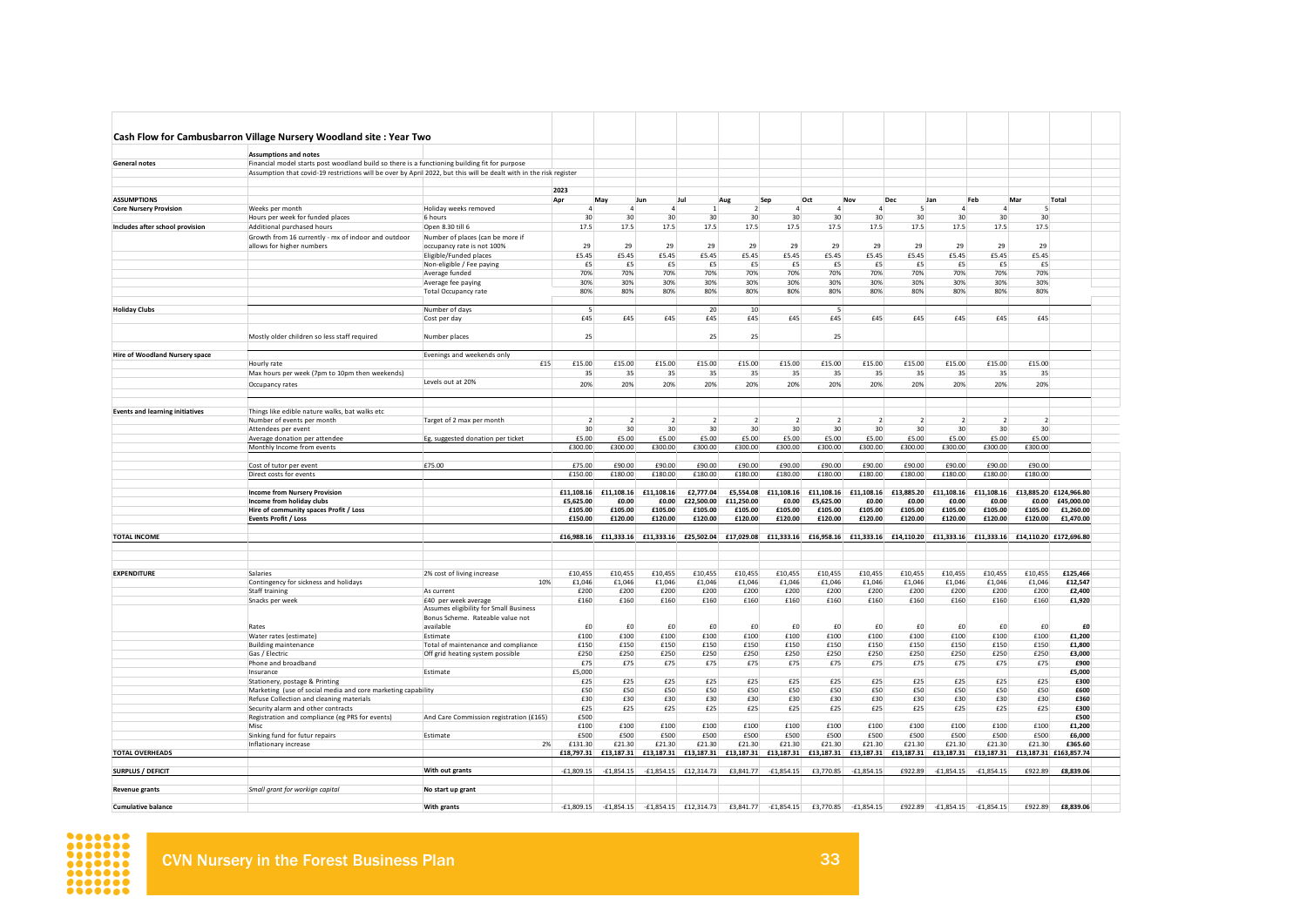## Cash Flow for Cambusbarron Village Nursery Woodland site : Year Two

| | Assumptions and notes | | | | | | | | | | | | | | |
|---|---|---|---|---|---|---|---|---|---|---|---|---|---|---|---|
| General notes | Financial model starts post woodland build so there is a functioning building fit for purpose | | | | | | | | | | | | | | |
| | Assumption that covid-19 restrictions will be over by April 2022, but this will be dealt with in the risk register | | | | | | | | | | | | | | |
| | | | 2023 | | | | | | | | | | | | |
| ASSUMPTIONS | | | Apr | May | Jun | Jul | Aug | Sep | Oct | Nov | Dec | Jan | Feb | Mar | Total |
| Core Nursery Provision | Weeks per month | Holiday weeks removed | 4 | 4 | 4 | 1 | 2 | 4 | 4 | 4 | 5 | 4 | 4 | 5 | |
| | Hours per week for funded places | 6 hours | 30 | 30 | 30 | 30 | 30 | 30 | 30 | 30 | 30 | 30 | 30 | 30 | |
| Includes after school provision | Additional purchased hours | Open 8.30 till 6 | 17.5 | 17.5 | 17.5 | 17.5 | 17.5 | 17.5 | 17.5 | 17.5 | 17.5 | 17.5 | 17.5 | 17.5 | |
| | Growth from 16 currently - mx of indoor and outdoor allows for higher numbers | Number of places (can be more if occupancy rate is not 100% | 29 | 29 | 29 | 29 | 29 | 29 | 29 | 29 | 29 | 29 | 29 | 29 | |
| | | Eligible/Funded places | £5.45 | £5.45 | £5.45 | £5.45 | £5.45 | £5.45 | £5.45 | £5.45 | £5.45 | £5.45 | £5.45 | £5.45 | |
| | | Non-eligible / Fee paying | £5 | £5 | £5 | £5 | £5 | £5 | £5 | £5 | £5 | £5 | £5 | £5 | |
| | | Average funded | 70% | 70% | 70% | 70% | 70% | 70% | 70% | 70% | 70% | 70% | 70% | 70% | |
| | | Average fee paying | 30% | 30% | 30% | 30% | 30% | 30% | 30% | 30% | 30% | 30% | 30% | 30% | |
| | | Total Occupancy rate | 80% | 80% | 80% | 80% | 80% | 80% | 80% | 80% | 80% | 80% | 80% | 80% | |
| Holiday Clubs | | Number of days | 5 | | | 20 | 10 | | 5 | | | | | | |
| | | Cost per day | £45 | £45 | £45 | £45 | £45 | £45 | £45 | £45 | £45 | £45 | £45 | £45 | |
| | Mostly older children so less staff required | Number places | 25 | | | 25 | 25 | | 25 | | | | | | |
| Hire of Woodland Nursery space | | Evenings and weekends only | | | | | | | | | | | | | |
| | Hourly rate | £15 | £15.00 | £15.00 | £15.00 | £15.00 | £15.00 | £15.00 | £15.00 | £15.00 | £15.00 | £15.00 | £15.00 | £15.00 | |
| | Max hours per week (7pm to 10pm then weekends) | | 35 | 35 | 35 | 35 | 35 | 35 | 35 | 35 | 35 | 35 | 35 | 35 | |
| | Occupancy rates | Levels out at 20% | 20% | 20% | 20% | 20% | 20% | 20% | 20% | 20% | 20% | 20% | 20% | 20% | |
| Events and learning initiatives | Things like edible nature walks, bat walks etc | | | | | | | | | | | | | | |
| | Number of events per month | Target of 2 max per month | 2 | 2 | 2 | 2 | 2 | 2 | 2 | 2 | 2 | 2 | 2 | 2 | |
| | Attendees per event | | 30 | 30 | 30 | 30 | 30 | 30 | 30 | 30 | 30 | 30 | 30 | 30 | |
| | Average donation per attendee | Eg. suggested donation per ticket | £5.00 | £5.00 | £5.00 | £5.00 | £5.00 | £5.00 | £5.00 | £5.00 | £5.00 | £5.00 | £5.00 | £5.00 | |
| | Monthly Income from events | | £300.00 | £300.00 | £300.00 | £300.00 | £300.00 | £300.00 | £300.00 | £300.00 | £300.00 | £300.00 | £300.00 | £300.00 | |
| | Cost of tutor per event | £75.00 | £75.00 | £90.00 | £90.00 | £90.00 | £90.00 | £90.00 | £90.00 | £90.00 | £90.00 | £90.00 | £90.00 | £90.00 | |
| | Direct costs for events | | £150.00 | £180.00 | £180.00 | £180.00 | £180.00 | £180.00 | £180.00 | £180.00 | £180.00 | £180.00 | £180.00 | £180.00 | |
| | **Income from Nursery Provision** | | **£11,108.16** | **£11,108.16** | **£11,108.16** | **£2,777.04** | **£5,554.08** | **£11,108.16** | **£11,108.16** | **£11,108.16** | **£13,885.20** | **£11,108.16** | **£11,108.16** | **£13,885.20** | **£124,966.80** |
| | **Income from holiday clubs** | | **£5,625.00** | **£0.00** | **£0.00** | **£22,500.00** | **£11,250.00** | **£0.00** | **£5,625.00** | **£0.00** | **£0.00** | **£0.00** | **£0.00** | **£0.00** | **£45,000.00** |
| | **Hire of community spaces Profit / Loss** | | **£105.00** | **£105.00** | **£105.00** | **£105.00** | **£105.00** | **£105.00** | **£105.00** | **£105.00** | **£105.00** | **£105.00** | **£105.00** | **£105.00** | **£1,260.00** |
| | **Events Profit / Loss** | | **£150.00** | **£120.00** | **£120.00** | **£120.00** | **£120.00** | **£120.00** | **£120.00** | **£120.00** | **£120.00** | **£120.00** | **£120.00** | **£120.00** | **£1,470.00** |
| **TOTAL INCOME** | | | **£16,988.16** | **£11,333.16** | **£11,333.16** | **£25,502.04** | **£17,029.08** | **£11,333.16** | **£16,958.16** | **£11,333.16** | **£14,110.20** | **£11,333.16** | **£11,333.16** | **£14,110.20** | **£172,696.80** |
| **EXPENDITURE** | Salaries | 2% cost of living increase | £10,455 | £10,455 | £10,455 | £10,455 | £10,455 | £10,455 | £10,455 | £10,455 | £10,455 | £10,455 | £10,455 | £10,455 | **£125,466** |
| | Contingency for sickness and holidays | 10% | £1,046 | £1,046 | £1,046 | £1,046 | £1,046 | £1,046 | £1,046 | £1,046 | £1,046 | £1,046 | £1,046 | £1,046 | **£12,547** |
| | Staff training | As current | £200 | £200 | £200 | £200 | £200 | £200 | £200 | £200 | £200 | £200 | £200 | £200 | **£2,400** |
| | Snacks per week | £40 per week average | £160 | £160 | £160 | £160 | £160 | £160 | £160 | £160 | £160 | £160 | £160 | £160 | **£1,920** |
| | Rates | Assumes eligibility for Small Business Bonus Scheme. Rateable value not available | £0 | £0 | £0 | £0 | £0 | £0 | £0 | £0 | £0 | £0 | £0 | £0 | **£0** |
| | Water rates (estimate) | Estimate | £100 | £100 | £100 | £100 | £100 | £100 | £100 | £100 | £100 | £100 | £100 | £100 | **£1,200** |
| | Building maintenance | Total of maintenance and compliance | £150 | £150 | £150 | £150 | £150 | £150 | £150 | £150 | £150 | £150 | £150 | £150 | **£1,800** |
| | Gas / Electric | Off grid heating system possible | £250 | £250 | £250 | £250 | £250 | £250 | £250 | £250 | £250 | £250 | £250 | £250 | **£3,000** |
| | Phone and broadband | | £75 | £75 | £75 | £75 | £75 | £75 | £75 | £75 | £75 | £75 | £75 | £75 | **£900** |
| | Insurance | Estimate | £5,000 | | | | | | | | | | | | **£5,000** |
| | Stationery, postage & Printing | | £25 | £25 | £25 | £25 | £25 | £25 | £25 | £25 | £25 | £25 | £25 | £25 | **£300** |
| | Marketing (use of social media and core marketing capability | | £50 | £50 | £50 | £50 | £50 | £50 | £50 | £50 | £50 | £50 | £50 | £50 | **£600** |
| | Refuse Collection and cleaning materials | | £30 | £30 | £30 | £30 | £30 | £30 | £30 | £30 | £30 | £30 | £30 | £30 | **£360** |
| | Security alarm and other contracts | | £25 | £25 | £25 | £25 | £25 | £25 | £25 | £25 | £25 | £25 | £25 | £25 | **£300** |
| | Registration and compliance (eg PRS for events) | And Care Commission registration (£165) | £500 | | | | | | | | | | | | **£500** |
| | Misc | | £100 | £100 | £100 | £100 | £100 | £100 | £100 | £100 | £100 | £100 | £100 | £100 | **£1,200** |
| | Sinking fund for futur repairs | Estimate | £500 | £500 | £500 | £500 | £500 | £500 | £500 | £500 | £500 | £500 | £500 | £500 | **£6,000** |
| | Inflationary increase | 2% | £131.30 | £21.30 | £21.30 | £21.30 | £21.30 | £21.30 | £21.30 | £21.30 | £21.30 | £21.30 | £21.30 | £21.30 | **£365.60** |
| **TOTAL OVERHEADS** | | | £18,797.31 | £13,187.31 | £13,187.31 | £13,187.31 | £13,187.31 | £13,187.31 | £13,187.31 | £13,187.31 | £13,187.31 | £13,187.31 | £13,187.31 | £13,187.31 | £163,857.74 |
| **SURPLUS / DEFICIT** | | **With out grants** | -£1,809.15 | -£1,854.15 | -£1,854.15 | £12,314.73 | £3,841.77 | -£1,854.15 | £3,770.85 | -£1,854.15 | £922.89 | -£1,854.15 | -£1,854.15 | £922.89 | **£8,839.06** |
| **Revenue grants** | *Small grant for workign capital* | **No start up grant** | | | | | | | | | | | | | |
| **Cumulative balance** | | **With grants** | -£1,809.15 | -£1,854.15 | -£1,854.15 | £12,314.73 | £3,841.77 | -£1,854.15 | £3,770.85 | -£1,854.15 | £922.89 | -£1,854.15 | -£1,854.15 | £922.89 | **£8,839.06** |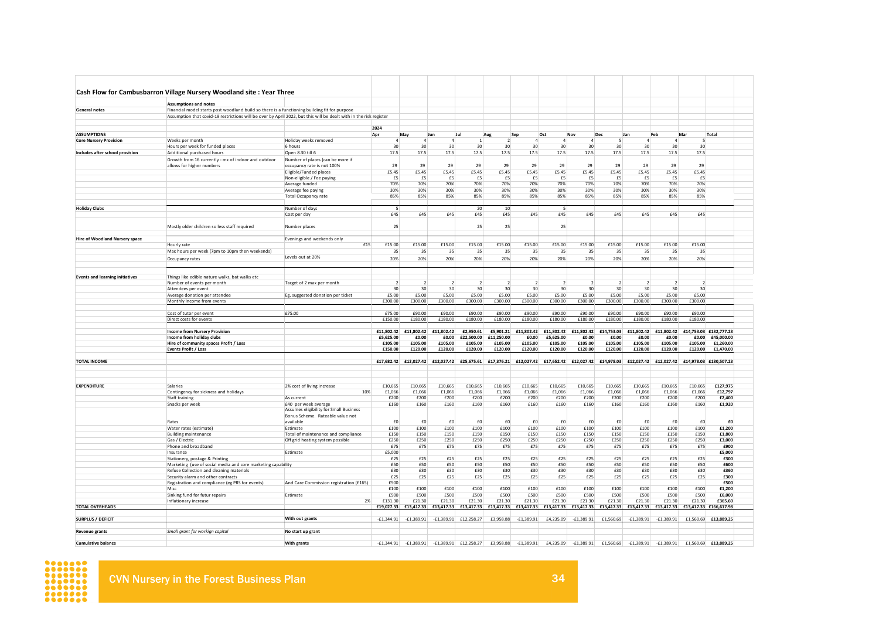# Cash Flow for Cambusbarron Village Nursery Woodland site : Year Three

| | | | Apr | May | Jun | Jul | Aug | Sep | Oct | Nov | Dec | Jan | Feb | Mar | Total |
|---|---|---|---|---|---|---|---|---|---|---|---|---|---|---|---|
| | **Assumptions and notes** | | | | | | | | | | | | | | |
| **General notes** | Financial model starts post woodland build so there is a functioning building fit for purpose | | | | | | | | | | | | | | |
| | Assumption that covid-19 restrictions will be over by April 2022, but this will be dealt with in the risk register | | | | | | | | | | | | | | |
| | | | 2024 | | | | | | | | | | | | |
| **ASSUMPTIONS** | | | Apr | May | Jun | Jul | Aug | Sep | Oct | Nov | Dec | Jan | Feb | Mar | Total |
| **Core Nursery Provision** | Weeks per month | Holiday weeks removed | 4 | 4 | 4 | 1 | 2 | 4 | 4 | 4 | 5 | 4 | 4 | 5 | |
| | Hours per week for funded places | 6 hours | 30 | 30 | 30 | 30 | 30 | 30 | 30 | 30 | 30 | 30 | 30 | 30 | |
| **Includes after school provision** | Additional purchased hours | Open 8.30 till 6 | 17.5 | 17.5 | 17.5 | 17.5 | 17.5 | 17.5 | 17.5 | 17.5 | 17.5 | 17.5 | 17.5 | 17.5 | |
| | Growth from 16 currently - mx of indoor and outdoor allows for higher numbers | Number of places (can be more if occupancy rate is not 100% | 29 | 29 | 29 | 29 | 29 | 29 | 29 | 29 | 29 | 29 | 29 | 29 | |
| | | Eligible/Funded places | £5.45 | £5.45 | £5.45 | £5.45 | £5.45 | £5.45 | £5.45 | £5.45 | £5.45 | £5.45 | £5.45 | £5.45 | |
| | | Non-eligible / Fee paying | £5 | £5 | £5 | £5 | £5 | £5 | £5 | £5 | £5 | £5 | £5 | £5 | |
| | | Average funded | 70% | 70% | 70% | 70% | 70% | 70% | 70% | 70% | 70% | 70% | 70% | 70% | |
| | | Average fee paying | 30% | 30% | 30% | 30% | 30% | 30% | 30% | 30% | 30% | 30% | 30% | 30% | |
| | | Total Occupancy rate | 85% | 85% | 85% | 85% | 85% | 85% | 85% | 85% | 85% | 85% | 85% | 85% | |
| **Holiday Clubs** | | Number of days | 5 | | | 20 | 10 | | 5 | | | | | | |
| | | Cost per day | £45 | £45 | £45 | £45 | £45 | £45 | £45 | £45 | £45 | £45 | £45 | £45 | |
| | Mostly older children so less staff required | Number places | 25 | | | 25 | 25 | | 25 | | | | | | |
| **Hire of Woodland Nursery space** | | Evenings and weekends only | | | | | | | | | | | | | |
| | Hourly rate | £15 | £15.00 | £15.00 | £15.00 | £15.00 | £15.00 | £15.00 | £15.00 | £15.00 | £15.00 | £15.00 | £15.00 | £15.00 | |
| | Max hours per week (7pm to 10pm then weekends) | | 35 | 35 | 35 | 35 | 35 | 35 | 35 | 35 | 35 | 35 | 35 | 35 | |
| | Occupancy rates | Levels out at 20% | 20% | 20% | 20% | 20% | 20% | 20% | 20% | 20% | 20% | 20% | 20% | 20% | |
| **Events and learning initiatives** | Things like edible nature walks, bat walks etc | | | | | | | | | | | | | | |
| | Number of events per month | Target of 2 max per month | 2 | 2 | 2 | 2 | 2 | 2 | 2 | 2 | 2 | 2 | 2 | 2 | |
| | Attendees per event | | 30 | 30 | 30 | 30 | 30 | 30 | 30 | 30 | 30 | 30 | 30 | 30 | |
| | Average donation per attendee | Eg, suggested donation per ticket | £5.00 | £5.00 | £5.00 | £5.00 | £5.00 | £5.00 | £5.00 | £5.00 | £5.00 | £5.00 | £5.00 | £5.00 | |
| | Monthly Income from events | | £300.00 | £300.00 | £300.00 | £300.00 | £300.00 | £300.00 | £300.00 | £300.00 | £300.00 | £300.00 | £300.00 | £300.00 | |
| | Cost of tutor per event | £75.00 | £75.00 | £90.00 | £90.00 | £90.00 | £90.00 | £90.00 | £90.00 | £90.00 | £90.00 | £90.00 | £90.00 | £90.00 | |
| | Direct costs for events | | £150.00 | £180.00 | £180.00 | £180.00 | £180.00 | £180.00 | £180.00 | £180.00 | £180.00 | £180.00 | £180.00 | £180.00 | |
| | **Income from Nursery Provision** | | **£11,802.42** | **£11,802.42** | **£11,802.42** | **£2,950.61** | **£5,901.21** | **£11,802.42** | **£11,802.42** | **£11,802.42** | **£14,753.03** | **£11,802.42** | **£11,802.42** | **£14,753.03** | **£132,777.23** |
| | **Income from holiday clubs** | | **£5,625.00** | **£0.00** | **£0.00** | **£22,500.00** | **£11,250.00** | **£0.00** | **£5,625.00** | **£0.00** | **£0.00** | **£0.00** | **£0.00** | **£0.00** | **£45,000.00** |
| | **Hire of community spaces Profit / Loss** | | **£105.00** | **£105.00** | **£105.00** | **£105.00** | **£105.00** | **£105.00** | **£105.00** | **£105.00** | **£105.00** | **£105.00** | **£105.00** | **£105.00** | **£1,260.00** |
| | **Events Profit / Loss** | | **£150.00** | **£120.00** | **£120.00** | **£120.00** | **£120.00** | **£120.00** | **£120.00** | **£120.00** | **£120.00** | **£120.00** | **£120.00** | **£120.00** | **£1,470.00** |
| **TOTAL INCOME** | | | **£17,682.42** | **£12,027.42** | **£12,027.42** | **£25,675.61** | **£17,376.21** | **£12,027.42** | **£17,652.42** | **£12,027.42** | **£14,978.03** | **£12,027.42** | **£12,027.42** | **£14,978.03** | **£180,507.23** |
| **EXPENDITURE** | Salaries | 2% cost of living increase | £10,665 | £10,665 | £10,665 | £10,665 | £10,665 | £10,665 | £10,665 | £10,665 | £10,665 | £10,665 | £10,665 | £10,665 | **£127,975** |
| | Contingency for sickness and holidays | 10% | £1,066 | £1,066 | £1,066 | £1,066 | £1,066 | £1,066 | £1,066 | £1,066 | £1,066 | £1,066 | £1,066 | £1,066 | **£12,797** |
| | Staff training | As current | £200 | £200 | £200 | £200 | £200 | £200 | £200 | £200 | £200 | £200 | £200 | £200 | **£2,400** |
| | Snacks per week | £40 per week average | £160 | £160 | £160 | £160 | £160 | £160 | £160 | £160 | £160 | £160 | £160 | £160 | **£1,920** |
| | Rates | Assumes eligibility for Small Business Bonus Scheme. Rateable value not available | £0 | £0 | £0 | £0 | £0 | £0 | £0 | £0 | £0 | £0 | £0 | £0 | **£0** |
| | Water rates (estimate) | Estimate | £100 | £100 | £100 | £100 | £100 | £100 | £100 | £100 | £100 | £100 | £100 | £100 | **£1,200** |
| | Building maintenance | Total of maintenance and compliance | £150 | £150 | £150 | £150 | £150 | £150 | £150 | £150 | £150 | £150 | £150 | £150 | **£1,800** |
| | Gas / Electric | Off grid heating system possible | £250 | £250 | £250 | £250 | £250 | £250 | £250 | £250 | £250 | £250 | £250 | £250 | **£3,000** |
| | Phone and broadband | | £75 | £75 | £75 | £75 | £75 | £75 | £75 | £75 | £75 | £75 | £75 | £75 | **£900** |
| | Insurance | Estimate | £5,000 | | | | | | | | | | | | **£5,000** |
| | Stationery, postage & Printing | | £25 | £25 | £25 | £25 | £25 | £25 | £25 | £25 | £25 | £25 | £25 | £25 | **£300** |
| | Marketing (use of social media and core marketing capability | | £50 | £50 | £50 | £50 | £50 | £50 | £50 | £50 | £50 | £50 | £50 | £50 | **£600** |
| | Refuse Collection and cleaning materials | | £30 | £30 | £30 | £30 | £30 | £30 | £30 | £30 | £30 | £30 | £30 | £30 | **£360** |
| | Security alarm and other contracts | | £25 | £25 | £25 | £25 | £25 | £25 | £25 | £25 | £25 | £25 | £25 | £25 | **£300** |
| | Registration and compliance (eg PRS for events) | And Care Commission registration (£165) | £500 | | | | | | | | | | | | **£500** |
| | Misc | | £100 | £100 | £100 | £100 | £100 | £100 | £100 | £100 | £100 | £100 | £100 | £100 | **£1,200** |
| | Sinking fund for futur repairs | Estimate | £500 | £500 | £500 | £500 | £500 | £500 | £500 | £500 | £500 | £500 | £500 | £500 | **£6,000** |
| | Inflationary increase | 2% | £131.30 | £21.30 | £21.30 | £21.30 | £21.30 | £21.30 | £21.30 | £21.30 | £21.30 | £21.30 | £21.30 | £21.30 | **£365.60** |
| **TOTAL OVERHEADS** | | | **£19,027.33** | **£13,417.33** | **£13,417.33** | **£13,417.33** | **£13,417.33** | **£13,417.33** | **£13,417.33** | **£13,417.33** | **£13,417.33** | **£13,417.33** | **£13,417.33** | **£13,417.33** | **£166,617.98** |
| **SURPLUS / DEFICIT** | | **With out grants** | -£1,344.91 | -£1,389.91 | -£1,389.91 | £12,258.27 | £3,958.88 | -£1,389.91 | £4,235.09 | -£1,389.91 | £1,560.69 | -£1,389.91 | -£1,389.91 | £1,560.69 | **£13,889.25** |
| **Revenue grants** | *Small grant for workign capital* | **No start up grant** | | | | | | | | | | | | | |
| **Cumulative balance** | | **With grants** | -£1,344.91 | -£1,389.91 | -£1,389.91 | £12,258.27 | £3,958.88 | -£1,389.91 | £4,235.09 | -£1,389.91 | £1,560.69 | -£1,389.91 | -£1,389.91 | £1,560.69 | **£13,889.25** |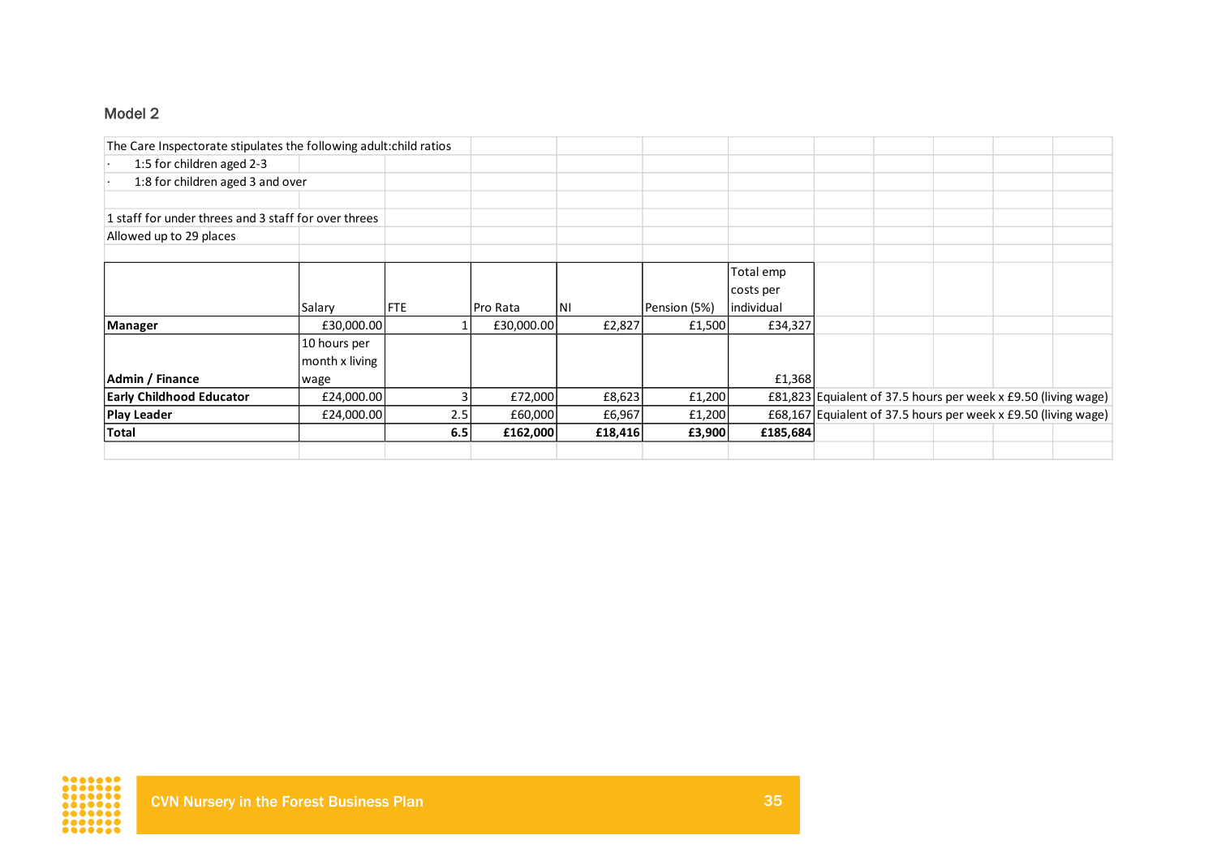## Model 2

The Care Inspectorate stipulates the following adult:child ratios

- 1:5 for children aged 2-3
- 1:8 for children aged 3 and over

1 staff for under threes and 3 staff for over threes

Allowed up to 29 places

| | Salary | FTE | Pro Rata | NI | Pension (5%) | Total emp costs per individual | |
|---|---|---|---|---|---|---|---|
| **Manager** | £30,000.00 | 1 | £30,000.00 | £2,827 | £1,500 | £34,327 | |
| **Admin / Finance** | 10 hours per month x living wage | | | | | £1,368 | |
| **Early Childhood Educator** | £24,000.00 | 3 | £72,000 | £8,623 | £1,200 | £81,823 | Equialent of 37.5 hours per week x £9.50 (living wage) |
| **Play Leader** | £24,000.00 | 2.5 | £60,000 | £6,967 | £1,200 | £68,167 | Equialent of 37.5 hours per week x £9.50 (living wage) |
| **Total** | | **6.5** | **£162,000** | **£18,416** | **£3,900** | **£185,684** | |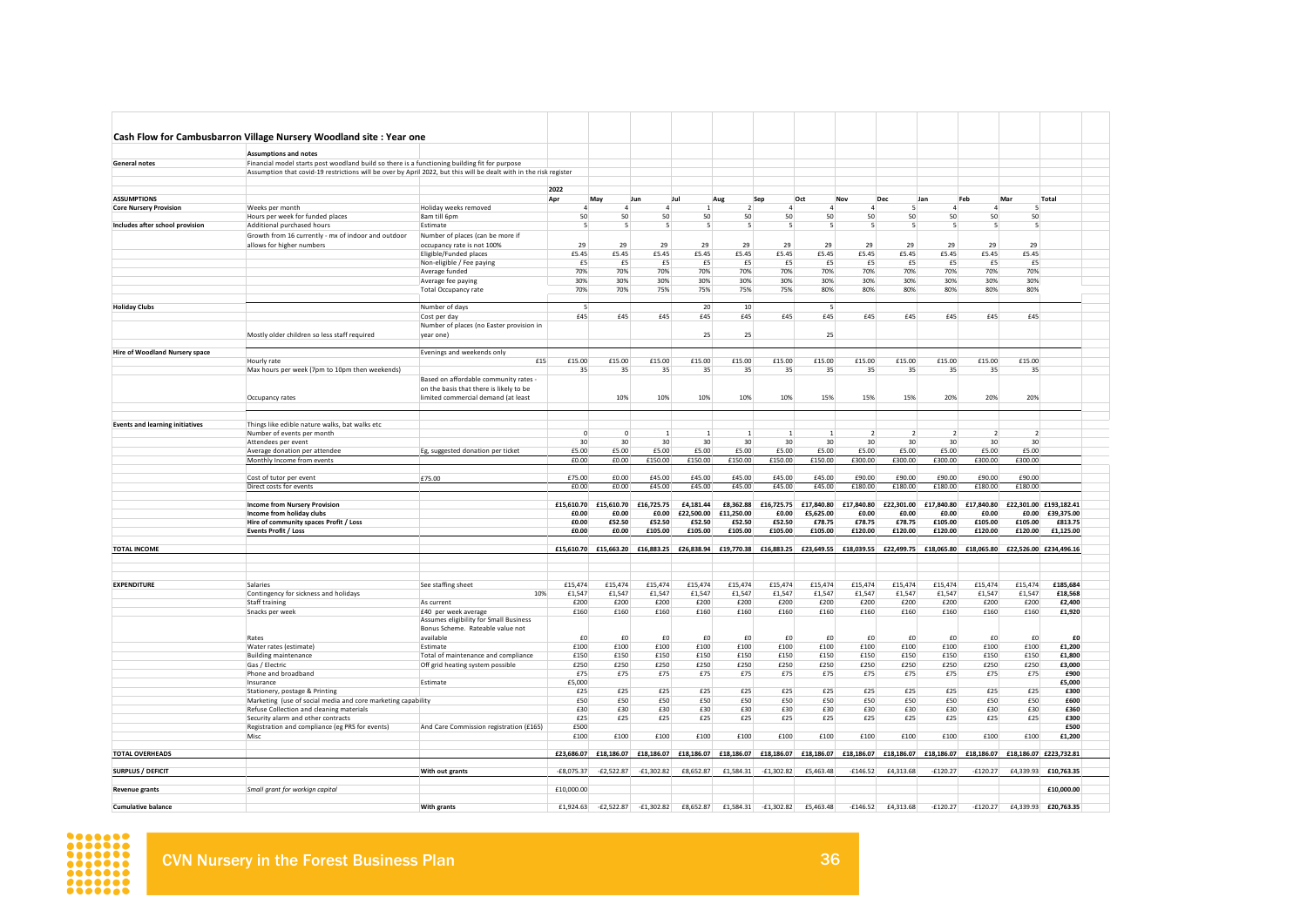## Cash Flow for Cambusbarron Village Nursery Woodland site : Year one

| | Assumptions and notes | | | | | | | | | | | | | | |
|---|---|---|---|---|---|---|---|---|---|---|---|---|---|---|---|
| General notes | Financial model starts post woodland build so there is a functioning building fit for purpose | | | | | | | | | | | | | | |
| | Assumption that covid-19 restrictions will be over by April 2022, but this will be dealt with in the risk register | | | | | | | | | | | | | | |
| | | | 2022 | | | | | | | | | | | | |
| **ASSUMPTIONS** | | | Apr | May | Jun | Jul | Aug | Sep | Oct | Nov | Dec | Jan | Feb | Mar | Total |
| **Core Nursery Provision** | Weeks per month | Holiday weeks removed | 4 | 4 | 4 | 1 | 2 | 4 | 4 | 4 | 5 | 4 | 4 | 5 | |
| | Hours per week for funded places | 8am till 6pm | 50 | 50 | 50 | 50 | 50 | 50 | 50 | 50 | 50 | 50 | 50 | 50 | |
| **Includes after school provision** | Additional purchased hours | Estimate | 5 | 5 | 5 | 5 | 5 | 5 | 5 | 5 | 5 | 5 | 5 | 5 | |
| | Growth from 16 currently - mx of indoor and outdoor allows for higher numbers | Number of places (can be more if occupancy rate is not 100% | 29 | 29 | 29 | 29 | 29 | 29 | 29 | 29 | 29 | 29 | 29 | 29 | |
| | | Eligible/Funded places | £5.45 | £5.45 | £5.45 | £5.45 | £5.45 | £5.45 | £5.45 | £5.45 | £5.45 | £5.45 | £5.45 | £5.45 | |
| | | Non-eligible / Fee paying | £5 | £5 | £5 | £5 | £5 | £5 | £5 | £5 | £5 | £5 | £5 | £5 | |
| | | Average funded | 70% | 70% | 70% | 70% | 70% | 70% | 70% | 70% | 70% | 70% | 70% | 70% | |
| | | Average fee paying | 30% | 30% | 30% | 30% | 30% | 30% | 30% | 30% | 30% | 30% | 30% | 30% | |
| | | Total Occupancy rate | 70% | 70% | 75% | 75% | 75% | 75% | 80% | 80% | 80% | 80% | 80% | 80% | |
| **Holiday Clubs** | | Number of days | 5 | | | 20 | 10 | | 5 | | | | | | |
| | | Cost per day | £45 | £45 | £45 | £45 | £45 | £45 | £45 | £45 | £45 | £45 | £45 | £45 | |
| | Mostly older children so less staff required | Number of places (no Easter provision in year one) | | | | 25 | 25 | | 25 | | | | | | |
| **Hire of Woodland Nursery space** | | Evenings and weekends only | | | | | | | | | | | | | |
| | Hourly rate | £15 | £15.00 | £15.00 | £15.00 | £15.00 | £15.00 | £15.00 | £15.00 | £15.00 | £15.00 | £15.00 | £15.00 | £15.00 | |
| | Max hours per week (7pm to 10pm then weekends) | | 35 | 35 | 35 | 35 | 35 | 35 | 35 | 35 | 35 | 35 | 35 | 35 | |
| | Occupancy rates | Based on affordable community rates - on the basis that there is likely to be limited commercial demand (at least | | 10% | 10% | 10% | 10% | 10% | 15% | 15% | 15% | 20% | 20% | 20% | |
| **Events and learning initiatives** | Things like edible nature walks, bat walks etc | | | | | | | | | | | | | | |
| | Number of events per month | | 0 | 0 | 1 | 1 | 1 | 1 | 1 | 2 | 2 | 2 | 2 | 2 | |
| | Attendees per event | | 30 | 30 | 30 | 30 | 30 | 30 | 30 | 30 | 30 | 30 | 30 | 30 | |
| | Average donation per attendee | Eg, suggested donation per ticket | £5.00 | £5.00 | £5.00 | £5.00 | £5.00 | £5.00 | £5.00 | £5.00 | £5.00 | £5.00 | £5.00 | £5.00 | |
| | Monthly Income from events | | £0.00 | £0.00 | £150.00 | £150.00 | £150.00 | £150.00 | £150.00 | £300.00 | £300.00 | £300.00 | £300.00 | £300.00 | |
| | Cost of tutor per event | £75.00 | £75.00 | £0.00 | £45.00 | £45.00 | £45.00 | £45.00 | £45.00 | £90.00 | £90.00 | £90.00 | £90.00 | £90.00 | |
| | Direct costs for events | | £0.00 | £0.00 | £45.00 | £45.00 | £45.00 | £45.00 | £45.00 | £180.00 | £180.00 | £180.00 | £180.00 | £180.00 | |
| | **Income from Nursery Provision** | | £15,610.70 | £15,610.70 | £16,725.75 | £4,181.44 | £8,362.88 | £16,725.75 | £17,840.80 | £17,840.80 | £22,301.00 | £17,840.80 | £17,840.80 | £22,301.00 | £193,182.41 |
| | **Income from holiday clubs** | | £0.00 | £0.00 | £0.00 | £22,500.00 | £11,250.00 | £0.00 | £5,625.00 | £0.00 | £0.00 | £0.00 | £0.00 | £0.00 | £39,375.00 |
| | **Hire of community spaces Profit / Loss** | | £0.00 | £52.50 | £52.50 | £52.50 | £52.50 | £52.50 | £78.75 | £78.75 | £78.75 | £105.00 | £105.00 | £105.00 | £813.75 |
| | **Events Profit / Loss** | | £0.00 | £0.00 | £105.00 | £105.00 | £105.00 | £105.00 | £105.00 | £120.00 | £120.00 | £120.00 | £120.00 | £120.00 | £1,125.00 |
| **TOTAL INCOME** | | | £15,610.70 | £15,663.20 | £16,883.25 | £26,838.94 | £19,770.38 | £16,883.25 | £23,649.55 | £18,039.55 | £22,499.75 | £18,065.80 | £18,065.80 | £22,526.00 | £234,496.16 |
| **EXPENDITURE** | Salaries | See staffing sheet | £15,474 | £15,474 | £15,474 | £15,474 | £15,474 | £15,474 | £15,474 | £15,474 | £15,474 | £15,474 | £15,474 | £15,474 | £185,684 |
| | Contingency for sickness and holidays | 10% | £1,547 | £1,547 | £1,547 | £1,547 | £1,547 | £1,547 | £1,547 | £1,547 | £1,547 | £1,547 | £1,547 | £1,547 | £18,568 |
| | Staff training | As current | £200 | £200 | £200 | £200 | £200 | £200 | £200 | £200 | £200 | £200 | £200 | £200 | £2,400 |
| | Snacks per week | £40 per week average | £160 | £160 | £160 | £160 | £160 | £160 | £160 | £160 | £160 | £160 | £160 | £160 | £1,920 |
| | Rates | Assumes eligibility for Small Business Bonus Scheme. Rateable value not available | £0 | £0 | £0 | £0 | £0 | £0 | £0 | £0 | £0 | £0 | £0 | £0 | £0 |
| | Water rates (estimate) | Estimate | £100 | £100 | £100 | £100 | £100 | £100 | £100 | £100 | £100 | £100 | £100 | £100 | £1,200 |
| | Building maintenance | Total of maintenance and compliance | £150 | £150 | £150 | £150 | £150 | £150 | £150 | £150 | £150 | £150 | £150 | £150 | £1,800 |
| | Gas / Electric | Off grid heating system possible | £250 | £250 | £250 | £250 | £250 | £250 | £250 | £250 | £250 | £250 | £250 | £250 | £3,000 |
| | Phone and broadband | | £75 | £75 | £75 | £75 | £75 | £75 | £75 | £75 | £75 | £75 | £75 | £75 | £900 |
| | Insurance | Estimate | £5,000 | | | | | | | | | | | | £5,000 |
| | Stationery, postage & Printing | | £25 | £25 | £25 | £25 | £25 | £25 | £25 | £25 | £25 | £25 | £25 | £25 | £300 |
| | Marketing (use of social media and core marketing capability | | £50 | £50 | £50 | £50 | £50 | £50 | £50 | £50 | £50 | £50 | £50 | £50 | £600 |
| | Refuse Collection and cleaning materials | | £30 | £30 | £30 | £30 | £30 | £30 | £30 | £30 | £30 | £30 | £30 | £30 | £360 |
| | Security alarm and other contracts | | £25 | £25 | £25 | £25 | £25 | £25 | £25 | £25 | £25 | £25 | £25 | £25 | £300 |
| | Registration and compliance (eg PRS for events) | And Care Commission registration (£165) | £500 | | | | | | | | | | | | £500 |
| | Misc | | £100 | £100 | £100 | £100 | £100 | £100 | £100 | £100 | £100 | £100 | £100 | £100 | £1,200 |
| **TOTAL OVERHEADS** | | | £23,686.07 | £18,186.07 | £18,186.07 | £18,186.07 | £18,186.07 | £18,186.07 | £18,186.07 | £18,186.07 | £18,186.07 | £18,186.07 | £18,186.07 | £18,186.07 | £223,732.81 |
| **SURPLUS / DEFICIT** | | **With out grants** | -£8,075.37 | -£2,522.87 | -£1,302.82 | £8,652.87 | £1,584.31 | -£1,302.82 | £5,463.48 | -£146.52 | £4,313.68 | -£120.27 | -£120.27 | £4,339.93 | £10,763.35 |
| **Revenue grants** | *Small grant for workign capital* | | £10,000.00 | | | | | | | | | | | | £10,000.00 |
| **Cumulative balance** | | **With grants** | £1,924.63 | -£2,522.87 | -£1,302.82 | £8,652.87 | £1,584.31 | -£1,302.82 | £5,463.48 | -£146.52 | £4,313.68 | -£120.27 | -£120.27 | £4,339.93 | £20,763.35 |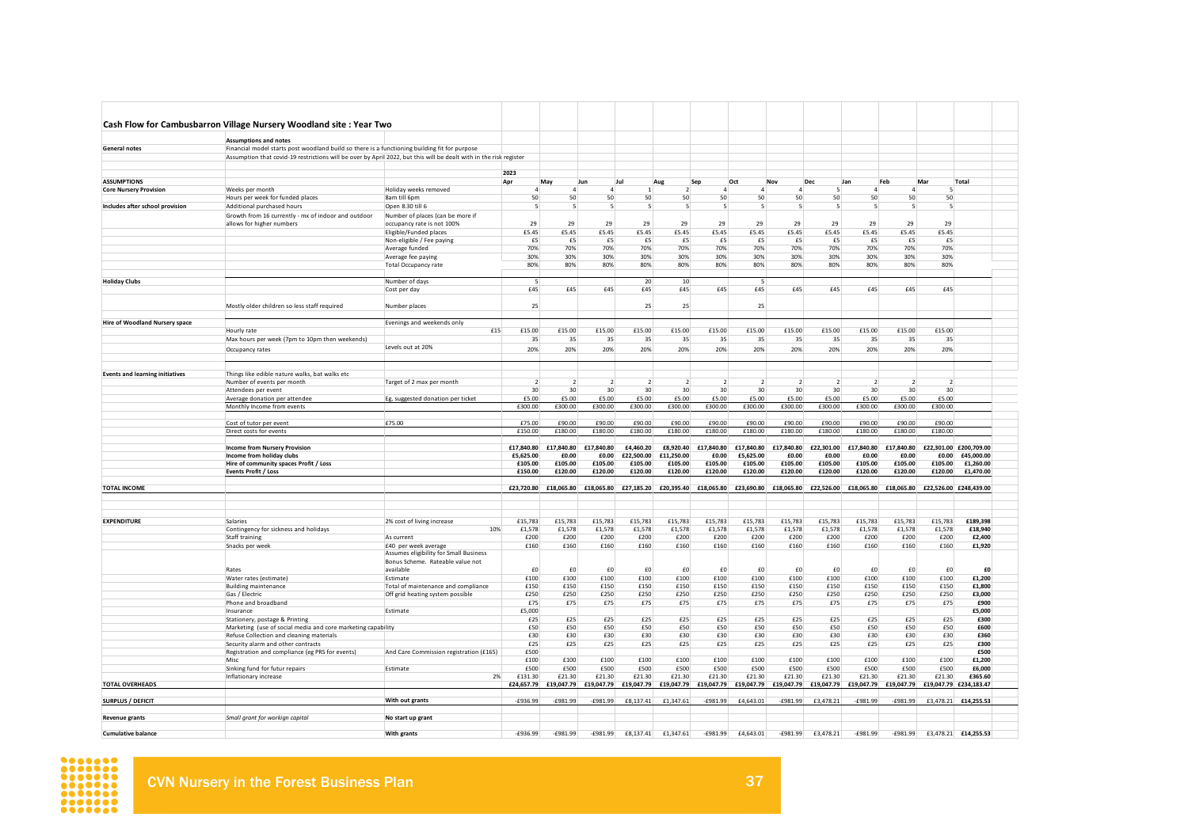## Cash Flow for Cambusbarron Village Nursery Woodland site : Year Two

| | | | Apr | May | Jun | Jul | Aug | Sep | Oct | Nov | Dec | Jan | Feb | Mar | Total |
|---|---|---|---|---|---|---|---|---|---|---|---|---|---|---|---|
| | **Assumptions and notes** | | | | | | | | | | | | | | |
| **General notes** | Financial model starts post woodland build so there is a functioning building fit for purpose | | | | | | | | | | | | | | |
| | Assumption that covid-19 restrictions will be over by April 2022, but this will be dealt with in the risk register | | | | | | | | | | | | | | |
| | | | 2023 | | | | | | | | | | | | |
| **ASSUMPTIONS** | | | Apr | May | Jun | Jul | Aug | Sep | Oct | Nov | Dec | Jan | Feb | Mar | Total |
| **Core Nursery Provision** | Weeks per month | Holiday weeks removed | 4 | 4 | 4 | 1 | 2 | 4 | 4 | 4 | 5 | 4 | 4 | 5 | |
| | Hours per week for funded places | 8am till 6pm | 50 | 50 | 50 | 50 | 50 | 50 | 50 | 50 | 50 | 50 | 50 | 50 | |
| **Includes after school provision** | Additional purchased hours | Open 8.30 till 6 | 5 | 5 | 5 | 5 | 5 | 5 | 5 | 5 | 5 | 5 | 5 | 5 | |
| | Growth from 16 currently - mx of indoor and outdoor allows for higher numbers | Number of places (can be more if occupancy rate is not 100% | 29 | 29 | 29 | 29 | 29 | 29 | 29 | 29 | 29 | 29 | 29 | 29 | |
| | | Eligible/Funded places | £5.45 | £5.45 | £5.45 | £5.45 | £5.45 | £5.45 | £5.45 | £5.45 | £5.45 | £5.45 | £5.45 | £5.45 | |
| | | Non-eligible / Fee paying | £5 | £5 | £5 | £5 | £5 | £5 | £5 | £5 | £5 | £5 | £5 | £5 | |
| | | Average funded | 70% | 70% | 70% | 70% | 70% | 70% | 70% | 70% | 70% | 70% | 70% | 70% | |
| | | Average fee paying | 30% | 30% | 30% | 30% | 30% | 30% | 30% | 30% | 30% | 30% | 30% | 30% | |
| | | Total Occupancy rate | 80% | 80% | 80% | 80% | 80% | 80% | 80% | 80% | 80% | 80% | 80% | 80% | |
| **Holiday Clubs** | | Number of days | 5 | | | 20 | 10 | | 5 | | | | | | |
| | | Cost per day | £45 | £45 | £45 | £45 | £45 | £45 | £45 | £45 | £45 | £45 | £45 | £45 | |
| | Mostly older children so less staff required | Number places | 25 | | | 25 | 25 | | 25 | | | | | | |
| **Hire of Woodland Nursery space** | | Evenings and weekends only | | | | | | | | | | | | | |
| | Hourly rate | £15 | £15.00 | £15.00 | £15.00 | £15.00 | £15.00 | £15.00 | £15.00 | £15.00 | £15.00 | £15.00 | £15.00 | £15.00 | |
| | Max hours per week (7pm to 10pm then weekends) | | 35 | 35 | 35 | 35 | 35 | 35 | 35 | 35 | 35 | 35 | 35 | 35 | |
| | Occupancy rates | Levels out at 20% | 20% | 20% | 20% | 20% | 20% | 20% | 20% | 20% | 20% | 20% | 20% | 20% | |
| **Events and learning initiatives** | Things like edible nature walks, bat walks etc | | | | | | | | | | | | | | |
| | Number of events per month | Target of 2 max per month | 2 | 2 | 2 | 2 | 2 | 2 | 2 | 2 | 2 | 2 | 2 | 2 | |
| | Attendees per event | | 30 | 30 | 30 | 30 | 30 | 30 | 30 | 30 | 30 | 30 | 30 | 30 | |
| | Average donation per attendee | Eg, suggested donation per ticket | £5.00 | £5.00 | £5.00 | £5.00 | £5.00 | £5.00 | £5.00 | £5.00 | £5.00 | £5.00 | £5.00 | £5.00 | |
| | Monthly Income from events | | £300.00 | £300.00 | £300.00 | £300.00 | £300.00 | £300.00 | £300.00 | £300.00 | £300.00 | £300.00 | £300.00 | £300.00 | |
| | Cost of tutor per event | £75.00 | £75.00 | £90.00 | £90.00 | £90.00 | £90.00 | £90.00 | £90.00 | £90.00 | £90.00 | £90.00 | £90.00 | £90.00 | |
| | Direct costs for events | | £150.00 | £180.00 | £180.00 | £180.00 | £180.00 | £180.00 | £180.00 | £180.00 | £180.00 | £180.00 | £180.00 | £180.00 | |
| | **Income from Nursery Provision** | | **£17,840.80** | **£17,840.80** | **£17,840.80** | **£4,460.20** | **£8,920.40** | **£17,840.80** | **£17,840.80** | **£17,840.80** | **£22,301.00** | **£17,840.80** | **£17,840.80** | **£22,301.00** | **£200,709.00** |
| | **Income from holiday clubs** | | **£5,625.00** | **£0.00** | **£0.00** | **£22,500.00** | **£11,250.00** | **£0.00** | **£5,625.00** | **£0.00** | **£0.00** | **£0.00** | **£0.00** | **£0.00** | **£45,000.00** |
| | **Hire of community spaces Profit / Loss** | | **£105.00** | **£105.00** | **£105.00** | **£105.00** | **£105.00** | **£105.00** | **£105.00** | **£105.00** | **£105.00** | **£105.00** | **£105.00** | **£105.00** | **£1,260.00** |
| | **Events Profit / Loss** | | **£150.00** | **£120.00** | **£120.00** | **£120.00** | **£120.00** | **£120.00** | **£120.00** | **£120.00** | **£120.00** | **£120.00** | **£120.00** | **£120.00** | **£1,470.00** |
| **TOTAL INCOME** | | | **£23,720.80** | **£18,065.80** | **£18,065.80** | **£27,185.20** | **£20,395.40** | **£18,065.80** | **£23,690.80** | **£18,065.80** | **£22,526.00** | **£18,065.80** | **£18,065.80** | **£22,526.00** | **£248,439.00** |
| **EXPENDITURE** | Salaries | 2% cost of living increase | £15,783 | £15,783 | £15,783 | £15,783 | £15,783 | £15,783 | £15,783 | £15,783 | £15,783 | £15,783 | £15,783 | £15,783 | **£189,398** |
| | Contingency for sickness and holidays | 10% | £1,578 | £1,578 | £1,578 | £1,578 | £1,578 | £1,578 | £1,578 | £1,578 | £1,578 | £1,578 | £1,578 | £1,578 | **£18,940** |
| | Staff training | As current | £200 | £200 | £200 | £200 | £200 | £200 | £200 | £200 | £200 | £200 | £200 | £200 | **£2,400** |
| | Snacks per week | £40 per week average | £160 | £160 | £160 | £160 | £160 | £160 | £160 | £160 | £160 | £160 | £160 | £160 | **£1,920** |
| | Rates | Assumes eligibility for Small Business Bonus Scheme. Rateable value not available | £0 | £0 | £0 | £0 | £0 | £0 | £0 | £0 | £0 | £0 | £0 | £0 | **£0** |
| | Water rates (estimate) | Estimate | £100 | £100 | £100 | £100 | £100 | £100 | £100 | £100 | £100 | £100 | £100 | £100 | **£1,200** |
| | Building maintenance | Total of maintenance and compliance | £150 | £150 | £150 | £150 | £150 | £150 | £150 | £150 | £150 | £150 | £150 | £150 | **£1,800** |
| | Gas / Electric | Off grid heating system possible | £250 | £250 | £250 | £250 | £250 | £250 | £250 | £250 | £250 | £250 | £250 | £250 | **£3,000** |
| | Phone and broadband | | £75 | £75 | £75 | £75 | £75 | £75 | £75 | £75 | £75 | £75 | £75 | £75 | **£900** |
| | Insurance | Estimate | £5,000 | | | | | | | | | | | | **£5,000** |
| | Stationery, postage & Printing | | £25 | £25 | £25 | £25 | £25 | £25 | £25 | £25 | £25 | £25 | £25 | £25 | **£300** |
| | Marketing (use of social media and core marketing capability | | £50 | £50 | £50 | £50 | £50 | £50 | £50 | £50 | £50 | £50 | £50 | £50 | **£600** |
| | Refuse Collection and cleaning materials | | £30 | £30 | £30 | £30 | £30 | £30 | £30 | £30 | £30 | £30 | £30 | £30 | **£360** |
| | Security alarm and other contracts | | £25 | £25 | £25 | £25 | £25 | £25 | £25 | £25 | £25 | £25 | £25 | £25 | **£300** |
| | Registration and compliance (eg PRS for events) | And Care Commission registration (£165) | £500 | | | | | | | | | | | | **£500** |
| | Misc | | £100 | £100 | £100 | £100 | £100 | £100 | £100 | £100 | £100 | £100 | £100 | £100 | **£1,200** |
| | Sinking fund for futur repairs | Estimate | £500 | £500 | £500 | £500 | £500 | £500 | £500 | £500 | £500 | £500 | £500 | £500 | **£6,000** |
| | Inflationary increase | 2% | £131.30 | £21.30 | £21.30 | £21.30 | £21.30 | £21.30 | £21.30 | £21.30 | £21.30 | £21.30 | £21.30 | £21.30 | **£365.60** |
| **TOTAL OVERHEADS** | | | **£24,657.79** | **£19,047.79** | **£19,047.79** | **£19,047.79** | **£19,047.79** | **£19,047.79** | **£19,047.79** | **£19,047.79** | **£19,047.79** | **£19,047.79** | **£19,047.79** | **£19,047.79** | **£234,183.47** |
| **SURPLUS / DEFICIT** | | **With out grants** | -£936.99 | -£981.99 | -£981.99 | £8,137.41 | £1,347.61 | -£981.99 | £4,643.01 | -£981.99 | £3,478.21 | -£981.99 | -£981.99 | £3,478.21 | **£14,255.53** |
| **Revenue grants** | *Small grant for workign capital* | **No start up grant** | | | | | | | | | | | | | |
| **Cumulative balance** | | **With grants** | -£936.99 | -£981.99 | -£981.99 | £8,137.41 | £1,347.61 | -£981.99 | £4,643.01 | -£981.99 | £3,478.21 | -£981.99 | -£981.99 | £3,478.21 | **£14,255.53** |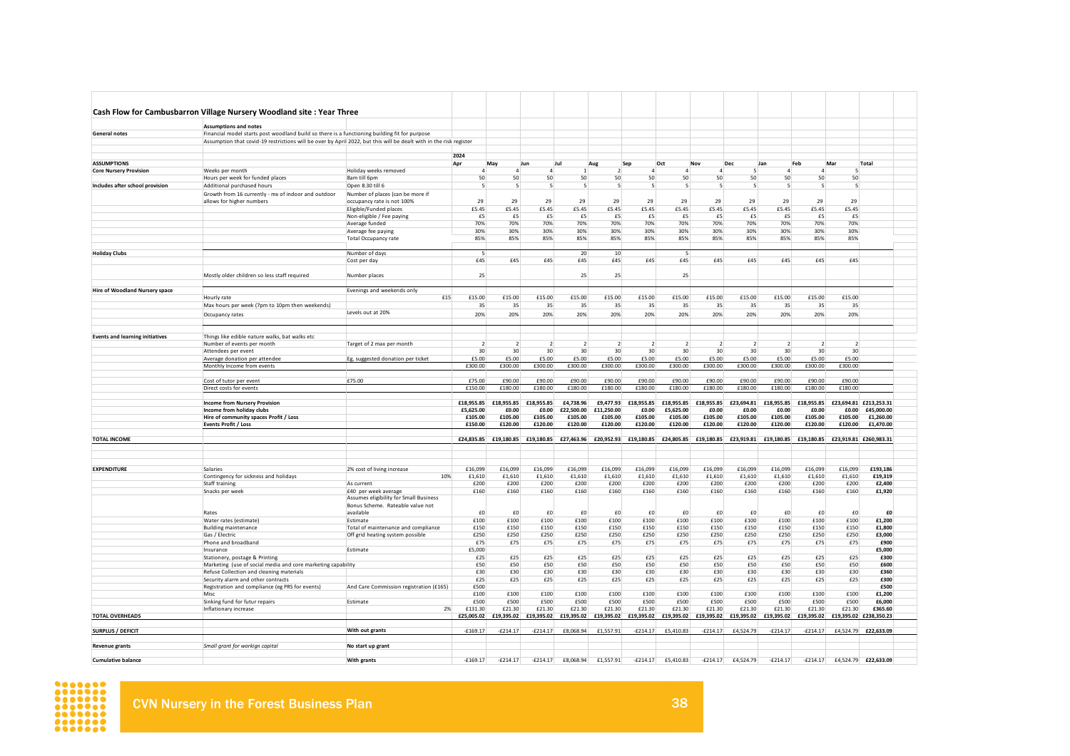## Cash Flow for Cambusbarron Village Nursery Woodland site : Year Three

| | | | | | | | | | | | | | | | |
|---|---|---|---|---|---|---|---|---|---|---|---|---|---|---|---|
| | **Assumptions and notes** | | | | | | | | | | | | | | |
| **General notes** | Financial model starts post woodland build so there is a functioning building fit for purpose | | | | | | | | | | | | | | |
| | Assumption that covid-19 restrictions will be over by April 2022, but this will be dealt with in the risk register | | | | | | | | | | | | | | |
| | | | **2024** | | | | | | | | | | | | |
| **ASSUMPTIONS** | | | **Apr** | **May** | **Jun** | **Jul** | **Aug** | **Sep** | **Oct** | **Nov** | **Dec** | **Jan** | **Feb** | **Mar** | **Total** |
| **Core Nursery Provision** | Weeks per month | Holiday weeks removed | 4 | 4 | 4 | 1 | 2 | 4 | 4 | 4 | 5 | 4 | 4 | 5 | |
| | Hours per week for funded places | 8am till 6pm | 50 | 50 | 50 | 50 | 50 | 50 | 50 | 50 | 50 | 50 | 50 | 50 | |
| **Includes after school provision** | Additional purchased hours | Open 8.30 till 6 | 5 | 5 | 5 | 5 | 5 | 5 | 5 | 5 | 5 | 5 | 5 | 5 | |
| | Growth from 16 currently - mx of indoor and outdoor allows for higher numbers | Number of places (can be more if occupancy rate is not 100% | 29 | 29 | 29 | 29 | 29 | 29 | 29 | 29 | 29 | 29 | 29 | 29 | |
| | | Eligible/Funded places | £5.45 | £5.45 | £5.45 | £5.45 | £5.45 | £5.45 | £5.45 | £5.45 | £5.45 | £5.45 | £5.45 | £5.45 | |
| | | Non-eligible / Fee paying | £5 | £5 | £5 | £5 | £5 | £5 | £5 | £5 | £5 | £5 | £5 | £5 | |
| | | Average funded | 70% | 70% | 70% | 70% | 70% | 70% | 70% | 70% | 70% | 70% | 70% | 70% | |
| | | Average fee paying | 30% | 30% | 30% | 30% | 30% | 30% | 30% | 30% | 30% | 30% | 30% | 30% | |
| | | Total Occupancy rate | 85% | 85% | 85% | 85% | 85% | 85% | 85% | 85% | 85% | 85% | 85% | 85% | |
| **Holiday Clubs** | | Number of days | 5 | | | 20 | 10 | | 5 | | | | | | |
| | | Cost per day | £45 | £45 | £45 | £45 | £45 | £45 | £45 | £45 | £45 | £45 | £45 | £45 | |
| | Mostly older children so less staff required | Number places | 25 | | | 25 | 25 | | 25 | | | | | | |
| **Hire of Woodland Nursery space** | | Evenings and weekends only | | | | | | | | | | | | | |
| | Hourly rate | £15 | £15.00 | £15.00 | £15.00 | £15.00 | £15.00 | £15.00 | £15.00 | £15.00 | £15.00 | £15.00 | £15.00 | £15.00 | |
| | Max hours per week (7pm to 10pm then weekends) | | 35 | 35 | 35 | 35 | 35 | 35 | 35 | 35 | 35 | 35 | 35 | 35 | |
| | Occupancy rates | Levels out at 20% | 20% | 20% | 20% | 20% | 20% | 20% | 20% | 20% | 20% | 20% | 20% | 20% | |
| **Events and learning initiatives** | Things like edible nature walks, bat walks etc | | | | | | | | | | | | | | |
| | Number of events per month | Target of 2 max per month | 2 | 2 | 2 | 2 | 2 | 2 | 2 | 2 | 2 | 2 | 2 | 2 | |
| | Attendees per event | | 30 | 30 | 30 | 30 | 30 | 30 | 30 | 30 | 30 | 30 | 30 | 30 | |
| | Average donation per attendee | Eg. suggested donation per ticket | £5.00 | £5.00 | £5.00 | £5.00 | £5.00 | £5.00 | £5.00 | £5.00 | £5.00 | £5.00 | £5.00 | £5.00 | |
| | Monthly Income from events | | £300.00 | £300.00 | £300.00 | £300.00 | £300.00 | £300.00 | £300.00 | £300.00 | £300.00 | £300.00 | £300.00 | £300.00 | |
| | Cost of tutor per event | £75.00 | £75.00 | £90.00 | £90.00 | £90.00 | £90.00 | £90.00 | £90.00 | £90.00 | £90.00 | £90.00 | £90.00 | £90.00 | |
| | Direct costs for events | | £150.00 | £180.00 | £180.00 | £180.00 | £180.00 | £180.00 | £180.00 | £180.00 | £180.00 | £180.00 | £180.00 | £180.00 | |
| | **Income from Nursery Provision** | | **£18,955.85** | **£18,955.85** | **£18,955.85** | **£4,738.96** | **£9,477.93** | **£18,955.85** | **£18,955.85** | **£18,955.85** | **£23,694.81** | **£18,955.85** | **£18,955.85** | **£23,694.81** | **£213,253.31** |
| | **Income from holiday clubs** | | **£5,625.00** | **£0.00** | **£0.00** | **£22,500.00** | **£11,250.00** | **£0.00** | **£5,625.00** | **£0.00** | **£0.00** | **£0.00** | **£0.00** | **£0.00** | **£45,000.00** |
| | **Hire of community spaces Profit / Loss** | | **£105.00** | **£105.00** | **£105.00** | **£105.00** | **£105.00** | **£105.00** | **£105.00** | **£105.00** | **£105.00** | **£105.00** | **£105.00** | **£105.00** | **£1,260.00** |
| | **Events Profit / Loss** | | **£150.00** | **£120.00** | **£120.00** | **£120.00** | **£120.00** | **£120.00** | **£120.00** | **£120.00** | **£120.00** | **£120.00** | **£120.00** | **£120.00** | **£1,470.00** |
| **TOTAL INCOME** | | | **£24,835.85** | **£19,180.85** | **£19,180.85** | **£27,463.96** | **£20,952.93** | **£19,180.85** | **£24,805.85** | **£19,180.85** | **£23,919.81** | **£19,180.85** | **£19,180.85** | **£23,919.81** | **£260,983.31** |
| **EXPENDITURE** | Salaries | 2% cost of living increase | £16,099 | £16,099 | £16,099 | £16,099 | £16,099 | £16,099 | £16,099 | £16,099 | £16,099 | £16,099 | £16,099 | £16,099 | **£193,186** |
| | Contingency for sickness and holidays | 10% | £1,610 | £1,610 | £1,610 | £1,610 | £1,610 | £1,610 | £1,610 | £1,610 | £1,610 | £1,610 | £1,610 | £1,610 | **£19,319** |
| | Staff training | As current | £200 | £200 | £200 | £200 | £200 | £200 | £200 | £200 | £200 | £200 | £200 | £200 | **£2,400** |
| | Snacks per week | £40 per week average | £160 | £160 | £160 | £160 | £160 | £160 | £160 | £160 | £160 | £160 | £160 | £160 | **£1,920** |
| | Rates | Assumes eligibility for Small Business Bonus Scheme. Rateable value not available | £0 | £0 | £0 | £0 | £0 | £0 | £0 | £0 | £0 | £0 | £0 | £0 | **£0** |
| | Water rates (estimate) | Estimate | £100 | £100 | £100 | £100 | £100 | £100 | £100 | £100 | £100 | £100 | £100 | £100 | **£1,200** |
| | Building maintenance | Total of maintenance and compliance | £150 | £150 | £150 | £150 | £150 | £150 | £150 | £150 | £150 | £150 | £150 | £150 | **£1,800** |
| | Gas / Electric | Off grid heating system possible | £250 | £250 | £250 | £250 | £250 | £250 | £250 | £250 | £250 | £250 | £250 | £250 | **£3,000** |
| | Phone and broadband | | £75 | £75 | £75 | £75 | £75 | £75 | £75 | £75 | £75 | £75 | £75 | £75 | **£900** |
| | Insurance | Estimate | £5,000 | | | | | | | | | | | | **£5,000** |
| | Stationery, postage & Printing | | £25 | £25 | £25 | £25 | £25 | £25 | £25 | £25 | £25 | £25 | £25 | £25 | **£300** |
| | Marketing (use of social media and core marketing capability | | £50 | £50 | £50 | £50 | £50 | £50 | £50 | £50 | £50 | £50 | £50 | £50 | **£600** |
| | Refuse Collection and cleaning materials | | £30 | £30 | £30 | £30 | £30 | £30 | £30 | £30 | £30 | £30 | £30 | £30 | **£360** |
| | Security alarm and other contracts | | £25 | £25 | £25 | £25 | £25 | £25 | £25 | £25 | £25 | £25 | £25 | £25 | **£300** |
| | Registration and compliance (eg PRS for events) | And Care Commission registration (£165) | £500 | | | | | | | | | | | | **£500** |
| | Misc | | £100 | £100 | £100 | £100 | £100 | £100 | £100 | £100 | £100 | £100 | £100 | £100 | **£1,200** |
| | Sinking fund for futur repairs | Estimate | £500 | £500 | £500 | £500 | £500 | £500 | £500 | £500 | £500 | £500 | £500 | £500 | **£6,000** |
| | Inflationary increase | 2% | £131.30 | £21.30 | £21.30 | £21.30 | £21.30 | £21.30 | £21.30 | £21.30 | £21.30 | £21.30 | £21.30 | £21.30 | **£365.60** |
| **TOTAL OVERHEADS** | | | **£25,005.02** | **£19,395.02** | **£19,395.02** | **£19,395.02** | **£19,395.02** | **£19,395.02** | **£19,395.02** | **£19,395.02** | **£19,395.02** | **£19,395.02** | **£19,395.02** | **£19,395.02** | **£238,350.23** |
| **SURPLUS / DEFICIT** | | **With out grants** | -£169.17 | -£214.17 | -£214.17 | £8,068.94 | £1,557.91 | -£214.17 | £5,410.83 | -£214.17 | £4,524.79 | -£214.17 | -£214.17 | £4,524.79 | **£22,633.09** |
| **Revenue grants** | *Small grant for workign capital* | **No start up grant** | | | | | | | | | | | | | |
| **Cumulative balance** | | **With grants** | -£169.17 | -£214.17 | -£214.17 | £8,068.94 | £1,557.91 | -£214.17 | £5,410.83 | -£214.17 | £4,524.79 | -£214.17 | -£214.17 | £4,524.79 | **£22,633.09** |